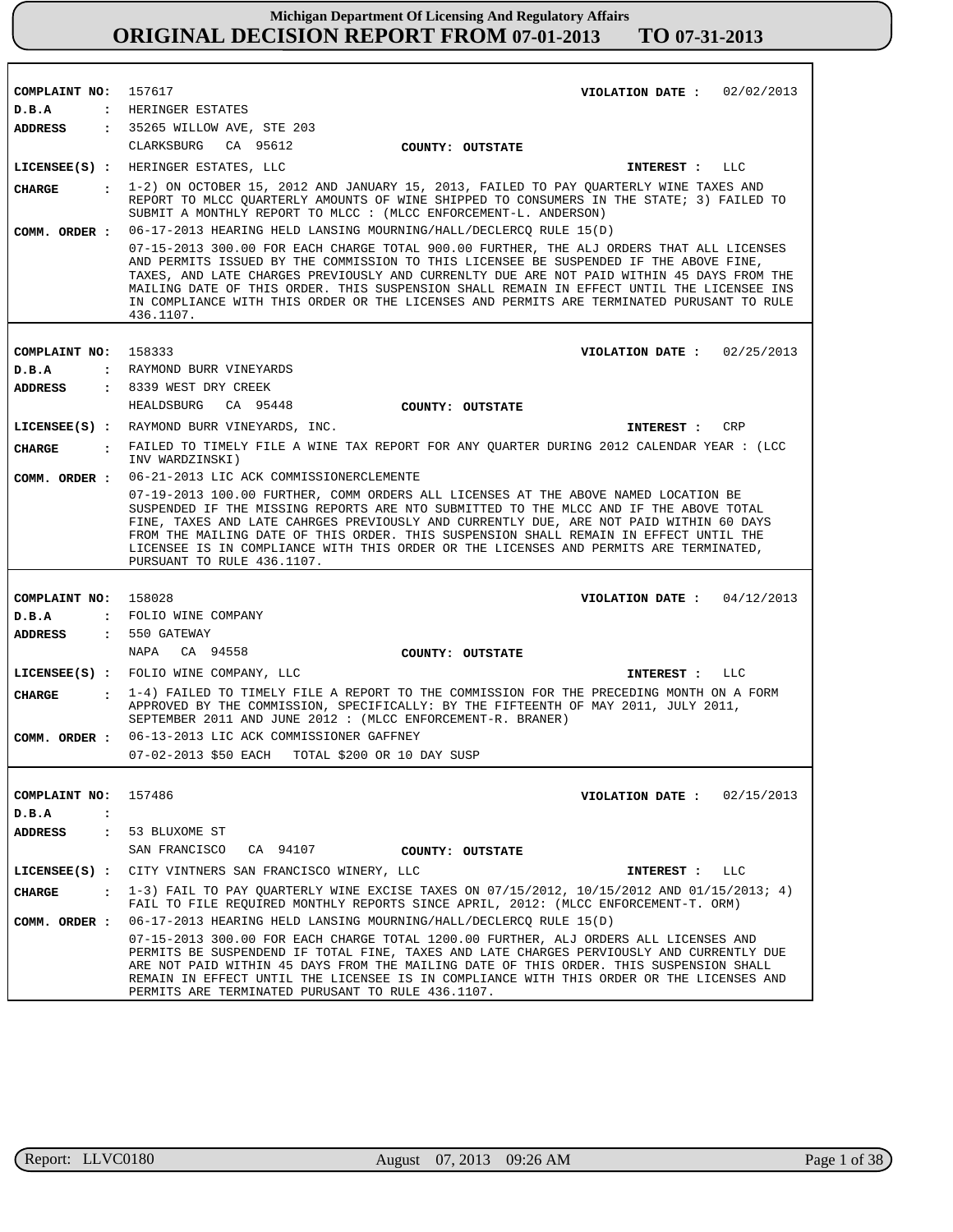# Michigan Department Of Licensing And Regulatory Affairs

## ORIGINAL DECISION REPORT FROM 07-01-2013 TO 07-31-2013

**COMPLAINT NO:** 157617 **VIOLATION DATE :** 02/02/2013

**D.B.A :** HERINGER ESTATES

**ADDRESS :** 35265 WILLOW AVE, STE 203
CLARKSBURG CA 95612 **COUNTY: OUTSTATE**

**LICENSEE(S) :** HERINGER ESTATES, LLC **INTEREST :** LLC

**CHARGE :** 1-2) ON OCTOBER 15, 2012 AND JANUARY 15, 2013, FAILED TO PAY QUARTERLY WINE TAXES AND REPORT TO MLCC QUARTERLY AMOUNTS OF WINE SHIPPED TO CONSUMERS IN THE STATE; 3) FAILED TO SUBMIT A MONTHLY REPORT TO MLCC : (MLCC ENFORCEMENT-L. ANDERSON)

**COMM. ORDER :** 06-17-2013 HEARING HELD LANSING MOURNING/HALL/DECLERCQ RULE 15(D)

07-15-2013 300.00 FOR EACH CHARGE TOTAL 900.00 FURTHER, THE ALJ ORDERS THAT ALL LICENSES AND PERMITS ISSUED BY THE COMMISSION TO THIS LICENSEE BE SUSPENDED IF THE ABOVE FINE, TAXES, AND LATE CHARGES PREVIOUSLY AND CURRENLTY DUE ARE NOT PAID WITHIN 45 DAYS FROM THE MAILING DATE OF THIS ORDER. THIS SUSPENSION SHALL REMAIN IN EFFECT UNTIL THE LICENSEE INS IN COMPLIANCE WITH THIS ORDER OR THE LICENSES AND PERMITS ARE TERMINATED PURUSANT TO RULE 436.1107.

---

**COMPLAINT NO:** 158333 **VIOLATION DATE :** 02/25/2013

**D.B.A :** RAYMOND BURR VINEYARDS

**ADDRESS :** 8339 WEST DRY CREEK
HEALDSBURG CA 95448 **COUNTY: OUTSTATE**

**LICENSEE(S) :** RAYMOND BURR VINEYARDS, INC. **INTEREST :** CRP

**CHARGE :** FAILED TO TIMELY FILE A WINE TAX REPORT FOR ANY QUARTER DURING 2012 CALENDAR YEAR : (LCC INV WARDZINSKI)

**COMM. ORDER :** 06-21-2013 LIC ACK COMMISSIONERCLEMENTE

07-19-2013 100.00 FURTHER, COMM ORDERS ALL LICENSES AT THE ABOVE NAMED LOCATION BE SUSPENDED IF THE MISSING REPORTS ARE NTO SUBMITTED TO THE MLCC AND IF THE ABOVE TOTAL FINE, TAXES AND LATE CAHRGES PREVIOUSLY AND CURRENTLY DUE, ARE NOT PAID WITHIN 60 DAYS FROM THE MAILING DATE OF THIS ORDER. THIS SUSPENSION SHALL REMAIN IN EFFECT UNTIL THE LICENSEE IS IN COMPLIANCE WITH THIS ORDER OR THE LICENSES AND PERMITS ARE TERMINATED, PURSUANT TO RULE 436.1107.

---

**COMPLAINT NO:** 158028 **VIOLATION DATE :** 04/12/2013

**D.B.A :** FOLIO WINE COMPANY

**ADDRESS :** 550 GATEWAY
NAPA CA 94558 **COUNTY: OUTSTATE**

**LICENSEE(S) :** FOLIO WINE COMPANY, LLC **INTEREST :** LLC

**CHARGE :** 1-4) FAILED TO TIMELY FILE A REPORT TO THE COMMISSION FOR THE PRECEDING MONTH ON A FORM APPROVED BY THE COMMISSION, SPECIFICALLY: BY THE FIFTEENTH OF MAY 2011, JULY 2011, SEPTEMBER 2011 AND JUNE 2012 : (MLCC ENFORCEMENT-R. BRANER)

**COMM. ORDER :** 06-13-2013 LIC ACK COMMISSIONER GAFFNEY

07-02-2013 $50 EACH TOTAL $200 OR 10 DAY SUSP

---

**COMPLAINT NO:** 157486 **VIOLATION DATE :** 02/15/2013

**D.B.A :**

**ADDRESS :** 53 BLUXOME ST
SAN FRANCISCO CA 94107 **COUNTY: OUTSTATE**

**LICENSEE(S) :** CITY VINTNERS SAN FRANCISCO WINERY, LLC **INTEREST :** LLC

**CHARGE :** 1-3) FAIL TO PAY QUARTERLY WINE EXCISE TAXES ON 07/15/2012, 10/15/2012 AND 01/15/2013; 4) FAIL TO FILE REQUIRED MONTHLY REPORTS SINCE APRIL, 2012: (MLCC ENFORCEMENT-T. ORM)

**COMM. ORDER :** 06-17-2013 HEARING HELD LANSING MOURNING/HALL/DECLERCQ RULE 15(D)

07-15-2013 300.00 FOR EACH CHARGE TOTAL 1200.00 FURTHER, ALJ ORDERS ALL LICENSES AND PERMITS BE SUSPENDEND IF TOTAL FINE, TAXES AND LATE CHARGES PERVIOUSLY AND CURRENTLY DUE ARE NOT PAID WITHIN 45 DAYS FROM THE MAILING DATE OF THIS ORDER. THIS SUSPENSION SHALL REMAIN IN EFFECT UNTIL THE LICENSEE IS IN COMPLIANCE WITH THIS ORDER OR THE LICENSES AND PERMITS ARE TERMINATED PURUSANT TO RULE 436.1107.

Report: LLVC0180 August 07, 2013 09:26 AM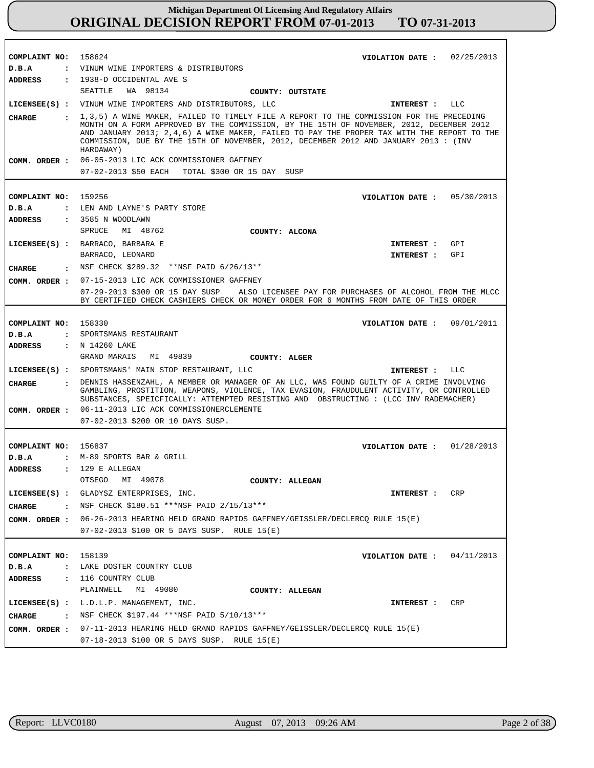# Michigan Department Of Licensing And Regulatory Affairs
## ORIGINAL DECISION REPORT FROM 07-01-2013 TO 07-31-2013

---

**COMPLAINT NO:** 158624 **VIOLATION DATE :** 02/25/2013
**D.B.A :** VINUM WINE IMPORTERS & DISTRIBUTORS
**ADDRESS :** 1938-D OCCIDENTAL AVE S
SEATTLE WA 98134 **COUNTY: OUTSTATE**
**LICENSEE(S) :** VINUM WINE IMPORTERS AND DISTRIBUTORS, LLC **INTEREST :** LLC
**CHARGE :** 1,3,5) A WINE MAKER, FAILED TO TIMELY FILE A REPORT TO THE COMMISSION FOR THE PRECEDING MONTH ON A FORM APPROVED BY THE COMMISSION, BY THE 15TH OF NOVEMBER, 2012, DECEMBER 2012 AND JANUARY 2013; 2,4,6) A WINE MAKER, FAILED TO PAY THE PROPER TAX WITH THE REPORT TO THE COMMISSION, DUE BY THE 15TH OF NOVEMBER, 2012, DECEMBER 2012 AND JANUARY 2013 : (INV HARDAWAY)
**COMM. ORDER :** 06-05-2013 LIC ACK COMMISSIONER GAFFNEY
07-02-2013 $50 EACH TOTAL $300 OR 15 DAY SUSP

---

**COMPLAINT NO:** 159256 **VIOLATION DATE :** 05/30/2013
**D.B.A :** LEN AND LAYNE'S PARTY STORE
**ADDRESS :** 3585 N WOODLAWN
SPRUCE MI 48762 **COUNTY: ALCONA**
**LICENSEE(S) :** BARRACO, BARBARA E **INTEREST :** GPI
BARRACO, LEONARD **INTEREST :** GPI
**CHARGE :** NSF CHECK $289.32 **NSF PAID 6/26/13**
**COMM. ORDER :** 07-15-2013 LIC ACK COMMISSIONER GAFFNEY
07-29-2013 $300 OR 15 DAY SUSP ALSO LICENSEE PAY FOR PURCHASES OF ALCOHOL FROM THE MLCC BY CERTIFIED CHECK CASHIERS CHECK OR MONEY ORDER FOR 6 MONTHS FROM DATE OF THIS ORDER

---

**COMPLAINT NO:** 158330 **VIOLATION DATE :** 09/01/2011
**D.B.A :** SPORTSMANS RESTAURANT
**ADDRESS :** N 14260 LAKE
GRAND MARAIS MI 49839 **COUNTY: ALGER**
**LICENSEE(S) :** SPORTSMANS' MAIN STOP RESTAURANT, LLC **INTEREST :** LLC
**CHARGE :** DENNIS HASSENZAHL, A MEMBER OR MANAGER OF AN LLC, WAS FOUND GUILTY OF A CRIME INVOLVING GAMBLING, PROSTITION, WEAPONS, VIOLENCE, TAX EVASION, FRAUDULENT ACTIVITY, OR CONTROLLED SUBSTANCES, SPEICFICALLY: ATTEMPTED RESISTING AND OBSTRUCTING : (LCC INV RADEMACHER)
**COMM. ORDER :** 06-11-2013 LIC ACK COMMISSIONERCLEMENTE
07-02-2013 $200 OR 10 DAYS SUSP.

---

**COMPLAINT NO:** 156837 **VIOLATION DATE :** 01/28/2013
**D.B.A :** M-89 SPORTS BAR & GRILL
**ADDRESS :** 129 E ALLEGAN
OTSEGO MI 49078 **COUNTY: ALLEGAN**
**LICENSEE(S) :** GLADYSZ ENTERPRISES, INC. **INTEREST :** CRP
**CHARGE :** NSF CHECK $180.51 ***NSF PAID 2/15/13***
**COMM. ORDER :** 06-26-2013 HEARING HELD GRAND RAPIDS GAFFNEY/GEISSLER/DECLERCQ RULE 15(E)
07-02-2013 $100 OR 5 DAYS SUSP. RULE 15(E)

---

**COMPLAINT NO:** 158139 **VIOLATION DATE :** 04/11/2013
**D.B.A :** LAKE DOSTER COUNTRY CLUB
**ADDRESS :** 116 COUNTRY CLUB
PLAINWELL MI 49080 **COUNTY: ALLEGAN**
**LICENSEE(S) :** L.D.L.P. MANAGEMENT, INC. **INTEREST :** CRP
**CHARGE :** NSF CHECK $197.44 ***NSF PAID 5/10/13***
**COMM. ORDER :** 07-11-2013 HEARING HELD GRAND RAPIDS GAFFNEY/GEISSLER/DECLERCQ RULE 15(E)
07-18-2013 $100 OR 5 DAYS SUSP. RULE 15(E)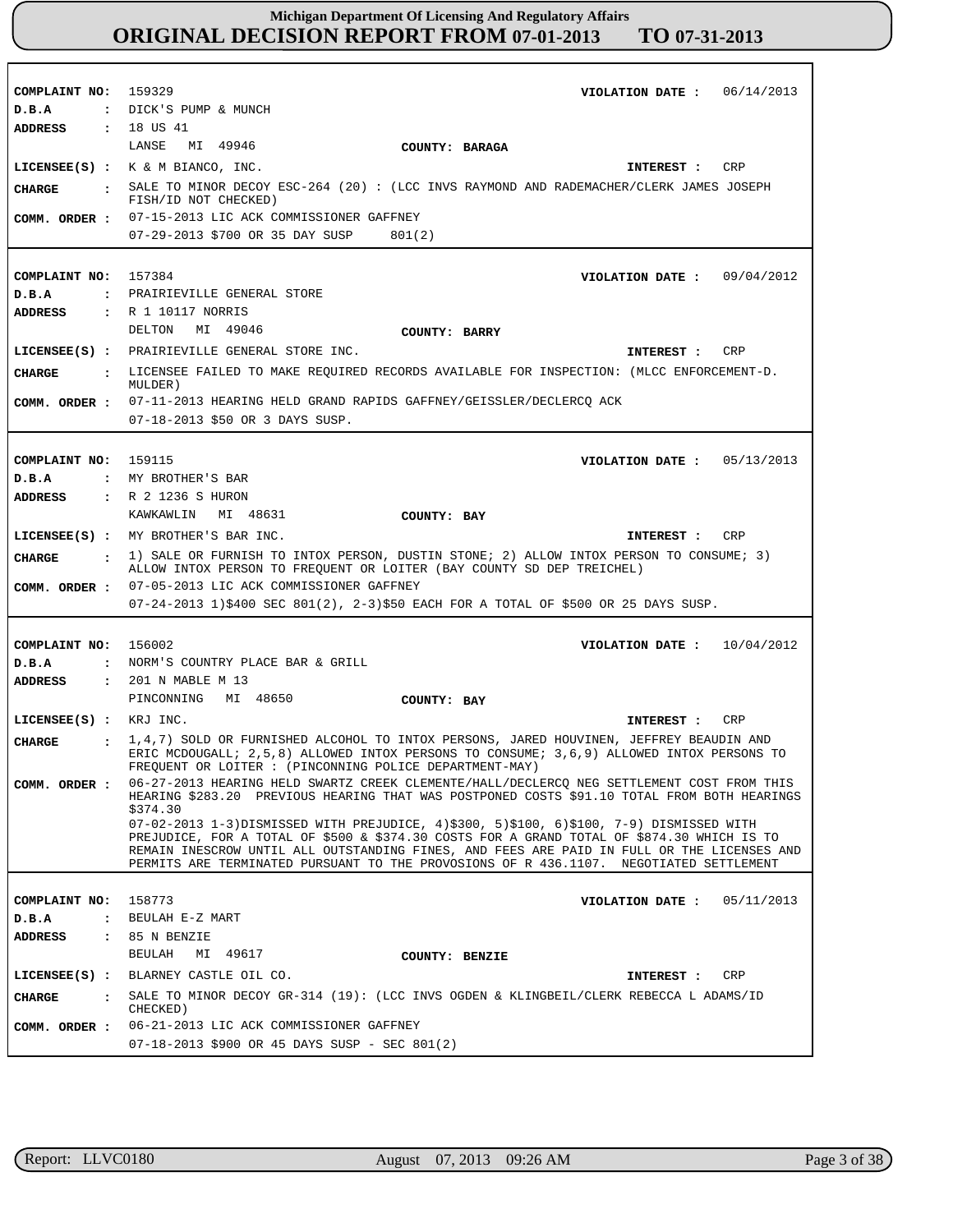# Michigan Department Of Licensing And Regulatory Affairs
## ORIGINAL DECISION REPORT FROM 07-01-2013 TO 07-31-2013

---

**COMPLAINT NO:** 159329  **VIOLATION DATE :** 06/14/2013
**D.B.A :** DICK'S PUMP & MUNCH
**ADDRESS :** 18 US 41
LANSE MI 49946  **COUNTY: BARAGA**
**LICENSEE(S) :** K & M BIANCO, INC.  **INTEREST :** CRP
**CHARGE :** SALE TO MINOR DECOY ESC-264 (20) : (LCC INVS RAYMOND AND RADEMACHER/CLERK JAMES JOSEPH FISH/ID NOT CHECKED)
**COMM. ORDER :** 07-15-2013 LIC ACK COMMISSIONER GAFFNEY
07-29-2013 $700 OR 35 DAY SUSP 801(2)

---

**COMPLAINT NO:** 157384  **VIOLATION DATE :** 09/04/2012
**D.B.A :** PRAIRIEVILLE GENERAL STORE
**ADDRESS :** R 1 10117 NORRIS
DELTON MI 49046  **COUNTY: BARRY**
**LICENSEE(S) :** PRAIRIEVILLE GENERAL STORE INC.  **INTEREST :** CRP
**CHARGE :** LICENSEE FAILED TO MAKE REQUIRED RECORDS AVAILABLE FOR INSPECTION: (MLCC ENFORCEMENT-D. MULDER)
**COMM. ORDER :** 07-11-2013 HEARING HELD GRAND RAPIDS GAFFNEY/GEISSLER/DECLERCQ ACK
07-18-2013 $50 OR 3 DAYS SUSP.

---

**COMPLAINT NO:** 159115  **VIOLATION DATE :** 05/13/2013
**D.B.A :** MY BROTHER'S BAR
**ADDRESS :** R 2 1236 S HURON
KAWKAWLIN MI 48631  **COUNTY: BAY**
**LICENSEE(S) :** MY BROTHER'S BAR INC.  **INTEREST :** CRP
**CHARGE :** 1) SALE OR FURNISH TO INTOX PERSON, DUSTIN STONE; 2) ALLOW INTOX PERSON TO CONSUME; 3) ALLOW INTOX PERSON TO FREQUENT OR LOITER (BAY COUNTY SD DEP TREICHEL)
**COMM. ORDER :** 07-05-2013 LIC ACK COMMISSIONER GAFFNEY
07-24-2013 1)$400 SEC 801(2), 2-3)$50 EACH FOR A TOTAL OF $500 OR 25 DAYS SUSP.

---

**COMPLAINT NO:** 156002  **VIOLATION DATE :** 10/04/2012
**D.B.A :** NORM'S COUNTRY PLACE BAR & GRILL
**ADDRESS :** 201 N MABLE M 13
PINCONNING MI 48650  **COUNTY: BAY**
**LICENSEE(S) :** KRJ INC.  **INTEREST :** CRP
**CHARGE :** 1,4,7) SOLD OR FURNISHED ALCOHOL TO INTOX PERSONS, JARED HOUVINEN, JEFFREY BEAUDIN AND ERIC MCDOUGALL; 2,5,8) ALLOWED INTOX PERSONS TO CONSUME; 3,6,9) ALLOWED INTOX PERSONS TO FREQUENT OR LOITER : (PINCONNING POLICE DEPARTMENT-MAY)
**COMM. ORDER :** 06-27-2013 HEARING HELD SWARTZ CREEK CLEMENTE/HALL/DECLERCQ NEG SETTLEMENT COST FROM THIS HEARING $283.20 PREVIOUS HEARING THAT WAS POSTPONED COSTS $91.10 TOTAL FROM BOTH HEARINGS $374.30
07-02-2013 1-3)DISMISSED WITH PREJUDICE, 4)$300, 5)$100, 6)$100, 7-9) DISMISSED WITH PREJUDICE, FOR A TOTAL OF $500 & $374.30 COSTS FOR A GRAND TOTAL OF $874.30 WHICH IS TO REMAIN INESCROW UNTIL ALL OUTSTANDING FINES, AND FEES ARE PAID IN FULL OR THE LICENSES AND PERMITS ARE TERMINATED PURSUANT TO THE PROVOSIONS OF R 436.1107. NEGOTIATED SETTLEMENT

---

**COMPLAINT NO:** 158773  **VIOLATION DATE :** 05/11/2013
**D.B.A :** BEULAH E-Z MART
**ADDRESS :** 85 N BENZIE
BEULAH MI 49617  **COUNTY: BENZIE**
**LICENSEE(S) :** BLARNEY CASTLE OIL CO.  **INTEREST :** CRP
**CHARGE :** SALE TO MINOR DECOY GR-314 (19): (LCC INVS OGDEN & KLINGBEIL/CLERK REBECCA L ADAMS/ID CHECKED)
**COMM. ORDER :** 06-21-2013 LIC ACK COMMISSIONER GAFFNEY
07-18-2013 $900 OR 45 DAYS SUSP - SEC 801(2)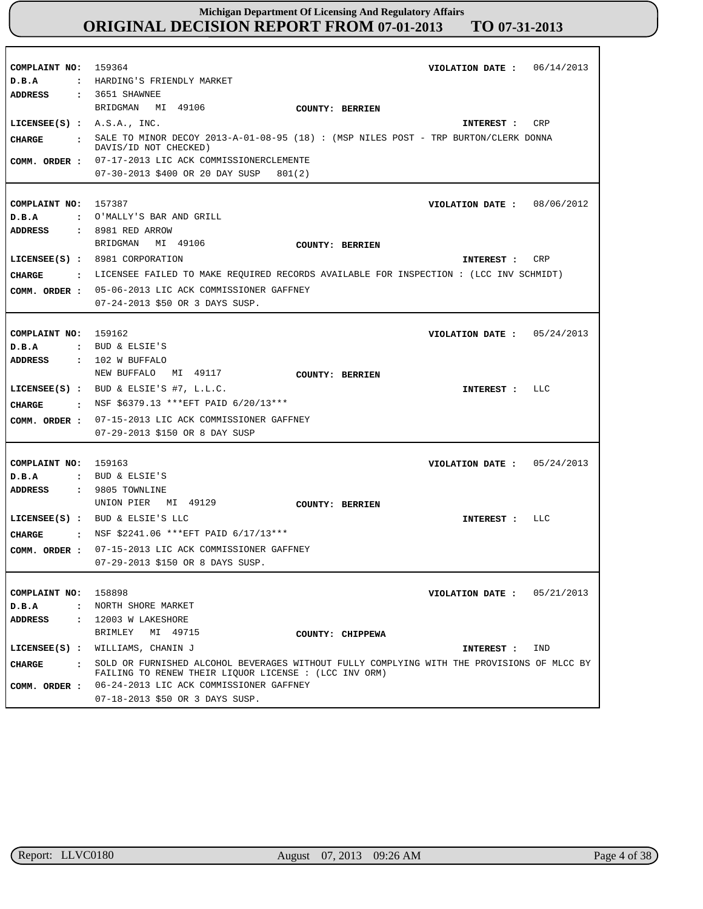# Michigan Department Of Licensing And Regulatory Affairs

## ORIGINAL DECISION REPORT FROM 07-01-2013 TO 07-31-2013

**COMPLAINT NO:** 159364　　**VIOLATION DATE :** 06/14/2013
**D.B.A :** HARDING'S FRIENDLY MARKET
**ADDRESS :** 3651 SHAWNEE
BRIDGMAN MI 49106　　**COUNTY: BERRIEN**
**LICENSEE(S) :** A.S.A., INC.　　**INTEREST :** CRP
**CHARGE :** SALE TO MINOR DECOY 2013-A-01-08-95 (18) : (MSP NILES POST - TRP BURTON/CLERK DONNA DAVIS/ID NOT CHECKED)
**COMM. ORDER :** 07-17-2013 LIC ACK COMMISSIONERCLEMENTE
07-30-2013 $400 OR 20 DAY SUSP 801(2)

---

**COMPLAINT NO:** 157387　　**VIOLATION DATE :** 08/06/2012
**D.B.A :** O'MALLY'S BAR AND GRILL
**ADDRESS :** 8981 RED ARROW
BRIDGMAN MI 49106　　**COUNTY: BERRIEN**
**LICENSEE(S) :** 8981 CORPORATION　　**INTEREST :** CRP
**CHARGE :** LICENSEE FAILED TO MAKE REQUIRED RECORDS AVAILABLE FOR INSPECTION : (LCC INV SCHMIDT)
**COMM. ORDER :** 05-06-2013 LIC ACK COMMISSIONER GAFFNEY
07-24-2013 $50 OR 3 DAYS SUSP.

---

**COMPLAINT NO:** 159162　　**VIOLATION DATE :** 05/24/2013
**D.B.A :** BUD & ELSIE'S
**ADDRESS :** 102 W BUFFALO
NEW BUFFALO MI 49117　　**COUNTY: BERRIEN**
**LICENSEE(S) :** BUD & ELSIE'S #7, L.L.C.　　**INTEREST :** LLC
**CHARGE :** NSF $6379.13 ***EFT PAID 6/20/13***
**COMM. ORDER :** 07-15-2013 LIC ACK COMMISSIONER GAFFNEY
07-29-2013 $150 OR 8 DAY SUSP

---

**COMPLAINT NO:** 159163　　**VIOLATION DATE :** 05/24/2013
**D.B.A :** BUD & ELSIE'S
**ADDRESS :** 9805 TOWNLINE
UNION PIER MI 49129　　**COUNTY: BERRIEN**
**LICENSEE(S) :** BUD & ELSIE'S LLC　　**INTEREST :** LLC
**CHARGE :** NSF $2241.06 ***EFT PAID 6/17/13***
**COMM. ORDER :** 07-15-2013 LIC ACK COMMISSIONER GAFFNEY
07-29-2013 $150 OR 8 DAYS SUSP.

---

**COMPLAINT NO:** 158898　　**VIOLATION DATE :** 05/21/2013
**D.B.A :** NORTH SHORE MARKET
**ADDRESS :** 12003 W LAKESHORE
BRIMLEY MI 49715　　**COUNTY: CHIPPEWA**
**LICENSEE(S) :** WILLIAMS, CHANIN J　　**INTEREST :** IND
**CHARGE :** SOLD OR FURNISHED ALCOHOL BEVERAGES WITHOUT FULLY COMPLYING WITH THE PROVISIONS OF MLCC BY FAILING TO RENEW THEIR LIQUOR LICENSE : (LCC INV ORM)
**COMM. ORDER :** 06-24-2013 LIC ACK COMMISSIONER GAFFNEY
07-18-2013 $50 OR 3 DAYS SUSP.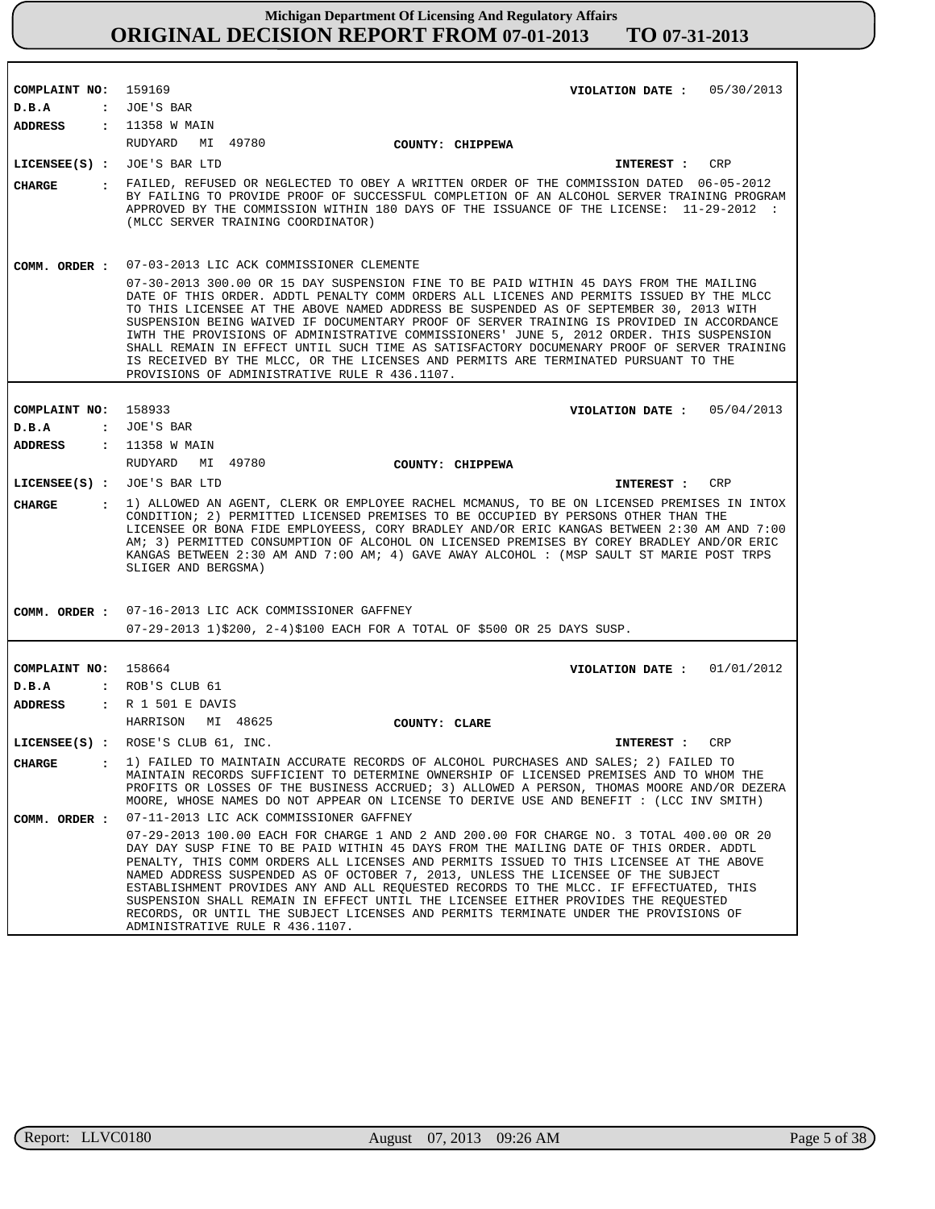# Michigan Department Of Licensing And Regulatory Affairs
## ORIGINAL DECISION REPORT FROM 07-01-2013 TO 07-31-2013

**COMPLAINT NO:** 159169 **VIOLATION DATE :** 05/30/2013
**D.B.A :** JOE'S BAR
**ADDRESS :** 11358 W MAIN
RUDYARD MI 49780 **COUNTY:** CHIPPEWA
**LICENSEE(S) :** JOE'S BAR LTD **INTEREST :** CRP

**CHARGE :** FAILED, REFUSED OR NEGLECTED TO OBEY A WRITTEN ORDER OF THE COMMISSION DATED 06-05-2012 BY FAILING TO PROVIDE PROOF OF SUCCESSFUL COMPLETION OF AN ALCOHOL SERVER TRAINING PROGRAM APPROVED BY THE COMMISSION WITHIN 180 DAYS OF THE ISSUANCE OF THE LICENSE: 11-29-2012 : (MLCC SERVER TRAINING COORDINATOR)

**COMM. ORDER :** 07-03-2013 LIC ACK COMMISSIONER CLEMENTE

07-30-2013 300.00 OR 15 DAY SUSPENSION FINE TO BE PAID WITHIN 45 DAYS FROM THE MAILING DATE OF THIS ORDER. ADDTL PENALTY COMM ORDERS ALL LICENES AND PERMITS ISSUED BY THE MLCC TO THIS LICENSEE AT THE ABOVE NAMED ADDRESS BE SUSPENDED AS OF SEPTEMBER 30, 2013 WITH SUSPENSION BEING WAIVED IF DOCUMENTARY PROOF OF SERVER TRAINING IS PROVIDED IN ACCORDANCE IWTH THE PROVISIONS OF ADMINISTRATIVE COMMISSIONERS' JUNE 5, 2012 ORDER. THIS SUSPENSION SHALL REMAIN IN EFFECT UNTIL SUCH TIME AS SATISFACTORY DOCUMENARY PROOF OF SERVER TRAINING IS RECEIVED BY THE MLCC, OR THE LICENSES AND PERMITS ARE TERMINATED PURSUANT TO THE PROVISIONS OF ADMINISTRATIVE RULE R 436.1107.

---

**COMPLAINT NO:** 158933 **VIOLATION DATE :** 05/04/2013
**D.B.A :** JOE'S BAR
**ADDRESS :** 11358 W MAIN
RUDYARD MI 49780 **COUNTY:** CHIPPEWA
**LICENSEE(S) :** JOE'S BAR LTD **INTEREST :** CRP

**CHARGE :** 1) ALLOWED AN AGENT, CLERK OR EMPLOYEE RACHEL MCMANUS, TO BE ON LICENSED PREMISES IN INTOX CONDITION; 2) PERMITTED LICENSED PREMISES TO BE OCCUPIED BY PERSONS OTHER THAN THE LICENSEE OR BONA FIDE EMPLOYEESS, CORY BRADLEY AND/OR ERIC KANGAS BETWEEN 2:30 AM AND 7:00 AM; 3) PERMITTED CONSUMPTION OF ALCOHOL ON LICENSED PREMISES BY COREY BRADLEY AND/OR ERIC KANGAS BETWEEN 2:30 AM AND 7:0O AM; 4) GAVE AWAY ALCOHOL : (MSP SAULT ST MARIE POST TRPS SLIGER AND BERGSMA)

**COMM. ORDER :** 07-16-2013 LIC ACK COMMISSIONER GAFFNEY

07-29-2013 1)$200, 2-4)$100 EACH FOR A TOTAL OF $500 OR 25 DAYS SUSP.

---

**COMPLAINT NO:** 158664 **VIOLATION DATE :** 01/01/2012
**D.B.A :** ROB'S CLUB 61
**ADDRESS :** R 1 501 E DAVIS
HARRISON MI 48625 **COUNTY:** CLARE
**LICENSEE(S) :** ROSE'S CLUB 61, INC. **INTEREST :** CRP

**CHARGE :** 1) FAILED TO MAINTAIN ACCURATE RECORDS OF ALCOHOL PURCHASES AND SALES; 2) FAILED TO MAINTAIN RECORDS SUFFICIENT TO DETERMINE OWNERSHIP OF LICENSED PREMISES AND TO WHOM THE PROFITS OR LOSSES OF THE BUSINESS ACCRUED; 3) ALLOWED A PERSON, THOMAS MOORE AND/OR DEZERA MOORE, WHOSE NAMES DO NOT APPEAR ON LICENSE TO DERIVE USE AND BENEFIT : (LCC INV SMITH)

**COMM. ORDER :** 07-11-2013 LIC ACK COMMISSIONER GAFFNEY

07-29-2013 100.00 EACH FOR CHARGE 1 AND 2 AND 200.00 FOR CHARGE NO. 3 TOTAL 400.00 OR 20 DAY DAY SUSP FINE TO BE PAID WITHIN 45 DAYS FROM THE MAILING DATE OF THIS ORDER. ADDTL PENALTY, THIS COMM ORDERS ALL LICENSES AND PERMITS ISSUED TO THIS LICENSEE AT THE ABOVE NAMED ADDRESS SUSPENDED AS OF OCTOBER 7, 2013, UNLESS THE LICENSEE OF THE SUBJECT ESTABLISHMENT PROVIDES ANY AND ALL REQUESTED RECORDS TO THE MLCC. IF EFFECTUATED, THIS SUSPENSION SHALL REMAIN IN EFFECT UNTIL THE LICENSEE EITHER PROVIDES THE REQUESTED RECORDS, OR UNTIL THE SUBJECT LICENSES AND PERMITS TERMINATE UNDER THE PROVISIONS OF ADMINISTRATIVE RULE R 436.1107.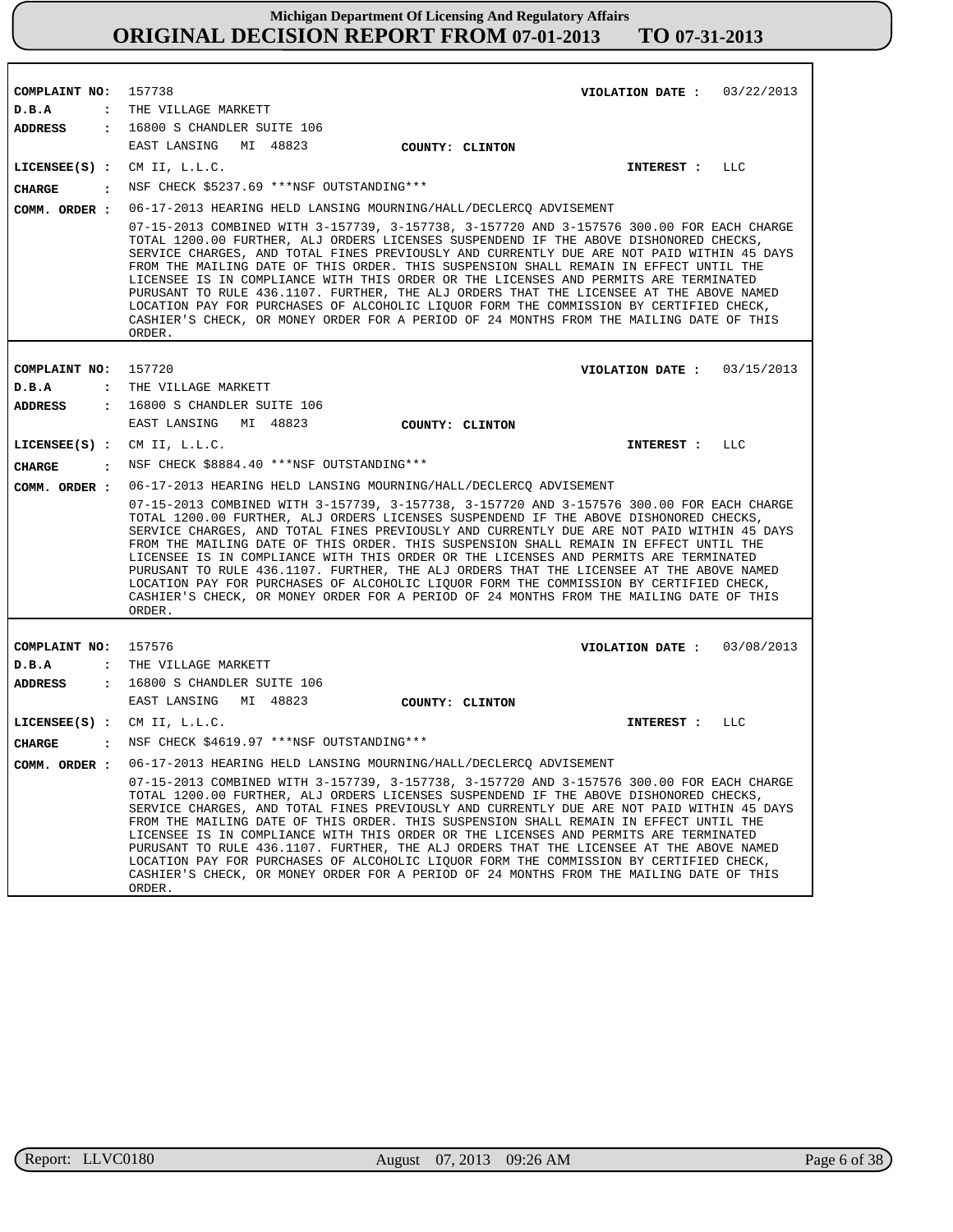# Michigan Department Of Licensing And Regulatory Affairs
# ORIGINAL DECISION REPORT FROM 07-01-2013 TO 07-31-2013

**COMPLAINT NO:** 157738 **VIOLATION DATE :** 03/22/2013
**D.B.A :** THE VILLAGE MARKETT
**ADDRESS :** 16800 S CHANDLER SUITE 106
EAST LANSING MI 48823 **COUNTY: CLINTON**
**LICENSEE(S) :** CM II, L.L.C. **INTEREST :** LLC
**CHARGE :** NSF CHECK $5237.69 ***NSF OUTSTANDING***
**COMM. ORDER :** 06-17-2013 HEARING HELD LANSING MOURNING/HALL/DECLERCQ ADVISEMENT

07-15-2013 COMBINED WITH 3-157739, 3-157738, 3-157720 AND 3-157576 300.00 FOR EACH CHARGE TOTAL 1200.00 FURTHER, ALJ ORDERS LICENSES SUSPENDEND IF THE ABOVE DISHONORED CHECKS, SERVICE CHARGES, AND TOTAL FINES PREVIOUSLY AND CURRENTLY DUE ARE NOT PAID WITHIN 45 DAYS FROM THE MAILING DATE OF THIS ORDER. THIS SUSPENSION SHALL REMAIN IN EFFECT UNTIL THE LICENSEE IS IN COMPLIANCE WITH THIS ORDER OR THE LICENSES AND PERMITS ARE TERMINATED PURUSANT TO RULE 436.1107. FURTHER, THE ALJ ORDERS THAT THE LICENSEE AT THE ABOVE NAMED LOCATION PAY FOR PURCHASES OF ALCOHOLIC LIQUOR FORM THE COMMISSION BY CERTIFIED CHECK, CASHIER'S CHECK, OR MONEY ORDER FOR A PERIOD OF 24 MONTHS FROM THE MAILING DATE OF THIS ORDER.

---

**COMPLAINT NO:** 157720 **VIOLATION DATE :** 03/15/2013
**D.B.A :** THE VILLAGE MARKETT
**ADDRESS :** 16800 S CHANDLER SUITE 106
EAST LANSING MI 48823 **COUNTY: CLINTON**
**LICENSEE(S) :** CM II, L.L.C. **INTEREST :** LLC
**CHARGE :** NSF CHECK $8884.40 ***NSF OUTSTANDING***
**COMM. ORDER :** 06-17-2013 HEARING HELD LANSING MOURNING/HALL/DECLERCQ ADVISEMENT

07-15-2013 COMBINED WITH 3-157739, 3-157738, 3-157720 AND 3-157576 300.00 FOR EACH CHARGE TOTAL 1200.00 FURTHER, ALJ ORDERS LICENSES SUSPENDEND IF THE ABOVE DISHONORED CHECKS, SERVICE CHARGES, AND TOTAL FINES PREVIOUSLY AND CURRENTLY DUE ARE NOT PAID WITHIN 45 DAYS FROM THE MAILING DATE OF THIS ORDER. THIS SUSPENSION SHALL REMAIN IN EFFECT UNTIL THE LICENSEE IS IN COMPLIANCE WITH THIS ORDER OR THE LICENSES AND PERMITS ARE TERMINATED PURUSANT TO RULE 436.1107. FURTHER, THE ALJ ORDERS THAT THE LICENSEE AT THE ABOVE NAMED LOCATION PAY FOR PURCHASES OF ALCOHOLIC LIQUOR FORM THE COMMISSION BY CERTIFIED CHECK, CASHIER'S CHECK, OR MONEY ORDER FOR A PERIOD OF 24 MONTHS FROM THE MAILING DATE OF THIS ORDER.

---

**COMPLAINT NO:** 157576 **VIOLATION DATE :** 03/08/2013
**D.B.A :** THE VILLAGE MARKETT
**ADDRESS :** 16800 S CHANDLER SUITE 106
EAST LANSING MI 48823 **COUNTY: CLINTON**
**LICENSEE(S) :** CM II, L.L.C. **INTEREST :** LLC
**CHARGE :** NSF CHECK $4619.97 ***NSF OUTSTANDING***
**COMM. ORDER :** 06-17-2013 HEARING HELD LANSING MOURNING/HALL/DECLERCQ ADVISEMENT

07-15-2013 COMBINED WITH 3-157739, 3-157738, 3-157720 AND 3-157576 300.00 FOR EACH CHARGE TOTAL 1200.00 FURTHER, ALJ ORDERS LICENSES SUSPENDEND IF THE ABOVE DISHONORED CHECKS, SERVICE CHARGES, AND TOTAL FINES PREVIOUSLY AND CURRENTLY DUE ARE NOT PAID WITHIN 45 DAYS FROM THE MAILING DATE OF THIS ORDER. THIS SUSPENSION SHALL REMAIN IN EFFECT UNTIL THE LICENSEE IS IN COMPLIANCE WITH THIS ORDER OR THE LICENSES AND PERMITS ARE TERMINATED PURUSANT TO RULE 436.1107. FURTHER, THE ALJ ORDERS THAT THE LICENSEE AT THE ABOVE NAMED LOCATION PAY FOR PURCHASES OF ALCOHOLIC LIQUOR FORM THE COMMISSION BY CERTIFIED CHECK, CASHIER'S CHECK, OR MONEY ORDER FOR A PERIOD OF 24 MONTHS FROM THE MAILING DATE OF THIS ORDER.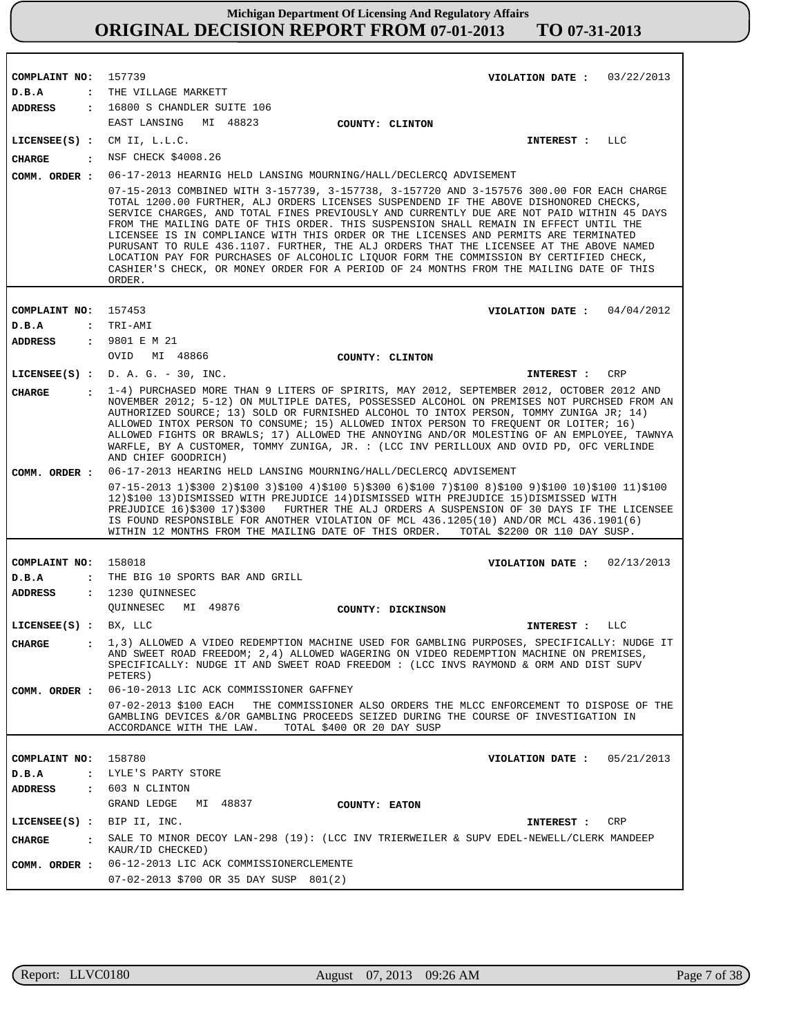# Michigan Department Of Licensing And Regulatory Affairs

## ORIGINAL DECISION REPORT FROM 07-01-2013 TO 07-31-2013

**COMPLAINT NO:** 157739 **VIOLATION DATE :** 03/22/2013
**D.B.A :** THE VILLAGE MARKETT
**ADDRESS :** 16800 S CHANDLER SUITE 106
EAST LANSING MI 48823 **COUNTY: CLINTON**
**LICENSEE(S) :** CM II, L.L.C. **INTEREST :** LLC
**CHARGE :** NSF CHECK $4008.26
**COMM. ORDER :** 06-17-2013 HEARNIG HELD LANSING MOURNING/HALL/DECLERCQ ADVISEMENT

07-15-2013 COMBINED WITH 3-157739, 3-157738, 3-157720 AND 3-157576 300.00 FOR EACH CHARGE TOTAL 1200.00 FURTHER, ALJ ORDERS LICENSES SUSPENDEND IF THE ABOVE DISHONORED CHECKS, SERVICE CHARGES, AND TOTAL FINES PREVIOUSLY AND CURRENTLY DUE ARE NOT PAID WITHIN 45 DAYS FROM THE MAILING DATE OF THIS ORDER. THIS SUSPENSION SHALL REMAIN IN EFFECT UNTIL THE LICENSEE IS IN COMPLIANCE WITH THIS ORDER OR THE LICENSES AND PERMITS ARE TERMINATED PURUSANT TO RULE 436.1107. FURTHER, THE ALJ ORDERS THAT THE LICENSEE AT THE ABOVE NAMED LOCATION PAY FOR PURCHASES OF ALCOHOLIC LIQUOR FORM THE COMMISSION BY CERTIFIED CHECK, CASHIER'S CHECK, OR MONEY ORDER FOR A PERIOD OF 24 MONTHS FROM THE MAILING DATE OF THIS ORDER.

---

**COMPLAINT NO:** 157453 **VIOLATION DATE :** 04/04/2012
**D.B.A :** TRI-AMI
**ADDRESS :** 9801 E M 21
OVID MI 48866 **COUNTY: CLINTON**
**LICENSEE(S) :** D. A. G. - 30, INC. **INTEREST :** CRP
**CHARGE :** 1-4) PURCHASED MORE THAN 9 LITERS OF SPIRITS, MAY 2012, SEPTEMBER 2012, OCTOBER 2012 AND NOVEMBER 2012; 5-12) ON MULTIPLE DATES, POSSESSED ALCOHOL ON PREMISES NOT PURCHSED FROM AN AUTHORIZED SOURCE; 13) SOLD OR FURNISHED ALCOHOL TO INTOX PERSON, TOMMY ZUNIGA JR; 14) ALLOWED INTOX PERSON TO CONSUME; 15) ALLOWED INTOX PERSON TO FREQUENT OR LOITER; 16) ALLOWED FIGHTS OR BRAWLS; 17) ALLOWED THE ANNOYING AND/OR MOLESTING OF AN EMPLOYEE, TAWNYA WARFLE, BY A CUSTOMER, TOMMY ZUNIGA, JR. : (LCC INV PERILLOUX AND OVID PD, OFC VERLINDE AND CHIEF GOODRICH)
**COMM. ORDER :** 06-17-2013 HEARING HELD LANSING MOURNING/HALL/DECLERCQ ADVISEMENT

07-15-2013 1)$300 2)$100 3)$100 4)$100 5)$300 6)$100 7)$100 8)$100 9)$100 10)$100 11)$100 12)$100 13)DISMISSED WITH PREJUDICE 14)DISMISSED WITH PREJUDICE 15)DISMISSED WITH PREJUDICE 16)$300 17)$300 FURTHER THE ALJ ORDERS A SUSPENSION OF 30 DAYS IF THE LICENSEE IS FOUND RESPONSIBLE FOR ANOTHER VIOLATION OF MCL 436.1205(10) AND/OR MCL 436.1901(6) WITHIN 12 MONTHS FROM THE MAILING DATE OF THIS ORDER. TOTAL $2200 OR 110 DAY SUSP.

---

**COMPLAINT NO:** 158018 **VIOLATION DATE :** 02/13/2013
**D.B.A :** THE BIG 10 SPORTS BAR AND GRILL
**ADDRESS :** 1230 QUINNESEC
QUINNESEC MI 49876 **COUNTY: DICKINSON**
**LICENSEE(S) :** BX, LLC **INTEREST :** LLC
**CHARGE :** 1,3) ALLOWED A VIDEO REDEMPTION MACHINE USED FOR GAMBLING PURPOSES, SPECIFICALLY: NUDGE IT AND SWEET ROAD FREEDOM; 2,4) ALLOWED WAGERING ON VIDEO REDEMPTION MACHINE ON PREMISES, SPECIFICALLY: NUDGE IT AND SWEET ROAD FREEDOM : (LCC INVS RAYMOND & ORM AND DIST SUPV PETERS)
**COMM. ORDER :** 06-10-2013 LIC ACK COMMISSIONER GAFFNEY

07-02-2013 $100 EACH THE COMMISSIONER ALSO ORDERS THE MLCC ENFORCEMENT TO DISPOSE OF THE GAMBLING DEVICES &/OR GAMBLING PROCEEDS SEIZED DURING THE COURSE OF INVESTIGATION IN ACCORDANCE WITH THE LAW. TOTAL $400 OR 20 DAY SUSP

---

**COMPLAINT NO:** 158780 **VIOLATION DATE :** 05/21/2013
**D.B.A :** LYLE'S PARTY STORE
**ADDRESS :** 603 N CLINTON
GRAND LEDGE MI 48837 **COUNTY: EATON**
**LICENSEE(S) :** BIP II, INC. **INTEREST :** CRP
**CHARGE :** SALE TO MINOR DECOY LAN-298 (19): (LCC INV TRIERWEILER & SUPV EDEL-NEWELL/CLERK MANDEEP KAUR/ID CHECKED)
**COMM. ORDER :** 06-12-2013 LIC ACK COMMISSIONERCLEMENTE

07-02-2013 $700 OR 35 DAY SUSP 801(2)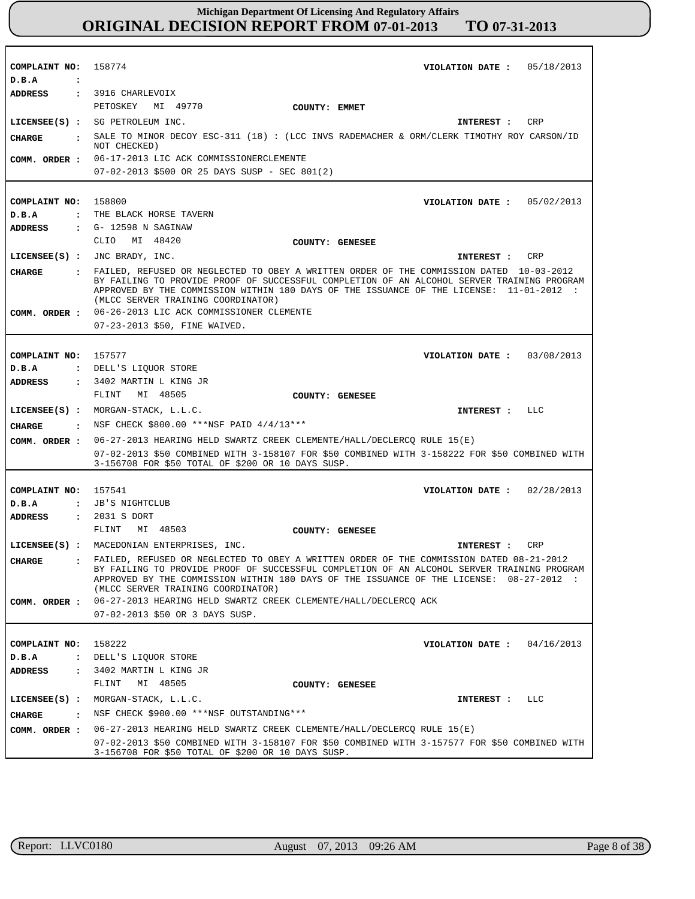# Michigan Department Of Licensing And Regulatory Affairs
## ORIGINAL DECISION REPORT FROM 07-01-2013 TO 07-31-2013

---

**COMPLAINT NO:** 158774 **VIOLATION DATE :** 05/18/2013

**D.B.A :**

**ADDRESS :** 3916 CHARLEVOIX
PETOSKEY MI 49770 **COUNTY: EMMET**

**LICENSEE(S) :** SG PETROLEUM INC. **INTEREST :** CRP

**CHARGE :** SALE TO MINOR DECOY ESC-311 (18) : (LCC INVS RADEMACHER & ORM/CLERK TIMOTHY ROY CARSON/ID NOT CHECKED)

**COMM. ORDER :** 06-17-2013 LIC ACK COMMISSIONERCLEMENTE
07-02-2013 $500 OR 25 DAYS SUSP - SEC 801(2)

---

**COMPLAINT NO:** 158800 **VIOLATION DATE :** 05/02/2013

**D.B.A :** THE BLACK HORSE TAVERN

**ADDRESS :** G- 12598 N SAGINAW
CLIO MI 48420 **COUNTY: GENESEE**

**LICENSEE(S) :** JNC BRADY, INC. **INTEREST :** CRP

**CHARGE :** FAILED, REFUSED OR NEGLECTED TO OBEY A WRITTEN ORDER OF THE COMMISSION DATED 10-03-2012 BY FAILING TO PROVIDE PROOF OF SUCCESSFUL COMPLETION OF AN ALCOHOL SERVER TRAINING PROGRAM APPROVED BY THE COMMISSION WITHIN 180 DAYS OF THE ISSUANCE OF THE LICENSE: 11-01-2012 : (MLCC SERVER TRAINING COORDINATOR)

**COMM. ORDER :** 06-26-2013 LIC ACK COMMISSIONER CLEMENTE
07-23-2013 $50, FINE WAIVED.

---

**COMPLAINT NO:** 157577 **VIOLATION DATE :** 03/08/2013

**D.B.A :** DELL'S LIQUOR STORE

**ADDRESS :** 3402 MARTIN L KING JR
FLINT MI 48505 **COUNTY: GENESEE**

**LICENSEE(S) :** MORGAN-STACK, L.L.C. **INTEREST :** LLC

**CHARGE :** NSF CHECK $800.00 ***NSF PAID 4/4/13***

**COMM. ORDER :** 06-27-2013 HEARING HELD SWARTZ CREEK CLEMENTE/HALL/DECLERCQ RULE 15(E)
07-02-2013 $50 COMBINED WITH 3-158107 FOR $50 COMBINED WITH 3-158222 FOR $50 COMBINED WITH 3-156708 FOR $50 TOTAL OF $200 OR 10 DAYS SUSP.

---

**COMPLAINT NO:** 157541 **VIOLATION DATE :** 02/28/2013

**D.B.A :** JB'S NIGHTCLUB

**ADDRESS :** 2031 S DORT
FLINT MI 48503 **COUNTY: GENESEE**

**LICENSEE(S) :** MACEDONIAN ENTERPRISES, INC. **INTEREST :** CRP

**CHARGE :** FAILED, REFUSED OR NEGLECTED TO OBEY A WRITTEN ORDER OF THE COMMISSION DATED 08-21-2012 BY FAILING TO PROVIDE PROOF OF SUCCESSFUL COMPLETION OF AN ALCOHOL SERVER TRAINING PROGRAM APPROVED BY THE COMMISSION WITHIN 180 DAYS OF THE ISSUANCE OF THE LICENSE: 08-27-2012 : (MLCC SERVER TRAINING COORDINATOR)

**COMM. ORDER :** 06-27-2013 HEARING HELD SWARTZ CREEK CLEMENTE/HALL/DECLERCQ ACK
07-02-2013 $50 OR 3 DAYS SUSP.

---

**COMPLAINT NO:** 158222 **VIOLATION DATE :** 04/16/2013

**D.B.A :** DELL'S LIQUOR STORE

**ADDRESS :** 3402 MARTIN L KING JR
FLINT MI 48505 **COUNTY: GENESEE**

**LICENSEE(S) :** MORGAN-STACK, L.L.C. **INTEREST :** LLC

**CHARGE :** NSF CHECK $900.00 ***NSF OUTSTANDING***

**COMM. ORDER :** 06-27-2013 HEARING HELD SWARTZ CREEK CLEMENTE/HALL/DECLERCQ RULE 15(E)
07-02-2013 $50 COMBINED WITH 3-158107 FOR $50 COMBINED WITH 3-157577 FOR $50 COMBINED WITH 3-156708 FOR $50 TOTAL OF $200 OR 10 DAYS SUSP.

---

Report: LLVC0180 August 07, 2013 09:26 AM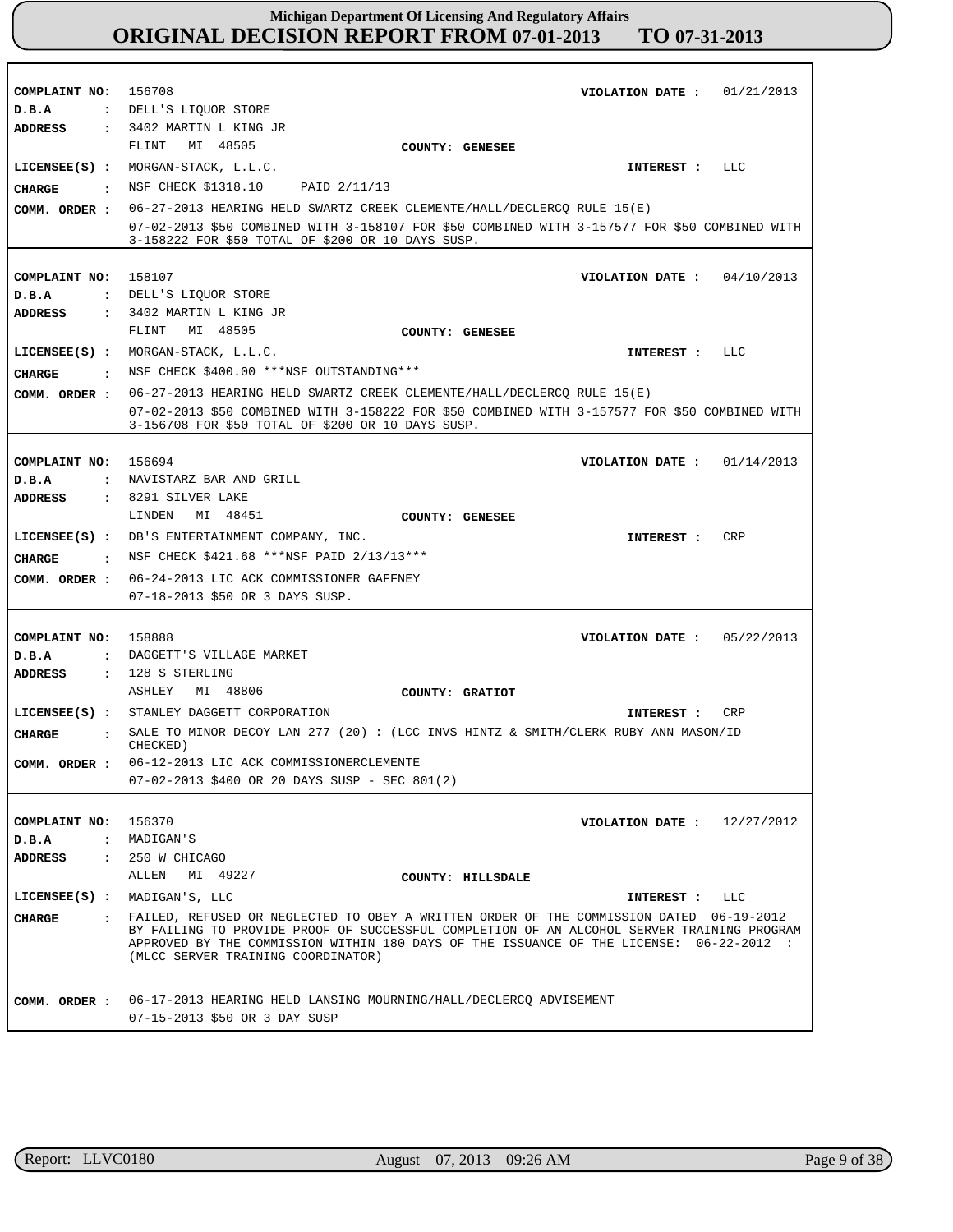# Michigan Department Of Licensing And Regulatory Affairs
# ORIGINAL DECISION REPORT FROM 07-01-2013 TO 07-31-2013

**COMPLAINT NO:** 156708 **VIOLATION DATE :** 01/21/2013
**D.B.A :** DELL'S LIQUOR STORE
**ADDRESS :** 3402 MARTIN L KING JR
FLINT MI 48505 **COUNTY: GENESEE**
**LICENSEE(S) :** MORGAN-STACK, L.L.C. **INTEREST :** LLC
**CHARGE :** NSF CHECK $1318.10 PAID 2/11/13
**COMM. ORDER :** 06-27-2013 HEARING HELD SWARTZ CREEK CLEMENTE/HALL/DECLERCQ RULE 15(E)
07-02-2013 $50 COMBINED WITH 3-158107 FOR $50 COMBINED WITH 3-157577 FOR $50 COMBINED WITH 3-158222 FOR $50 TOTAL OF $200 OR 10 DAYS SUSP.

---

**COMPLAINT NO:** 158107 **VIOLATION DATE :** 04/10/2013
**D.B.A :** DELL'S LIQUOR STORE
**ADDRESS :** 3402 MARTIN L KING JR
FLINT MI 48505 **COUNTY: GENESEE**
**LICENSEE(S) :** MORGAN-STACK, L.L.C. **INTEREST :** LLC
**CHARGE :** NSF CHECK $400.00 ***NSF OUTSTANDING***
**COMM. ORDER :** 06-27-2013 HEARING HELD SWARTZ CREEK CLEMENTE/HALL/DECLERCQ RULE 15(E)
07-02-2013 $50 COMBINED WITH 3-158222 FOR $50 COMBINED WITH 3-157577 FOR $50 COMBINED WITH 3-156708 FOR $50 TOTAL OF $200 OR 10 DAYS SUSP.

---

**COMPLAINT NO:** 156694 **VIOLATION DATE :** 01/14/2013
**D.B.A :** NAVISTARZ BAR AND GRILL
**ADDRESS :** 8291 SILVER LAKE
LINDEN MI 48451 **COUNTY: GENESEE**
**LICENSEE(S) :** DB'S ENTERTAINMENT COMPANY, INC. **INTEREST :** CRP
**CHARGE :** NSF CHECK $421.68 ***NSF PAID 2/13/13***
**COMM. ORDER :** 06-24-2013 LIC ACK COMMISSIONER GAFFNEY
07-18-2013 $50 OR 3 DAYS SUSP.

---

**COMPLAINT NO:** 158888 **VIOLATION DATE :** 05/22/2013
**D.B.A :** DAGGETT'S VILLAGE MARKET
**ADDRESS :** 128 S STERLING
ASHLEY MI 48806 **COUNTY: GRATIOT**
**LICENSEE(S) :** STANLEY DAGGETT CORPORATION **INTEREST :** CRP
**CHARGE :** SALE TO MINOR DECOY LAN 277 (20) : (LCC INVS HINTZ & SMITH/CLERK RUBY ANN MASON/ID CHECKED)
**COMM. ORDER :** 06-12-2013 LIC ACK COMMISSIONERCLEMENTE
07-02-2013 $400 OR 20 DAYS SUSP - SEC 801(2)

---

**COMPLAINT NO:** 156370 **VIOLATION DATE :** 12/27/2012
**D.B.A :** MADIGAN'S
**ADDRESS :** 250 W CHICAGO
ALLEN MI 49227 **COUNTY: HILLSDALE**
**LICENSEE(S) :** MADIGAN'S, LLC **INTEREST :** LLC
**CHARGE :** FAILED, REFUSED OR NEGLECTED TO OBEY A WRITTEN ORDER OF THE COMMISSION DATED 06-19-2012 BY FAILING TO PROVIDE PROOF OF SUCCESSFUL COMPLETION OF AN ALCOHOL SERVER TRAINING PROGRAM APPROVED BY THE COMMISSION WITHIN 180 DAYS OF THE ISSUANCE OF THE LICENSE: 06-22-2012 : (MLCC SERVER TRAINING COORDINATOR)
**COMM. ORDER :** 06-17-2013 HEARING HELD LANSING MOURNING/HALL/DECLERCQ ADVISEMENT
07-15-2013 $50 OR 3 DAY SUSP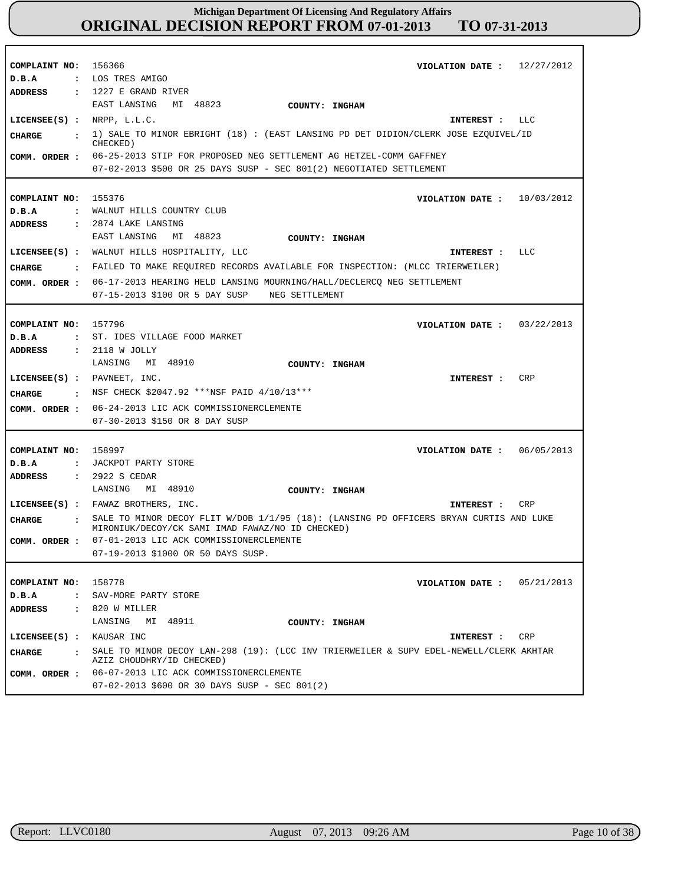# Michigan Department Of Licensing And Regulatory Affairs
## ORIGINAL DECISION REPORT FROM 07-01-2013 TO 07-31-2013

**COMPLAINT NO:** 156366 **VIOLATION DATE :** 12/27/2012
**D.B.A :** LOS TRES AMIGO
**ADDRESS :** 1227 E GRAND RIVER
EAST LANSING MI 48823 **COUNTY: INGHAM**
**LICENSEE(S) :** NRPP, L.L.C. **INTEREST :** LLC
**CHARGE :** 1) SALE TO MINOR EBRIGHT (18) : (EAST LANSING PD DET DIDION/CLERK JOSE EZQUIVEL/ID CHECKED)
**COMM. ORDER :** 06-25-2013 STIP FOR PROPOSED NEG SETTLEMENT AG HETZEL-COMM GAFFNEY
07-02-2013 $500 OR 25 DAYS SUSP - SEC 801(2) NEGOTIATED SETTLEMENT

---

**COMPLAINT NO:** 155376 **VIOLATION DATE :** 10/03/2012
**D.B.A :** WALNUT HILLS COUNTRY CLUB
**ADDRESS :** 2874 LAKE LANSING
EAST LANSING MI 48823 **COUNTY: INGHAM**
**LICENSEE(S) :** WALNUT HILLS HOSPITALITY, LLC **INTEREST :** LLC
**CHARGE :** FAILED TO MAKE REQUIRED RECORDS AVAILABLE FOR INSPECTION: (MLCC TRIERWEILER)
**COMM. ORDER :** 06-17-2013 HEARING HELD LANSING MOURNING/HALL/DECLERCQ NEG SETTLEMENT
07-15-2013 $100 OR 5 DAY SUSP NEG SETTLEMENT

---

**COMPLAINT NO:** 157796 **VIOLATION DATE :** 03/22/2013
**D.B.A :** ST. IDES VILLAGE FOOD MARKET
**ADDRESS :** 2118 W JOLLY
LANSING MI 48910 **COUNTY: INGHAM**
**LICENSEE(S) :** PAVNEET, INC. **INTEREST :** CRP
**CHARGE :** NSF CHECK $2047.92 ***NSF PAID 4/10/13***
**COMM. ORDER :** 06-24-2013 LIC ACK COMMISSIONERCLEMENTE
07-30-2013 $150 OR 8 DAY SUSP

---

**COMPLAINT NO:** 158997 **VIOLATION DATE :** 06/05/2013
**D.B.A :** JACKPOT PARTY STORE
**ADDRESS :** 2922 S CEDAR
LANSING MI 48910 **COUNTY: INGHAM**
**LICENSEE(S) :** FAWAZ BROTHERS, INC. **INTEREST :** CRP
**CHARGE :** SALE TO MINOR DECOY FLIT W/DOB 1/1/95 (18): (LANSING PD OFFICERS BRYAN CURTIS AND LUKE MIRONIUK/DECOY/CK SAMI IMAD FAWAZ/NO ID CHECKED)
**COMM. ORDER :** 07-01-2013 LIC ACK COMMISSIONERCLEMENTE
07-19-2013 $1000 OR 50 DAYS SUSP.

---

**COMPLAINT NO:** 158778 **VIOLATION DATE :** 05/21/2013
**D.B.A :** SAV-MORE PARTY STORE
**ADDRESS :** 820 W MILLER
LANSING MI 48911 **COUNTY: INGHAM**
**LICENSEE(S) :** KAUSAR INC **INTEREST :** CRP
**CHARGE :** SALE TO MINOR DECOY LAN-298 (19): (LCC INV TRIERWEILER & SUPV EDEL-NEWELL/CLERK AKHTAR AZIZ CHOUDHRY/ID CHECKED)
**COMM. ORDER :** 06-07-2013 LIC ACK COMMISSIONERCLEMENTE
07-02-2013 $600 OR 30 DAYS SUSP - SEC 801(2)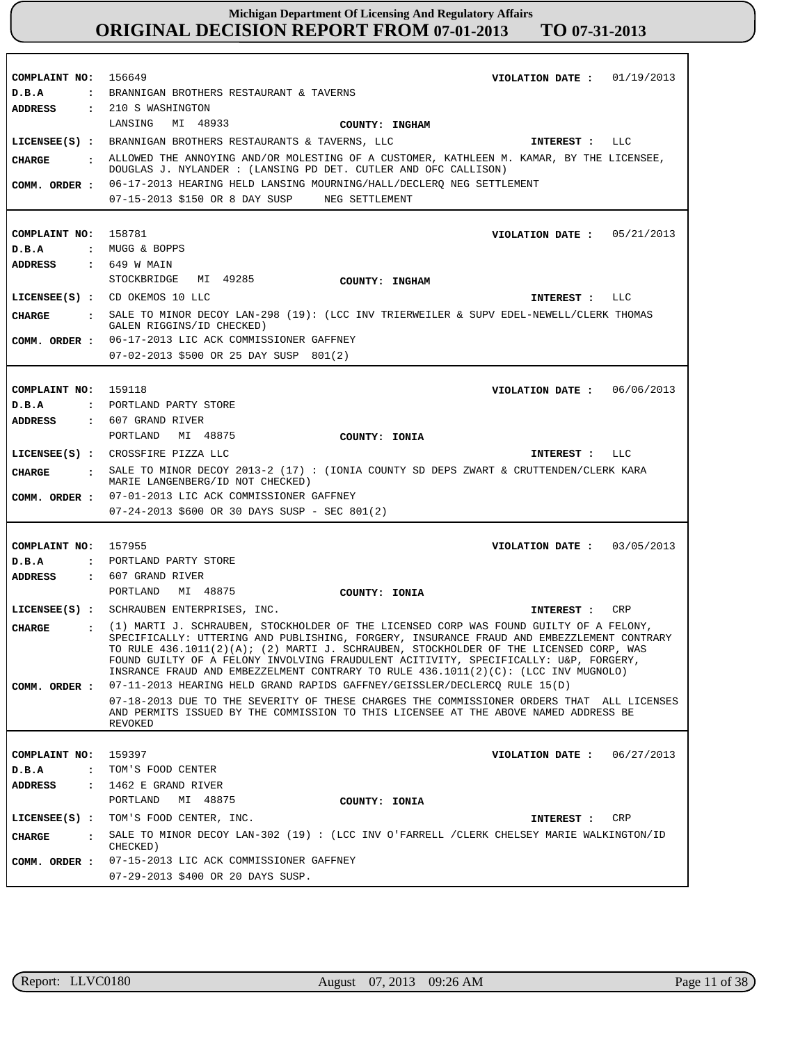# Michigan Department Of Licensing And Regulatory Affairs
## ORIGINAL DECISION REPORT FROM 07-01-2013 TO 07-31-2013

**COMPLAINT NO:** 156649 **VIOLATION DATE :** 01/19/2013
**D.B.A :** BRANNIGAN BROTHERS RESTAURANT & TAVERNS
**ADDRESS :** 210 S WASHINGTON
LANSING MI 48933 **COUNTY: INGHAM**
**LICENSEE(S) :** BRANNIGAN BROTHERS RESTAURANTS & TAVERNS, LLC **INTEREST :** LLC
**CHARGE :** ALLOWED THE ANNOYING AND/OR MOLESTING OF A CUSTOMER, KATHLEEN M. KAMAR, BY THE LICENSEE, DOUGLAS J. NYLANDER : (LANSING PD DET. CUTLER AND OFC CALLISON)
**COMM. ORDER :** 06-17-2013 HEARING HELD LANSING MOURNING/HALL/DECLERQ NEG SETTLEMENT
07-15-2013 $150 OR 8 DAY SUSP NEG SETTLEMENT

---

**COMPLAINT NO:** 158781 **VIOLATION DATE :** 05/21/2013
**D.B.A :** MUGG & BOPPS
**ADDRESS :** 649 W MAIN
STOCKBRIDGE MI 49285 **COUNTY: INGHAM**
**LICENSEE(S) :** CD OKEMOS 10 LLC **INTEREST :** LLC
**CHARGE :** SALE TO MINOR DECOY LAN-298 (19): (LCC INV TRIERWEILER & SUPV EDEL-NEWELL/CLERK THOMAS GALEN RIGGINS/ID CHECKED)
**COMM. ORDER :** 06-17-2013 LIC ACK COMMISSIONER GAFFNEY
07-02-2013 $500 OR 25 DAY SUSP 801(2)

---

**COMPLAINT NO:** 159118 **VIOLATION DATE :** 06/06/2013
**D.B.A :** PORTLAND PARTY STORE
**ADDRESS :** 607 GRAND RIVER
PORTLAND MI 48875 **COUNTY: IONIA**
**LICENSEE(S) :** CROSSFIRE PIZZA LLC **INTEREST :** LLC
**CHARGE :** SALE TO MINOR DECOY 2013-2 (17) : (IONIA COUNTY SD DEPS ZWART & CRUTTENDEN/CLERK KARA MARIE LANGENBERG/ID NOT CHECKED)
**COMM. ORDER :** 07-01-2013 LIC ACK COMMISSIONER GAFFNEY
07-24-2013 $600 OR 30 DAYS SUSP - SEC 801(2)

---

**COMPLAINT NO:** 157955 **VIOLATION DATE :** 03/05/2013
**D.B.A :** PORTLAND PARTY STORE
**ADDRESS :** 607 GRAND RIVER
PORTLAND MI 48875 **COUNTY: IONIA**
**LICENSEE(S) :** SCHRAUBEN ENTERPRISES, INC. **INTEREST :** CRP
**CHARGE :** (1) MARTI J. SCHRAUBEN, STOCKHOLDER OF THE LICENSED CORP WAS FOUND GUILTY OF A FELONY, SPECIFICALLY: UTTERING AND PUBLISHING, FORGERY, INSURANCE FRAUD AND EMBEZZLEMENT CONTRARY TO RULE 436.1011(2)(A); (2) MARTI J. SCHRAUBEN, STOCKHOLDER OF THE LICENSED CORP, WAS FOUND GUILTY OF A FELONY INVOLVING FRAUDULENT ACITIVITY, SPECIFICALLY: U&P, FORGERY, INSRANCE FRAUD AND EMBEZZELMENT CONTRARY TO RULE 436.1011(2)(C): (LCC INV MUGNOLO)
**COMM. ORDER :** 07-11-2013 HEARING HELD GRAND RAPIDS GAFFNEY/GEISSLER/DECLERCQ RULE 15(D)
07-18-2013 DUE TO THE SEVERITY OF THESE CHARGES THE COMMISSIONER ORDERS THAT ALL LICENSES AND PERMITS ISSUED BY THE COMMISSION TO THIS LICENSEE AT THE ABOVE NAMED ADDRESS BE REVOKED

---

**COMPLAINT NO:** 159397 **VIOLATION DATE :** 06/27/2013
**D.B.A :** TOM'S FOOD CENTER
**ADDRESS :** 1462 E GRAND RIVER
PORTLAND MI 48875 **COUNTY: IONIA**
**LICENSEE(S) :** TOM'S FOOD CENTER, INC. **INTEREST :** CRP
**CHARGE :** SALE TO MINOR DECOY LAN-302 (19) : (LCC INV O'FARRELL /CLERK CHELSEY MARIE WALKINGTON/ID CHECKED)
**COMM. ORDER :** 07-15-2013 LIC ACK COMMISSIONER GAFFNEY
07-29-2013 $400 OR 20 DAYS SUSP.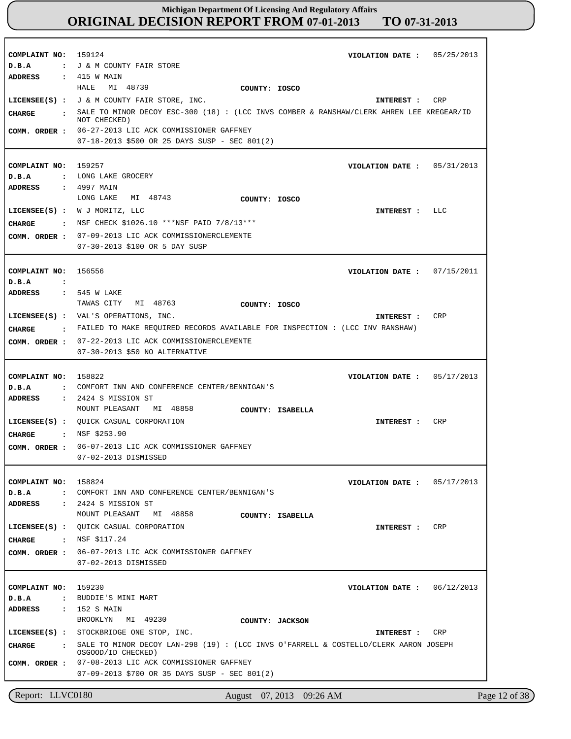**Michigan Department Of Licensing And Regulatory Affairs**
# ORIGINAL DECISION REPORT FROM 07-01-2013 TO 07-31-2013

---

**COMPLAINT NO:** 159124 **VIOLATION DATE :** 05/25/2013
**D.B.A :** J & M COUNTY FAIR STORE
**ADDRESS :** 415 W MAIN
HALE MI 48739 **COUNTY:** IOSCO
**LICENSEE(S) :** J & M COUNTY FAIR STORE, INC. **INTEREST :** CRP
**CHARGE :** SALE TO MINOR DECOY ESC-300 (18) : (LCC INVS COMBER & RANSHAW/CLERK AHREN LEE KREGEAR/ID NOT CHECKED)
**COMM. ORDER :** 06-27-2013 LIC ACK COMMISSIONER GAFFNEY
07-18-2013 $500 OR 25 DAYS SUSP - SEC 801(2)

---

**COMPLAINT NO:** 159257 **VIOLATION DATE :** 05/31/2013
**D.B.A :** LONG LAKE GROCERY
**ADDRESS :** 4997 MAIN
LONG LAKE MI 48743 **COUNTY:** IOSCO
**LICENSEE(S) :** W J MORITZ, LLC **INTEREST :** LLC
**CHARGE :** NSF CHECK $1026.10 ***NSF PAID 7/8/13***
**COMM. ORDER :** 07-09-2013 LIC ACK COMMISSIONERCLEMENTE
07-30-2013 $100 OR 5 DAY SUSP

---

**COMPLAINT NO:** 156556 **VIOLATION DATE :** 07/15/2011
**D.B.A :**
**ADDRESS :** 545 W LAKE
TAWAS CITY MI 48763 **COUNTY:** IOSCO
**LICENSEE(S) :** VAL'S OPERATIONS, INC. **INTEREST :** CRP
**CHARGE :** FAILED TO MAKE REQUIRED RECORDS AVAILABLE FOR INSPECTION : (LCC INV RANSHAW)
**COMM. ORDER :** 07-22-2013 LIC ACK COMMISSIONERCLEMENTE
07-30-2013 $50 NO ALTERNATIVE

---

**COMPLAINT NO:** 158822 **VIOLATION DATE :** 05/17/2013
**D.B.A :** COMFORT INN AND CONFERENCE CENTER/BENNIGAN'S
**ADDRESS :** 2424 S MISSION ST
MOUNT PLEASANT MI 48858 **COUNTY:** ISABELLA
**LICENSEE(S) :** QUICK CASUAL CORPORATION **INTEREST :** CRP
**CHARGE :** NSF $253.90
**COMM. ORDER :** 06-07-2013 LIC ACK COMMISSIONER GAFFNEY
07-02-2013 DISMISSED

---

**COMPLAINT NO:** 158824 **VIOLATION DATE :** 05/17/2013
**D.B.A :** COMFORT INN AND CONFERENCE CENTER/BENNIGAN'S
**ADDRESS :** 2424 S MISSION ST
MOUNT PLEASANT MI 48858 **COUNTY:** ISABELLA
**LICENSEE(S) :** QUICK CASUAL CORPORATION **INTEREST :** CRP
**CHARGE :** NSF $117.24
**COMM. ORDER :** 06-07-2013 LIC ACK COMMISSIONER GAFFNEY
07-02-2013 DISMISSED

---

**COMPLAINT NO:** 159230 **VIOLATION DATE :** 06/12/2013
**D.B.A :** BUDDIE'S MINI MART
**ADDRESS :** 152 S MAIN
BROOKLYN MI 49230 **COUNTY:** JACKSON
**LICENSEE(S) :** STOCKBRIDGE ONE STOP, INC. **INTEREST :** CRP
**CHARGE :** SALE TO MINOR DECOY LAN-298 (19) : (LCC INVS O'FARRELL & COSTELLO/CLERK AARON JOSEPH OSGOOD/ID CHECKED)
**COMM. ORDER :** 07-08-2013 LIC ACK COMMISSIONER GAFFNEY
07-09-2013 $700 OR 35 DAYS SUSP - SEC 801(2)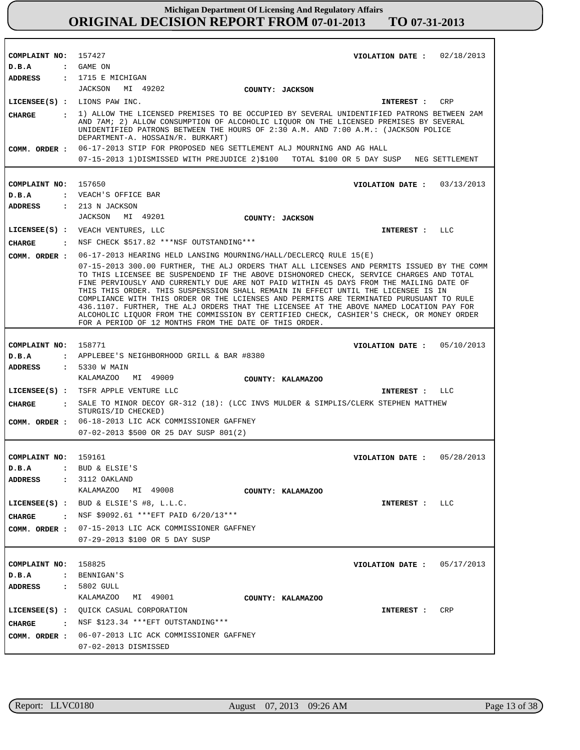# Michigan Department Of Licensing And Regulatory Affairs
# ORIGINAL DECISION REPORT FROM 07-01-2013 TO 07-31-2013

**COMPLAINT NO:** 157427 **VIOLATION DATE :** 02/18/2013
**D.B.A :** GAME ON
**ADDRESS :** 1715 E MICHIGAN
JACKSON MI 49202 **COUNTY: JACKSON**
**LICENSEE(S) :** LIONS PAW INC. **INTEREST :** CRP
**CHARGE :** 1) ALLOW THE LICENSED PREMISES TO BE OCCUPIED BY SEVERAL UNIDENTIFIED PATRONS BETWEEN 2AM AND 7AM; 2) ALLOW CONSUMPTION OF ALCOHOLIC LIQUOR ON THE LICENSED PREMISES BY SEVERAL UNIDENTIFIED PATRONS BETWEEN THE HOURS OF 2:30 A.M. AND 7:00 A.M.: (JACKSON POLICE DEPARTMENT-A. HOSSAIN/R. BURKART)
**COMM. ORDER :** 06-17-2013 STIP FOR PROPOSED NEG SETTLEMENT ALJ MOURNING AND AG HALL
07-15-2013 1)DISMISSED WITH PREJUDICE 2)$100 TOTAL $100 OR 5 DAY SUSP NEG SETTLEMENT

---

**COMPLAINT NO:** 157650 **VIOLATION DATE :** 03/13/2013
**D.B.A :** VEACH'S OFFICE BAR
**ADDRESS :** 213 N JACKSON
JACKSON MI 49201 **COUNTY: JACKSON**
**LICENSEE(S) :** VEACH VENTURES, LLC **INTEREST :** LLC
**CHARGE :** NSF CHECK $517.82 ***NSF OUTSTANDING***
**COMM. ORDER :** 06-17-2013 HEARING HELD LANSING MOURNING/HALL/DECLERCQ RULE 15(E)
07-15-2013 300.00 FURTHER, THE ALJ ORDERS THAT ALL LICENSES AND PERMITS ISSUED BY THE COMM TO THIS LICENSEE BE SUSPENDEND IF THE ABOVE DISHONORED CHECK, SERVICE CHARGES AND TOTAL FINE PERVIOUSLY AND CURRENTLY DUE ARE NOT PAID WITHIN 45 DAYS FROM THE MAILING DATE OF THIS THIS ORDER. THIS SUSPENSSION SHALL REMAIN IN EFFECT UNTIL THE LICENSEE IS IN COMPLIANCE WITH THIS ORDER OR THE LCIENSES AND PERMITS ARE TERMINATED PURUSUANT TO RULE 436.1107. FURTHER, THE ALJ ORDERS THAT THE LICENSEE AT THE ABOVE NAMED LOCATION PAY FOR ALCOHOLIC LIQUOR FROM THE COMMISSION BY CERTIFIED CHECK, CASHIER'S CHECK, OR MONEY ORDER FOR A PERIOD OF 12 MONTHS FROM THE DATE OF THIS ORDER.

---

**COMPLAINT NO:** 158771 **VIOLATION DATE :** 05/10/2013
**D.B.A :** APPLEBEE'S NEIGHBORHOOD GRILL & BAR #8380
**ADDRESS :** 5330 W MAIN
KALAMAZOO MI 49009 **COUNTY: KALAMAZOO**
**LICENSEE(S) :** TSFR APPLE VENTURE LLC **INTEREST :** LLC
**CHARGE :** SALE TO MINOR DECOY GR-312 (18): (LCC INVS MULDER & SIMPLIS/CLERK STEPHEN MATTHEW STURGIS/ID CHECKED)
**COMM. ORDER :** 06-18-2013 LIC ACK COMMISSIONER GAFFNEY
07-02-2013 $500 OR 25 DAY SUSP 801(2)

---

**COMPLAINT NO:** 159161 **VIOLATION DATE :** 05/28/2013
**D.B.A :** BUD & ELSIE'S
**ADDRESS :** 3112 OAKLAND
KALAMAZOO MI 49008 **COUNTY: KALAMAZOO**
**LICENSEE(S) :** BUD & ELSIE'S #8, L.L.C. **INTEREST :** LLC
**CHARGE :** NSF $9092.61 ***EFT PAID 6/20/13***
**COMM. ORDER :** 07-15-2013 LIC ACK COMMISSIONER GAFFNEY
07-29-2013 $100 OR 5 DAY SUSP

---

**COMPLAINT NO:** 158825 **VIOLATION DATE :** 05/17/2013
**D.B.A :** BENNIGAN'S
**ADDRESS :** 5802 GULL
KALAMAZOO MI 49001 **COUNTY: KALAMAZOO**
**LICENSEE(S) :** QUICK CASUAL CORPORATION **INTEREST :** CRP
**CHARGE :** NSF $123.34 ***EFT OUTSTANDING***
**COMM. ORDER :** 06-07-2013 LIC ACK COMMISSIONER GAFFNEY
07-02-2013 DISMISSED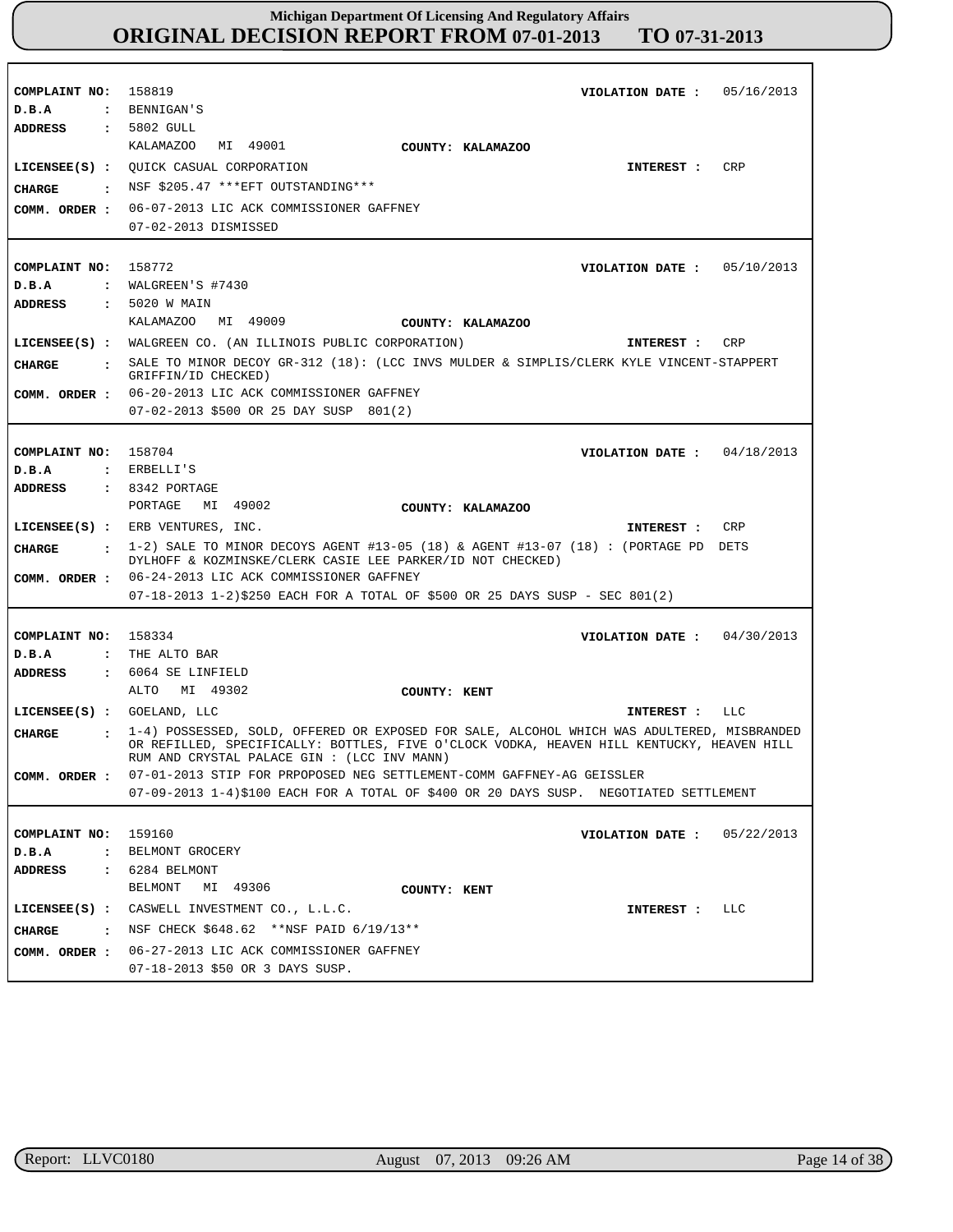# Michigan Department Of Licensing And Regulatory Affairs
## ORIGINAL DECISION REPORT FROM 07-01-2013 TO 07-31-2013

**COMPLAINT NO:** 158819 **VIOLATION DATE :** 05/16/2013
**D.B.A :** BENNIGAN'S
**ADDRESS :** 5802 GULL
KALAMAZOO MI 49001 **COUNTY: KALAMAZOO**
**LICENSEE(S) :** QUICK CASUAL CORPORATION **INTEREST :** CRP
**CHARGE :** NSF $205.47 ***EFT OUTSTANDING***
**COMM. ORDER :** 06-07-2013 LIC ACK COMMISSIONER GAFFNEY
07-02-2013 DISMISSED

---

**COMPLAINT NO:** 158772 **VIOLATION DATE :** 05/10/2013
**D.B.A :** WALGREEN'S #7430
**ADDRESS :** 5020 W MAIN
KALAMAZOO MI 49009 **COUNTY: KALAMAZOO**
**LICENSEE(S) :** WALGREEN CO. (AN ILLINOIS PUBLIC CORPORATION) **INTEREST :** CRP
**CHARGE :** SALE TO MINOR DECOY GR-312 (18): (LCC INVS MULDER & SIMPLIS/CLERK KYLE VINCENT-STAPPERT GRIFFIN/ID CHECKED)
**COMM. ORDER :** 06-20-2013 LIC ACK COMMISSIONER GAFFNEY
07-02-2013 $500 OR 25 DAY SUSP 801(2)

---

**COMPLAINT NO:** 158704 **VIOLATION DATE :** 04/18/2013
**D.B.A :** ERBELLI'S
**ADDRESS :** 8342 PORTAGE
PORTAGE MI 49002 **COUNTY: KALAMAZOO**
**LICENSEE(S) :** ERB VENTURES, INC. **INTEREST :** CRP
**CHARGE :** 1-2) SALE TO MINOR DECOYS AGENT #13-05 (18) & AGENT #13-07 (18) : (PORTAGE PD DETS DYLHOFF & KOZMINSKE/CLERK CASIE LEE PARKER/ID NOT CHECKED)
**COMM. ORDER :** 06-24-2013 LIC ACK COMMISSIONER GAFFNEY
07-18-2013 1-2)$250 EACH FOR A TOTAL OF $500 OR 25 DAYS SUSP - SEC 801(2)

---

**COMPLAINT NO:** 158334 **VIOLATION DATE :** 04/30/2013
**D.B.A :** THE ALTO BAR
**ADDRESS :** 6064 SE LINFIELD
ALTO MI 49302 **COUNTY: KENT**
**LICENSEE(S) :** GOELAND, LLC **INTEREST :** LLC
**CHARGE :** 1-4) POSSESSED, SOLD, OFFERED OR EXPOSED FOR SALE, ALCOHOL WHICH WAS ADULTERED, MISBRANDED OR REFILLED, SPECIFICALLY: BOTTLES, FIVE O'CLOCK VODKA, HEAVEN HILL KENTUCKY, HEAVEN HILL RUM AND CRYSTAL PALACE GIN : (LCC INV MANN)
**COMM. ORDER :** 07-01-2013 STIP FOR PRPOPOSED NEG SETTLEMENT-COMM GAFFNEY-AG GEISSLER
07-09-2013 1-4)$100 EACH FOR A TOTAL OF $400 OR 20 DAYS SUSP. NEGOTIATED SETTLEMENT

---

**COMPLAINT NO:** 159160 **VIOLATION DATE :** 05/22/2013
**D.B.A :** BELMONT GROCERY
**ADDRESS :** 6284 BELMONT
BELMONT MI 49306 **COUNTY: KENT**
**LICENSEE(S) :** CASWELL INVESTMENT CO., L.L.C. **INTEREST :** LLC
**CHARGE :** NSF CHECK $648.62 **NSF PAID 6/19/13**
**COMM. ORDER :** 06-27-2013 LIC ACK COMMISSIONER GAFFNEY
07-18-2013 $50 OR 3 DAYS SUSP.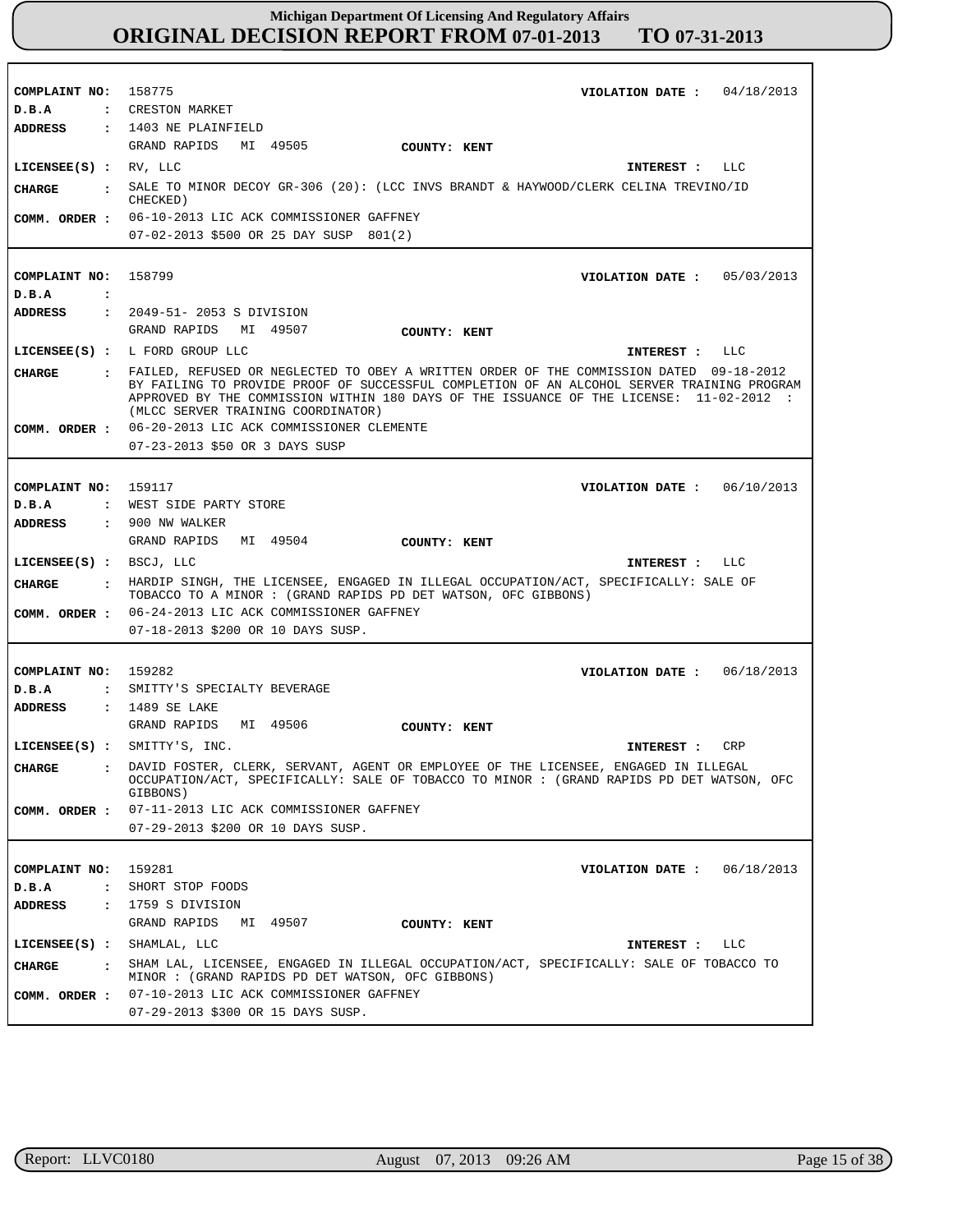# Michigan Department Of Licensing And Regulatory Affairs
## ORIGINAL DECISION REPORT FROM 07-01-2013 TO 07-31-2013

---

**COMPLAINT NO:** 158775 **VIOLATION DATE :** 04/18/2013
**D.B.A :** CRESTON MARKET
**ADDRESS :** 1403 NE PLAINFIELD
GRAND RAPIDS MI 49505 **COUNTY: KENT**
**LICENSEE(S) :** RV, LLC **INTEREST :** LLC
**CHARGE :** SALE TO MINOR DECOY GR-306 (20): (LCC INVS BRANDT & HAYWOOD/CLERK CELINA TREVINO/ID CHECKED)
**COMM. ORDER :** 06-10-2013 LIC ACK COMMISSIONER GAFFNEY
07-02-2013 $500 OR 25 DAY SUSP 801(2)

---

**COMPLAINT NO:** 158799 **VIOLATION DATE :** 05/03/2013
**D.B.A :**
**ADDRESS :** 2049-51- 2053 S DIVISION
GRAND RAPIDS MI 49507 **COUNTY: KENT**
**LICENSEE(S) :** L FORD GROUP LLC **INTEREST :** LLC
**CHARGE :** FAILED, REFUSED OR NEGLECTED TO OBEY A WRITTEN ORDER OF THE COMMISSION DATED 09-18-2012 BY FAILING TO PROVIDE PROOF OF SUCCESSFUL COMPLETION OF AN ALCOHOL SERVER TRAINING PROGRAM APPROVED BY THE COMMISSION WITHIN 180 DAYS OF THE ISSUANCE OF THE LICENSE: 11-02-2012 : (MLCC SERVER TRAINING COORDINATOR)
**COMM. ORDER :** 06-20-2013 LIC ACK COMMISSIONER CLEMENTE
07-23-2013 $50 OR 3 DAYS SUSP

---

**COMPLAINT NO:** 159117 **VIOLATION DATE :** 06/10/2013
**D.B.A :** WEST SIDE PARTY STORE
**ADDRESS :** 900 NW WALKER
GRAND RAPIDS MI 49504 **COUNTY: KENT**
**LICENSEE(S) :** BSCJ, LLC **INTEREST :** LLC
**CHARGE :** HARDIP SINGH, THE LICENSEE, ENGAGED IN ILLEGAL OCCUPATION/ACT, SPECIFICALLY: SALE OF TOBACCO TO A MINOR : (GRAND RAPIDS PD DET WATSON, OFC GIBBONS)
**COMM. ORDER :** 06-24-2013 LIC ACK COMMISSIONER GAFFNEY
07-18-2013 $200 OR 10 DAYS SUSP.

---

**COMPLAINT NO:** 159282 **VIOLATION DATE :** 06/18/2013
**D.B.A :** SMITTY'S SPECIALTY BEVERAGE
**ADDRESS :** 1489 SE LAKE
GRAND RAPIDS MI 49506 **COUNTY: KENT**
**LICENSEE(S) :** SMITTY'S, INC. **INTEREST :** CRP
**CHARGE :** DAVID FOSTER, CLERK, SERVANT, AGENT OR EMPLOYEE OF THE LICENSEE, ENGAGED IN ILLEGAL OCCUPATION/ACT, SPECIFICALLY: SALE OF TOBACCO TO MINOR : (GRAND RAPIDS PD DET WATSON, OFC GIBBONS)
**COMM. ORDER :** 07-11-2013 LIC ACK COMMISSIONER GAFFNEY
07-29-2013 $200 OR 10 DAYS SUSP.

---

**COMPLAINT NO:** 159281 **VIOLATION DATE :** 06/18/2013
**D.B.A :** SHORT STOP FOODS
**ADDRESS :** 1759 S DIVISION
GRAND RAPIDS MI 49507 **COUNTY: KENT**
**LICENSEE(S) :** SHAMLAL, LLC **INTEREST :** LLC
**CHARGE :** SHAM LAL, LICENSEE, ENGAGED IN ILLEGAL OCCUPATION/ACT, SPECIFICALLY: SALE OF TOBACCO TO MINOR : (GRAND RAPIDS PD DET WATSON, OFC GIBBONS)
**COMM. ORDER :** 07-10-2013 LIC ACK COMMISSIONER GAFFNEY
07-29-2013 $300 OR 15 DAYS SUSP.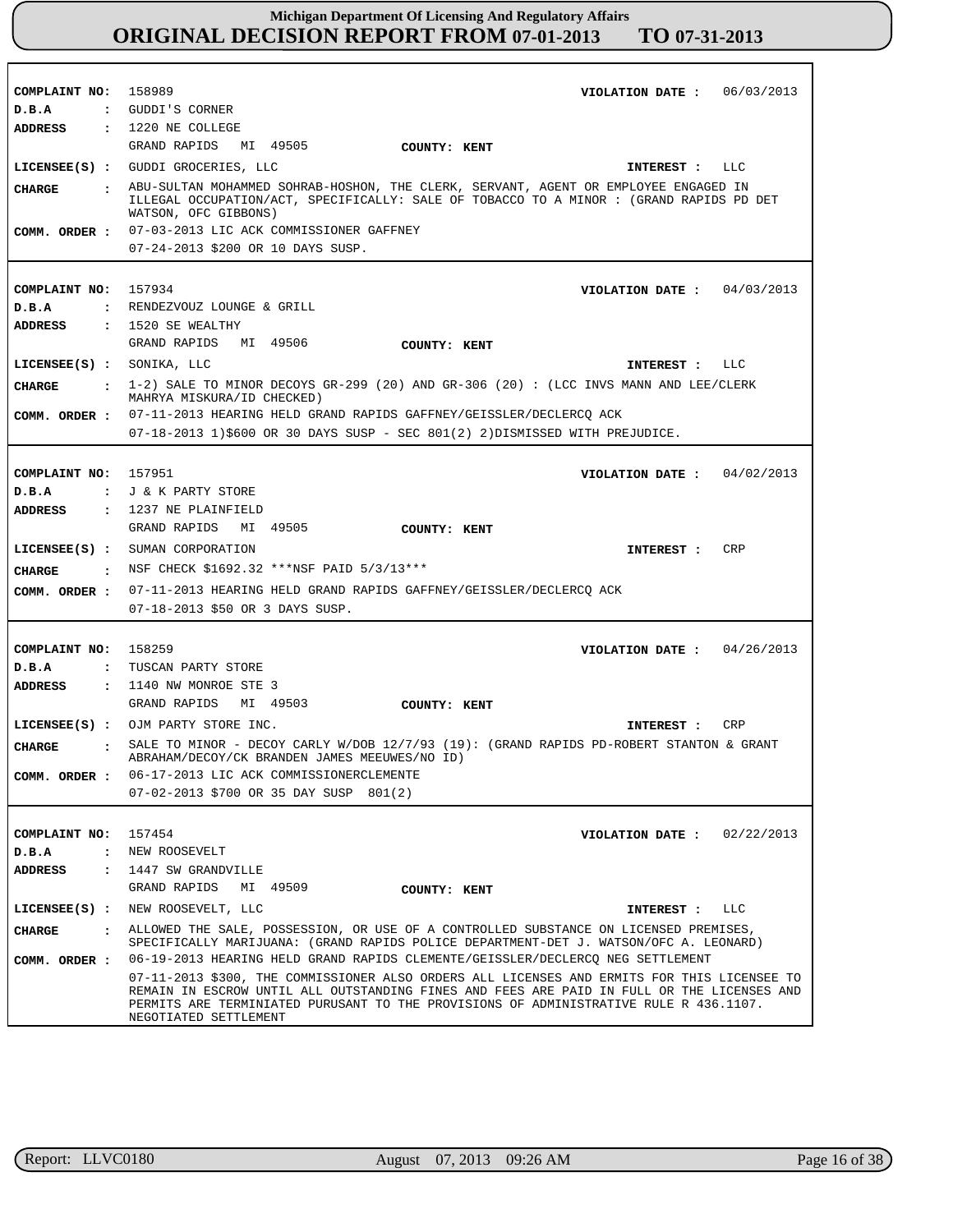**COMPLAINT NO:** 158989 **VIOLATION DATE :** 06/03/2013
**D.B.A :** GUDDI'S CORNER
**ADDRESS :** 1220 NE COLLEGE
GRAND RAPIDS MI 49505 **COUNTY: KENT**
**LICENSEE(S) :** GUDDI GROCERIES, LLC **INTEREST :** LLC
**CHARGE :** ABU-SULTAN MOHAMMED SOHRAB-HOSHON, THE CLERK, SERVANT, AGENT OR EMPLOYEE ENGAGED IN ILLEGAL OCCUPATION/ACT, SPECIFICALLY: SALE OF TOBACCO TO A MINOR : (GRAND RAPIDS PD DET WATSON, OFC GIBBONS)
**COMM. ORDER :** 07-03-2013 LIC ACK COMMISSIONER GAFFNEY
07-24-2013 $200 OR 10 DAYS SUSP.

---

**COMPLAINT NO:** 157934 **VIOLATION DATE :** 04/03/2013
**D.B.A :** RENDEZVOUZ LOUNGE & GRILL
**ADDRESS :** 1520 SE WEALTHY
GRAND RAPIDS MI 49506 **COUNTY: KENT**
**LICENSEE(S) :** SONIKA, LLC **INTEREST :** LLC
**CHARGE :** 1-2) SALE TO MINOR DECOYS GR-299 (20) AND GR-306 (20) : (LCC INVS MANN AND LEE/CLERK MAHRYA MISKURA/ID CHECKED)
**COMM. ORDER :** 07-11-2013 HEARING HELD GRAND RAPIDS GAFFNEY/GEISSLER/DECLERCQ ACK
07-18-2013 1)$600 OR 30 DAYS SUSP - SEC 801(2) 2)DISMISSED WITH PREJUDICE.

---

**COMPLAINT NO:** 157951 **VIOLATION DATE :** 04/02/2013
**D.B.A :** J & K PARTY STORE
**ADDRESS :** 1237 NE PLAINFIELD
GRAND RAPIDS MI 49505 **COUNTY: KENT**
**LICENSEE(S) :** SUMAN CORPORATION **INTEREST :** CRP
**CHARGE :** NSF CHECK $1692.32 ***NSF PAID 5/3/13***
**COMM. ORDER :** 07-11-2013 HEARING HELD GRAND RAPIDS GAFFNEY/GEISSLER/DECLERCQ ACK
07-18-2013 $50 OR 3 DAYS SUSP.

---

**COMPLAINT NO:** 158259 **VIOLATION DATE :** 04/26/2013
**D.B.A :** TUSCAN PARTY STORE
**ADDRESS :** 1140 NW MONROE STE 3
GRAND RAPIDS MI 49503 **COUNTY: KENT**
**LICENSEE(S) :** OJM PARTY STORE INC. **INTEREST :** CRP
**CHARGE :** SALE TO MINOR - DECOY CARLY W/DOB 12/7/93 (19): (GRAND RAPIDS PD-ROBERT STANTON & GRANT ABRAHAM/DECOY/CK BRANDEN JAMES MEEUWES/NO ID)
**COMM. ORDER :** 06-17-2013 LIC ACK COMMISSIONERCLEMENTE
07-02-2013 $700 OR 35 DAY SUSP 801(2)

---

**COMPLAINT NO:** 157454 **VIOLATION DATE :** 02/22/2013
**D.B.A :** NEW ROOSEVELT
**ADDRESS :** 1447 SW GRANDVILLE
GRAND RAPIDS MI 49509 **COUNTY: KENT**
**LICENSEE(S) :** NEW ROOSEVELT, LLC **INTEREST :** LLC
**CHARGE :** ALLOWED THE SALE, POSSESSION, OR USE OF A CONTROLLED SUBSTANCE ON LICENSED PREMISES, SPECIFICALLY MARIJUANA: (GRAND RAPIDS POLICE DEPARTMENT-DET J. WATSON/OFC A. LEONARD)
**COMM. ORDER :** 06-19-2013 HEARING HELD GRAND RAPIDS CLEMENTE/GEISSLER/DECLERCQ NEG SETTLEMENT
07-11-2013 $300, THE COMMISSIONER ALSO ORDERS ALL LICENSES AND ERMITS FOR THIS LICENSEE TO REMAIN IN ESCROW UNTIL ALL OUTSTANDING FINES AND FEES ARE PAID IN FULL OR THE LICENSES AND PERMITS ARE TERMINIATED PURUSANT TO THE PROVISIONS OF ADMINISTRATIVE RULE R 436.1107. NEGOTIATED SETTLEMENT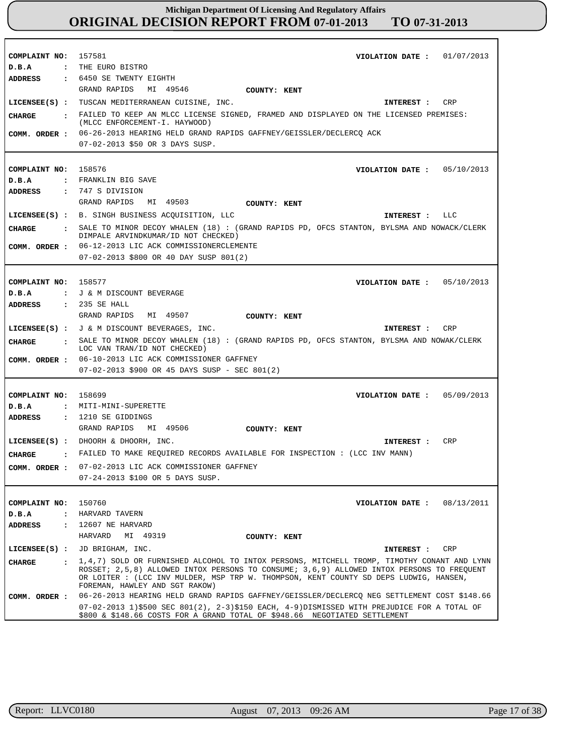# Michigan Department Of Licensing And Regulatory Affairs
## ORIGINAL DECISION REPORT FROM 07-01-2013 TO 07-31-2013

**COMPLAINT NO:** 157581 **VIOLATION DATE :** 01/07/2013
**D.B.A :** THE EURO BISTRO
**ADDRESS :** 6450 SE TWENTY EIGHTH
GRAND RAPIDS MI 49546 **COUNTY: KENT**
**LICENSEE(S) :** TUSCAN MEDITERRANEAN CUISINE, INC. **INTEREST :** CRP
**CHARGE :** FAILED TO KEEP AN MLCC LICENSE SIGNED, FRAMED AND DISPLAYED ON THE LICENSED PREMISES: (MLCC ENFORCEMENT-I. HAYWOOD)
**COMM. ORDER :** 06-26-2013 HEARING HELD GRAND RAPIDS GAFFNEY/GEISSLER/DECLERCQ ACK
07-02-2013 $50 OR 3 DAYS SUSP.

---

**COMPLAINT NO:** 158576 **VIOLATION DATE :** 05/10/2013
**D.B.A :** FRANKLIN BIG SAVE
**ADDRESS :** 747 S DIVISION
GRAND RAPIDS MI 49503 **COUNTY: KENT**
**LICENSEE(S) :** B. SINGH BUSINESS ACQUISITION, LLC **INTEREST :** LLC
**CHARGE :** SALE TO MINOR DECOY WHALEN (18) : (GRAND RAPIDS PD, OFCS STANTON, BYLSMA AND NOWACK/CLERK DIMPALE ARVINDKUMAR/ID NOT CHECKED)
**COMM. ORDER :** 06-12-2013 LIC ACK COMMISSIONERCLEMENTE
07-02-2013 $800 OR 40 DAY SUSP 801(2)

---

**COMPLAINT NO:** 158577 **VIOLATION DATE :** 05/10/2013
**D.B.A :** J & M DISCOUNT BEVERAGE
**ADDRESS :** 235 SE HALL
GRAND RAPIDS MI 49507 **COUNTY: KENT**
**LICENSEE(S) :** J & M DISCOUNT BEVERAGES, INC. **INTEREST :** CRP
**CHARGE :** SALE TO MINOR DECOY WHALEN (18) : (GRAND RAPIDS PD, OFCS STANTON, BYLSMA AND NOWAK/CLERK LOC VAN TRAN/ID NOT CHECKED)
**COMM. ORDER :** 06-10-2013 LIC ACK COMMISSIONER GAFFNEY
07-02-2013 $900 OR 45 DAYS SUSP - SEC 801(2)

---

**COMPLAINT NO:** 158699 **VIOLATION DATE :** 05/09/2013
**D.B.A :** MITI-MINI-SUPERETTE
**ADDRESS :** 1210 SE GIDDINGS
GRAND RAPIDS MI 49506 **COUNTY: KENT**
**LICENSEE(S) :** DHOORH & DHOORH, INC. **INTEREST :** CRP
**CHARGE :** FAILED TO MAKE REQUIRED RECORDS AVAILABLE FOR INSPECTION : (LCC INV MANN)
**COMM. ORDER :** 07-02-2013 LIC ACK COMMISSIONER GAFFNEY
07-24-2013 $100 OR 5 DAYS SUSP.

---

**COMPLAINT NO:** 150760 **VIOLATION DATE :** 08/13/2011
**D.B.A :** HARVARD TAVERN
**ADDRESS :** 12607 NE HARVARD
HARVARD MI 49319 **COUNTY: KENT**
**LICENSEE(S) :** JD BRIGHAM, INC. **INTEREST :** CRP
**CHARGE :** 1,4,7) SOLD OR FURNISHED ALCOHOL TO INTOX PERSONS, MITCHELL TROMP, TIMOTHY CONANT AND LYNN ROSSET; 2,5,8) ALLOWED INTOX PERSONS TO CONSUME; 3,6,9) ALLOWED INTOX PERSONS TO FREQUENT OR LOITER : (LCC INV MULDER, MSP TRP W. THOMPSON, KENT COUNTY SD DEPS LUDWIG, HANSEN, FOREMAN, HAWLEY AND SGT RAKOW)
**COMM. ORDER :** 06-26-2013 HEARING HELD GRAND RAPIDS GAFFNEY/GEISSLER/DECLERCQ NEG SETTLEMENT COST $148.66
07-02-2013 1)$500 SEC 801(2), 2-3)$150 EACH, 4-9)DISMISSED WITH PREJUDICE FOR A TOTAL OF $800 & $148.66 COSTS FOR A GRAND TOTAL OF $948.66 NEGOTIATED SETTLEMENT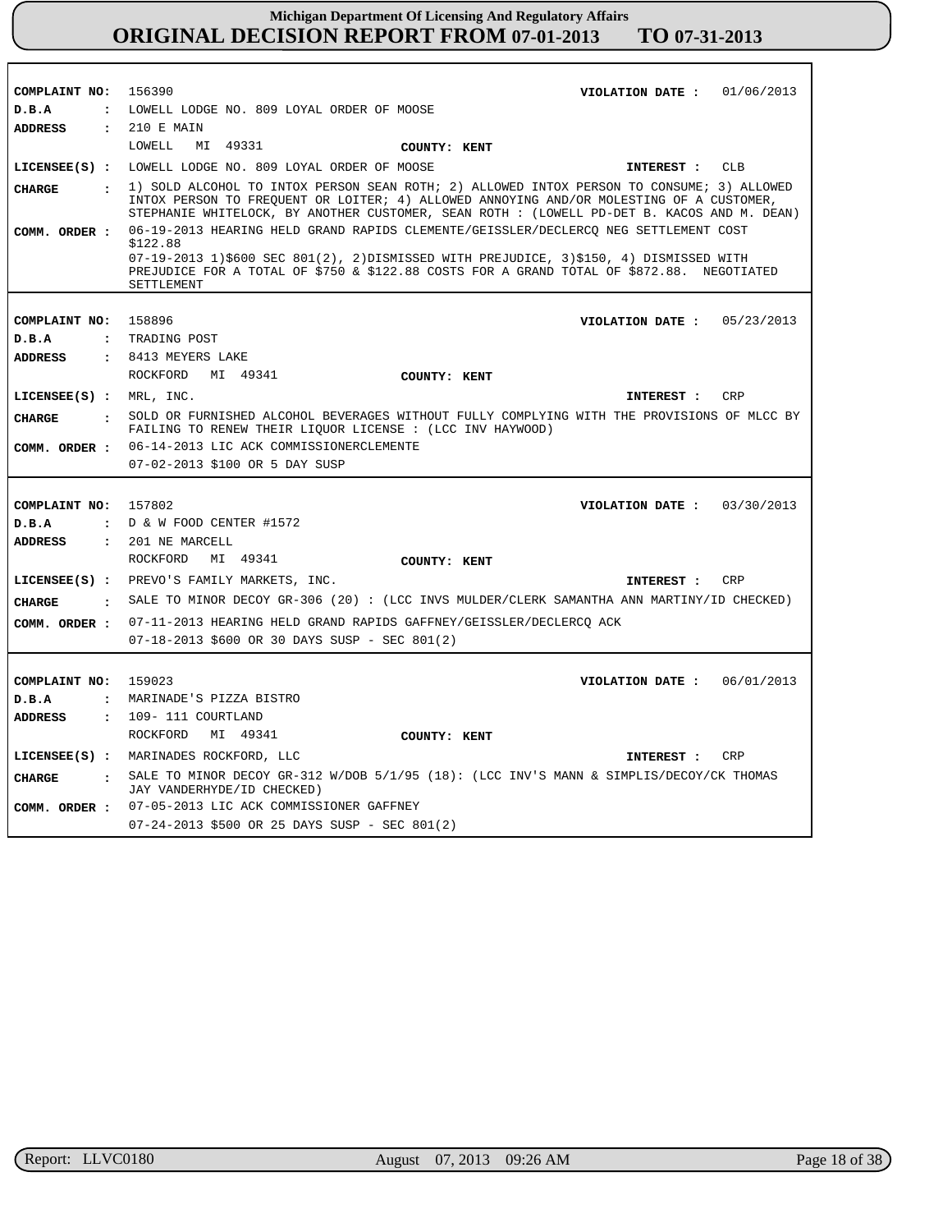**Michigan Department Of Licensing And Regulatory Affairs**

# ORIGINAL DECISION REPORT FROM 07-01-2013 TO 07-31-2013

| | |
|---|---|
| **COMPLAINT NO:** | 156390 — **VIOLATION DATE :** 01/06/2013 |
| **D.B.A :** | LOWELL LODGE NO. 809 LOYAL ORDER OF MOOSE |
| **ADDRESS :** | 210 E MAIN, LOWELL MI 49331 — **COUNTY: KENT** |
| **LICENSEE(S) :** | LOWELL LODGE NO. 809 LOYAL ORDER OF MOOSE — **INTEREST :** CLB |
| **CHARGE :** | 1) SOLD ALCOHOL TO INTOX PERSON SEAN ROTH; 2) ALLOWED INTOX PERSON TO CONSUME; 3) ALLOWED INTOX PERSON TO FREQUENT OR LOITER; 4) ALLOWED ANNOYING AND/OR MOLESTING OF A CUSTOMER, STEPHANIE WHITELOCK, BY ANOTHER CUSTOMER, SEAN ROTH : (LOWELL PD-DET B. KACOS AND M. DEAN) |
| **COMM. ORDER :** | 06-19-2013 HEARING HELD GRAND RAPIDS CLEMENTE/GEISSLER/DECLERCQ NEG SETTLEMENT COST $122.88<br>07-19-2013 1)$600 SEC 801(2), 2)DISMISSED WITH PREJUDICE, 3)$150, 4) DISMISSED WITH PREJUDICE FOR A TOTAL OF $750 & $122.88 COSTS FOR A GRAND TOTAL OF $872.88. NEGOTIATED SETTLEMENT |

| | |
|---|---|
| **COMPLAINT NO:** | 158896 — **VIOLATION DATE :** 05/23/2013 |
| **D.B.A :** | TRADING POST |
| **ADDRESS :** | 8413 MEYERS LAKE, ROCKFORD MI 49341 — **COUNTY: KENT** |
| **LICENSEE(S) :** | MRL, INC. — **INTEREST :** CRP |
| **CHARGE :** | SOLD OR FURNISHED ALCOHOL BEVERAGES WITHOUT FULLY COMPLYING WITH THE PROVISIONS OF MLCC BY FAILING TO RENEW THEIR LIQUOR LICENSE : (LCC INV HAYWOOD) |
| **COMM. ORDER :** | 06-14-2013 LIC ACK COMMISSIONERCLEMENTE<br>07-02-2013 $100 OR 5 DAY SUSP |

| | |
|---|---|
| **COMPLAINT NO:** | 157802 — **VIOLATION DATE :** 03/30/2013 |
| **D.B.A :** | D & W FOOD CENTER #1572 |
| **ADDRESS :** | 201 NE MARCELL, ROCKFORD MI 49341 — **COUNTY: KENT** |
| **LICENSEE(S) :** | PREVO'S FAMILY MARKETS, INC. — **INTEREST :** CRP |
| **CHARGE :** | SALE TO MINOR DECOY GR-306 (20) : (LCC INVS MULDER/CLERK SAMANTHA ANN MARTINY/ID CHECKED) |
| **COMM. ORDER :** | 07-11-2013 HEARING HELD GRAND RAPIDS GAFFNEY/GEISSLER/DECLERCQ ACK<br>07-18-2013 $600 OR 30 DAYS SUSP - SEC 801(2) |

| | |
|---|---|
| **COMPLAINT NO:** | 159023 — **VIOLATION DATE :** 06/01/2013 |
| **D.B.A :** | MARINADE'S PIZZA BISTRO |
| **ADDRESS :** | 109- 111 COURTLAND, ROCKFORD MI 49341 — **COUNTY: KENT** |
| **LICENSEE(S) :** | MARINADES ROCKFORD, LLC — **INTEREST :** CRP |
| **CHARGE :** | SALE TO MINOR DECOY GR-312 W/DOB 5/1/95 (18): (LCC INV'S MANN & SIMPLIS/DECOY/CK THOMAS JAY VANDERHYDE/ID CHECKED) |
| **COMM. ORDER :** | 07-05-2013 LIC ACK COMMISSIONER GAFFNEY<br>07-24-2013 $500 OR 25 DAYS SUSP - SEC 801(2) |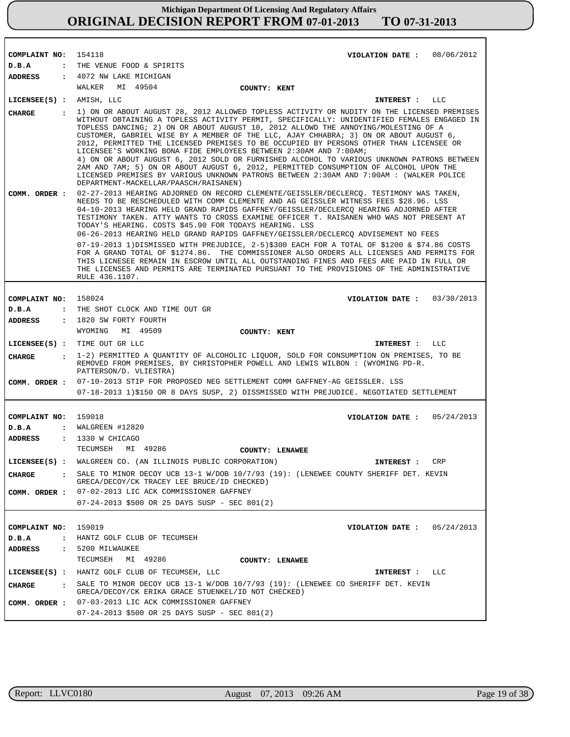# Michigan Department Of Licensing And Regulatory Affairs
## ORIGINAL DECISION REPORT FROM 07-01-2013 TO 07-31-2013

**COMPLAINT NO:** 154118 **VIOLATION DATE :** 08/06/2012
**D.B.A :** THE VENUE FOOD & SPIRITS
**ADDRESS :** 4072 NW LAKE MICHIGAN
WALKER MI 49504 **COUNTY: KENT**
**LICENSEE(S) :** AMISH, LLC **INTEREST :** LLC
**CHARGE :** 1) ON OR ABOUT AUGUST 28, 2012 ALLOWED TOPLESS ACTIVITY OR NUDITY ON THE LICENSED PREMISES WITHOUT OBTAINING A TOPLESS ACTIVITY PERMIT, SPECIFICALLY: UNIDENTIFIED FEMALES ENGAGED IN TOPLESS DANCING; 2) ON OR ABOUT AUGUST 10, 2012 ALLOWD THE ANNOYING/MOLESTING OF A CUSTOMER, GABRIEL WISE BY A MEMBER OF THE LLC, AJAY CHHABRA; 3) ON OR ABOUT AUGUST 6, 2012, PERMITTED THE LICENSED PREMISES TO BE OCCUPIED BY PERSONS OTHER THAN LICENSEE OR LICENSEE'S WORKING BONA FIDE EMPLOYEES BETWEEN 2:30AM AND 7:00AM;
4) ON OR ABOUT AUGUST 6, 2012 SOLD OR FURNISHED ALCOHOL TO VARIOUS UNKNOWN PATRONS BETWEEN 2AM AND 7AM; 5) ON OR ABOUT AUGUST 6, 2012, PERMITTED CONSUMPTION OF ALCOHOL UPON THE LICENSED PREMISES BY VARIOUS UNKNOWN PATRONS BETWEEN 2:30AM AND 7:00AM : (WALKER POLICE DEPARTMENT-MACKELLAR/PAASCH/RAISANEN)
**COMM. ORDER :** 02-27-2013 HEARING ADJOURNED ON RECORD CLEMENTE/GEISSLER/DECLERCQ. TESTIMONY WAS TAKEN, NEEDS TO BE RESCHEDULED WITH COMM CLEMENTE AND AG GEISSLER WITNESS FEES $28.96. LSS
04-10-2013 HEARING HELD GRAND RAPIDS GAFFNEY/GEISSLER/DECLERCQ HEARING ADJOURNED AFTER TESTIMONY TAKEN. ATTY WANTS TO CROSS EXAMINE OFFICER T. RAISANEN WHO WAS NOT PRESENT AT TODAY'S HEARING. COSTS $45.90 FOR TODAYS HEARING. LSS
06-26-2013 HEARING HELD GRAND RAPIDS GAFFNEY/GEISSLER/DECLERCQ ADVISEMENT NO FEES
07-19-2013 1)DISMISSED WITH PREJUDICE, 2-5)$300 EACH FOR A TOTAL OF $1200 & $74.86 COSTS FOR A GRAND TOTAL OF $1274.86. THE COMMISSIONER ALSO ORDERS ALL LICENSES AND PERMITS FOR THIS LICNESEE REMAIN IN ESCROW UNTIL ALL OUTSTANDING FINES AND FEES ARE PAID IN FULL OR THE LICENSES AND PERMITS ARE TERMINATED PURSUANT TO THE PROVISIONS OF THE ADMINISTRATIVE RULE 436.1107.

---

**COMPLAINT NO:** 158024 **VIOLATION DATE :** 03/30/2013
**D.B.A :** THE SHOT CLOCK AND TIME OUT GR
**ADDRESS :** 1820 SW FORTY FOURTH
WYOMING MI 49509 **COUNTY: KENT**
**LICENSEE(S) :** TIME OUT GR LLC **INTEREST :** LLC
**CHARGE :** 1-2) PERMITTED A QUANTITY OF ALCOHOLIC LIQUOR, SOLD FOR CONSUMPTION ON PREMISES, TO BE REMOVED FROM PREMISES, BY CHRISTOPHER POWELL AND LEWIS WILBON : (WYOMING PD-R. PATTERSON/D. VLIESTRA)
**COMM. ORDER :** 07-10-2013 STIP FOR PROPOSED NEG SETTLEMENT COMM GAFFNEY-AG GEISSLER. LSS
07-18-2013 1)$150 OR 8 DAYS SUSP, 2) DISSMISSED WITH PREJUDICE. NEGOTIATED SETTLEMENT

---

**COMPLAINT NO:** 159018 **VIOLATION DATE :** 05/24/2013
**D.B.A :** WALGREEN #12820
**ADDRESS :** 1330 W CHICAGO
TECUMSEH MI 49286 **COUNTY: LENAWEE**
**LICENSEE(S) :** WALGREEN CO. (AN ILLINOIS PUBLIC CORPORATION) **INTEREST :** CRP
**CHARGE :** SALE TO MINOR DECOY UCB 13-1 W/DOB 10/7/93 (19): (LENEWEE COUNTY SHERIFF DET. KEVIN GRECA/DECOY/CK TRACEY LEE BRUCE/ID CHECKED)
**COMM. ORDER :** 07-02-2013 LIC ACK COMMISSIONER GAFFNEY
07-24-2013 $500 OR 25 DAYS SUSP - SEC 801(2)

---

**COMPLAINT NO:** 159019 **VIOLATION DATE :** 05/24/2013
**D.B.A :** HANTZ GOLF CLUB OF TECUMSEH
**ADDRESS :** 5200 MILWAUKEE
TECUMSEH MI 49286 **COUNTY: LENAWEE**
**LICENSEE(S) :** HANTZ GOLF CLUB OF TECUMSEH, LLC **INTEREST :** LLC
**CHARGE :** SALE TO MINOR DECOY UCB 13-1 W/DOB 10/7/93 (19): (LENEWEE CO SHERIFF DET. KEVIN GRECA/DECOY/CK ERIKA GRACE STUENKEL/ID NOT CHECKED)
**COMM. ORDER :** 07-03-2013 LIC ACK COMMISSIONER GAFFNEY
07-24-2013 $500 OR 25 DAYS SUSP - SEC 801(2)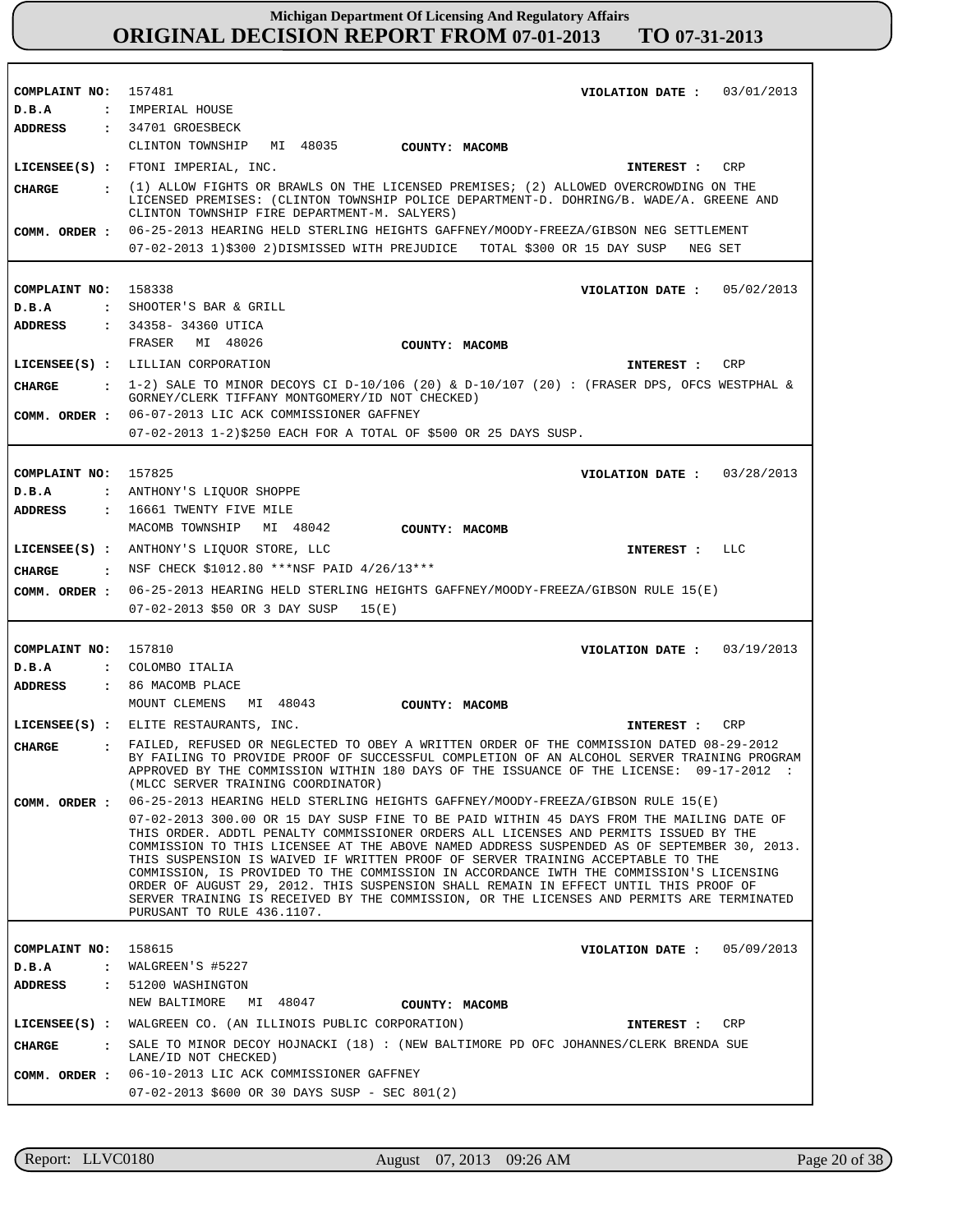**Michigan Department Of Licensing And Regulatory Affairs**
# ORIGINAL DECISION REPORT FROM 07-01-2013 TO 07-31-2013

**COMPLAINT NO:** 157481 **VIOLATION DATE :** 03/01/2013
**D.B.A :** IMPERIAL HOUSE
**ADDRESS :** 34701 GROESBECK
CLINTON TOWNSHIP MI 48035 **COUNTY: MACOMB**
**LICENSEE(S) :** FTONI IMPERIAL, INC. **INTEREST :** CRP
**CHARGE :** (1) ALLOW FIGHTS OR BRAWLS ON THE LICENSED PREMISES; (2) ALLOWED OVERCROWDING ON THE LICENSED PREMISES: (CLINTON TOWNSHIP POLICE DEPARTMENT-D. DOHRING/B. WADE/A. GREENE AND CLINTON TOWNSHIP FIRE DEPARTMENT-M. SALYERS)
**COMM. ORDER :** 06-25-2013 HEARING HELD STERLING HEIGHTS GAFFNEY/MOODY-FREEZA/GIBSON NEG SETTLEMENT
07-02-2013 1)$300 2)DISMISSED WITH PREJUDICE TOTAL $300 OR 15 DAY SUSP NEG SET

---

**COMPLAINT NO:** 158338 **VIOLATION DATE :** 05/02/2013
**D.B.A :** SHOOTER'S BAR & GRILL
**ADDRESS :** 34358- 34360 UTICA
FRASER MI 48026 **COUNTY: MACOMB**
**LICENSEE(S) :** LILLIAN CORPORATION **INTEREST :** CRP
**CHARGE :** 1-2) SALE TO MINOR DECOYS CI D-10/106 (20) & D-10/107 (20) : (FRASER DPS, OFCS WESTPHAL & GORNEY/CLERK TIFFANY MONTGOMERY/ID NOT CHECKED)
**COMM. ORDER :** 06-07-2013 LIC ACK COMMISSIONER GAFFNEY
07-02-2013 1-2)$250 EACH FOR A TOTAL OF $500 OR 25 DAYS SUSP.

---

**COMPLAINT NO:** 157825 **VIOLATION DATE :** 03/28/2013
**D.B.A :** ANTHONY'S LIQUOR SHOPPE
**ADDRESS :** 16661 TWENTY FIVE MILE
MACOMB TOWNSHIP MI 48042 **COUNTY: MACOMB**
**LICENSEE(S) :** ANTHONY'S LIQUOR STORE, LLC **INTEREST :** LLC
**CHARGE :** NSF CHECK $1012.80 ***NSF PAID 4/26/13***
**COMM. ORDER :** 06-25-2013 HEARING HELD STERLING HEIGHTS GAFFNEY/MOODY-FREEZA/GIBSON RULE 15(E)
07-02-2013 $50 OR 3 DAY SUSP 15(E)

---

**COMPLAINT NO:** 157810 **VIOLATION DATE :** 03/19/2013
**D.B.A :** COLOMBO ITALIA
**ADDRESS :** 86 MACOMB PLACE
MOUNT CLEMENS MI 48043 **COUNTY: MACOMB**
**LICENSEE(S) :** ELITE RESTAURANTS, INC. **INTEREST :** CRP
**CHARGE :** FAILED, REFUSED OR NEGLECTED TO OBEY A WRITTEN ORDER OF THE COMMISSION DATED 08-29-2012 BY FAILING TO PROVIDE PROOF OF SUCCESSFUL COMPLETION OF AN ALCOHOL SERVER TRAINING PROGRAM APPROVED BY THE COMMISSION WITHIN 180 DAYS OF THE ISSUANCE OF THE LICENSE: 09-17-2012 : (MLCC SERVER TRAINING COORDINATOR)
**COMM. ORDER :** 06-25-2013 HEARING HELD STERLING HEIGHTS GAFFNEY/MOODY-FREEZA/GIBSON RULE 15(E)
07-02-2013 300.00 OR 15 DAY SUSP FINE TO BE PAID WITHIN 45 DAYS FROM THE MAILING DATE OF THIS ORDER. ADDTL PENALTY COMMISSIONER ORDERS ALL LICENSES AND PERMITS ISSUED BY THE COMMISSION TO THIS LICENSEE AT THE ABOVE NAMED ADDRESS SUSPENDED AS OF SEPTEMBER 30, 2013. THIS SUSPENSION IS WAIVED IF WRITTEN PROOF OF SERVER TRAINING ACCEPTABLE TO THE COMMISSION, IS PROVIDED TO THE COMMISSION IN ACCORDANCE IWTH THE COMMISSION'S LICENSING ORDER OF AUGUST 29, 2012. THIS SUSPENSION SHALL REMAIN IN EFFECT UNTIL THIS PROOF OF SERVER TRAINING IS RECEIVED BY THE COMMISSION, OR THE LICENSES AND PERMITS ARE TERMINATED PURUSANT TO RULE 436.1107.

---

**COMPLAINT NO:** 158615 **VIOLATION DATE :** 05/09/2013
**D.B.A :** WALGREEN'S #5227
**ADDRESS :** 51200 WASHINGTON
NEW BALTIMORE MI 48047 **COUNTY: MACOMB**
**LICENSEE(S) :** WALGREEN CO. (AN ILLINOIS PUBLIC CORPORATION) **INTEREST :** CRP
**CHARGE :** SALE TO MINOR DECOY HOJNACKI (18) : (NEW BALTIMORE PD OFC JOHANNES/CLERK BRENDA SUE LANE/ID NOT CHECKED)
**COMM. ORDER :** 06-10-2013 LIC ACK COMMISSIONER GAFFNEY
07-02-2013 $600 OR 30 DAYS SUSP - SEC 801(2)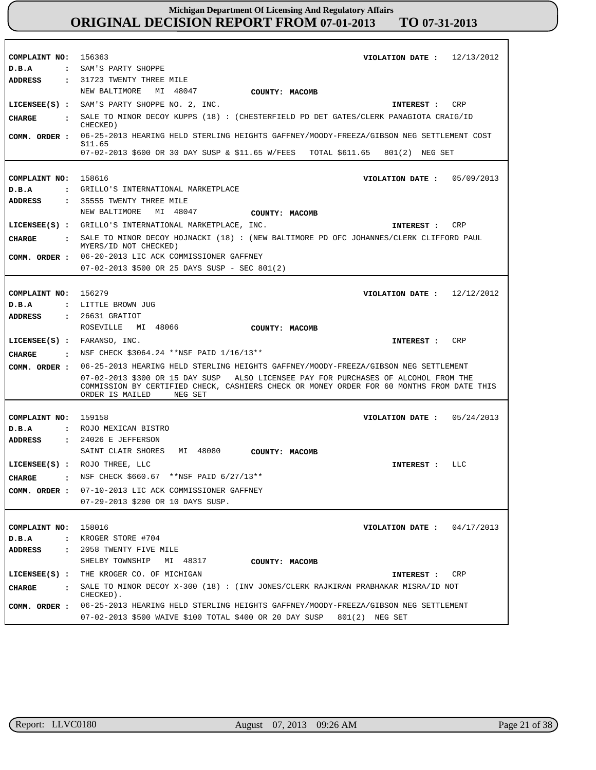# Michigan Department Of Licensing And Regulatory Affairs
## ORIGINAL DECISION REPORT FROM 07-01-2013 TO 07-31-2013

**COMPLAINT NO:** 156363  **VIOLATION DATE :** 12/13/2012
**D.B.A :** SAM'S PARTY SHOPPE
**ADDRESS :** 31723 TWENTY THREE MILE
NEW BALTIMORE MI 48047  **COUNTY: MACOMB**
**LICENSEE(S) :** SAM'S PARTY SHOPPE NO. 2, INC.  **INTEREST :** CRP
**CHARGE :** SALE TO MINOR DECOY KUPPS (18) : (CHESTERFIELD PD DET GATES/CLERK PANAGIOTA CRAIG/ID CHECKED)
**COMM. ORDER :** 06-25-2013 HEARING HELD STERLING HEIGHTS GAFFNEY/MOODY-FREEZA/GIBSON NEG SETTLEMENT COST $11.65
07-02-2013 $600 OR 30 DAY SUSP & $11.65 W/FEES TOTAL $611.65 801(2) NEG SET

---

**COMPLAINT NO:** 158616  **VIOLATION DATE :** 05/09/2013
**D.B.A :** GRILLO'S INTERNATIONAL MARKETPLACE
**ADDRESS :** 35555 TWENTY THREE MILE
NEW BALTIMORE MI 48047  **COUNTY: MACOMB**
**LICENSEE(S) :** GRILLO'S INTERNATIONAL MARKETPLACE, INC.  **INTEREST :** CRP
**CHARGE :** SALE TO MINOR DECOY HOJNACKI (18) : (NEW BALTIMORE PD OFC JOHANNES/CLERK CLIFFORD PAUL MYERS/ID NOT CHECKED)
**COMM. ORDER :** 06-20-2013 LIC ACK COMMISSIONER GAFFNEY
07-02-2013 $500 OR 25 DAYS SUSP - SEC 801(2)

---

**COMPLAINT NO:** 156279  **VIOLATION DATE :** 12/12/2012
**D.B.A :** LITTLE BROWN JUG
**ADDRESS :** 26631 GRATIOT
ROSEVILLE MI 48066  **COUNTY: MACOMB**
**LICENSEE(S) :** FARANSO, INC.  **INTEREST :** CRP
**CHARGE :** NSF CHECK $3064.24 **NSF PAID 1/16/13**
**COMM. ORDER :** 06-25-2013 HEARING HELD STERLING HEIGHTS GAFFNEY/MOODY-FREEZA/GIBSON NEG SETTLEMENT
07-02-2013 $300 OR 15 DAY SUSP ALSO LICENSEE PAY FOR PURCHASES OF ALCOHOL FROM THE COMMISSION BY CERTIFIED CHECK, CASHIERS CHECK OR MONEY ORDER FOR 60 MONTHS FROM DATE THIS ORDER IS MAILED NEG SET

---

**COMPLAINT NO:** 159158  **VIOLATION DATE :** 05/24/2013
**D.B.A :** ROJO MEXICAN BISTRO
**ADDRESS :** 24026 E JEFFERSON
SAINT CLAIR SHORES MI 48080  **COUNTY: MACOMB**
**LICENSEE(S) :** ROJO THREE, LLC  **INTEREST :** LLC
**CHARGE :** NSF CHECK $660.67 **NSF PAID 6/27/13**
**COMM. ORDER :** 07-10-2013 LIC ACK COMMISSIONER GAFFNEY
07-29-2013 $200 OR 10 DAYS SUSP.

---

**COMPLAINT NO:** 158016  **VIOLATION DATE :** 04/17/2013
**D.B.A :** KROGER STORE #704
**ADDRESS :** 2058 TWENTY FIVE MILE
SHELBY TOWNSHIP MI 48317  **COUNTY: MACOMB**
**LICENSEE(S) :** THE KROGER CO. OF MICHIGAN  **INTEREST :** CRP
**CHARGE :** SALE TO MINOR DECOY X-300 (18) : (INV JONES/CLERK RAJKIRAN PRABHAKAR MISRA/ID NOT CHECKED).
**COMM. ORDER :** 06-25-2013 HEARING HELD STERLING HEIGHTS GAFFNEY/MOODY-FREEZA/GIBSON NEG SETTLEMENT
07-02-2013 $500 WAIVE $100 TOTAL $400 OR 20 DAY SUSP 801(2) NEG SET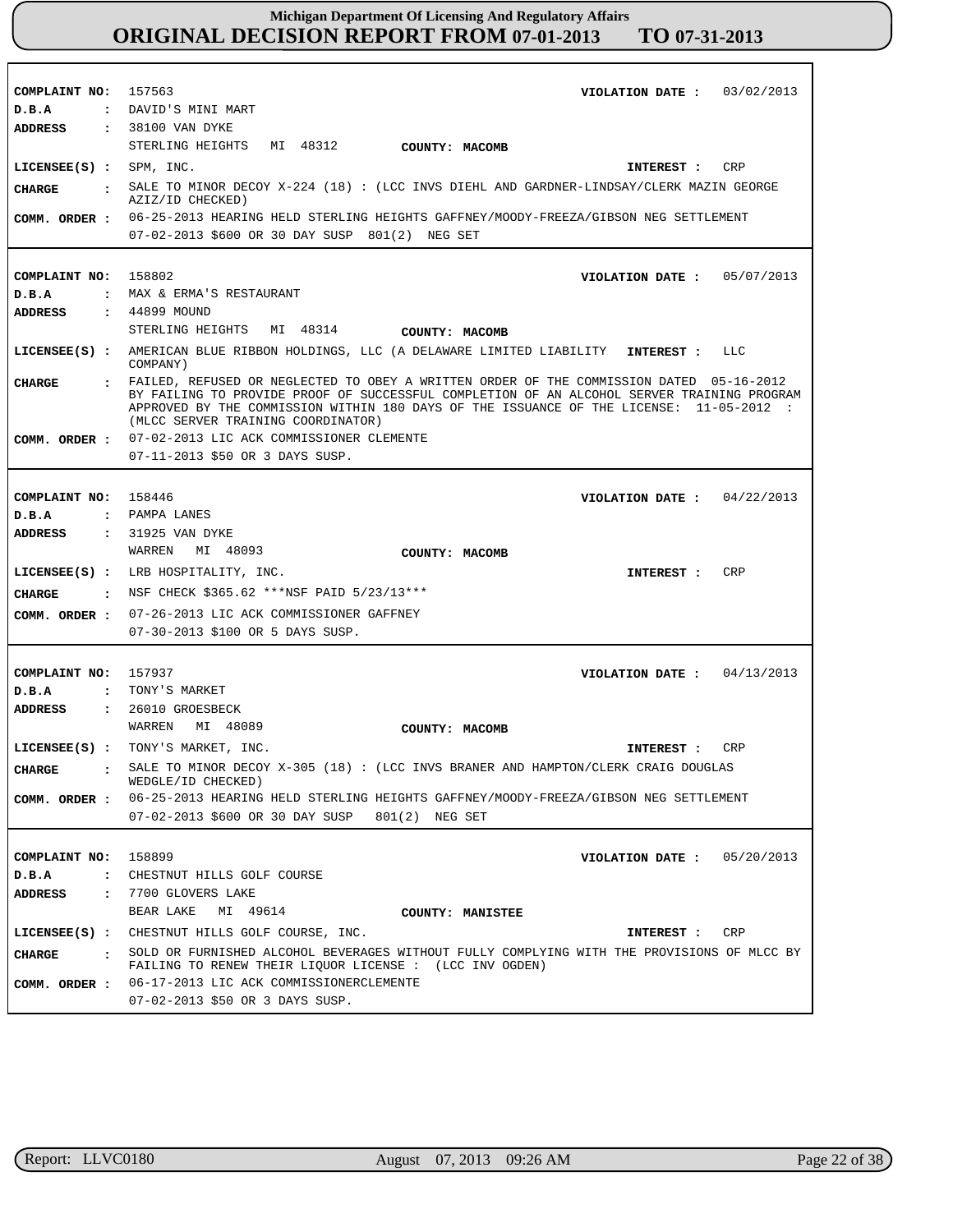# Michigan Department Of Licensing And Regulatory Affairs
# ORIGINAL DECISION REPORT FROM 07-01-2013 TO 07-31-2013

**COMPLAINT NO:** 157563 **VIOLATION DATE :** 03/02/2013
**D.B.A :** DAVID'S MINI MART
**ADDRESS :** 38100 VAN DYKE
STERLING HEIGHTS MI 48312 **COUNTY: MACOMB**
**LICENSEE(S) :** SPM, INC. **INTEREST :** CRP
**CHARGE :** SALE TO MINOR DECOY X-224 (18) : (LCC INVS DIEHL AND GARDNER-LINDSAY/CLERK MAZIN GEORGE AZIZ/ID CHECKED)
**COMM. ORDER :** 06-25-2013 HEARING HELD STERLING HEIGHTS GAFFNEY/MOODY-FREEZA/GIBSON NEG SETTLEMENT
07-02-2013 $600 OR 30 DAY SUSP 801(2) NEG SET

---

**COMPLAINT NO:** 158802 **VIOLATION DATE :** 05/07/2013
**D.B.A :** MAX & ERMA'S RESTAURANT
**ADDRESS :** 44899 MOUND
STERLING HEIGHTS MI 48314 **COUNTY: MACOMB**
**LICENSEE(S) :** AMERICAN BLUE RIBBON HOLDINGS, LLC (A DELAWARE LIMITED LIABILITY COMPANY) **INTEREST :** LLC
**CHARGE :** FAILED, REFUSED OR NEGLECTED TO OBEY A WRITTEN ORDER OF THE COMMISSION DATED 05-16-2012 BY FAILING TO PROVIDE PROOF OF SUCCESSFUL COMPLETION OF AN ALCOHOL SERVER TRAINING PROGRAM APPROVED BY THE COMMISSION WITHIN 180 DAYS OF THE ISSUANCE OF THE LICENSE: 11-05-2012 : (MLCC SERVER TRAINING COORDINATOR)
**COMM. ORDER :** 07-02-2013 LIC ACK COMMISSIONER CLEMENTE
07-11-2013 $50 OR 3 DAYS SUSP.

---

**COMPLAINT NO:** 158446 **VIOLATION DATE :** 04/22/2013
**D.B.A :** PAMPA LANES
**ADDRESS :** 31925 VAN DYKE
WARREN MI 48093 **COUNTY: MACOMB**
**LICENSEE(S) :** LRB HOSPITALITY, INC. **INTEREST :** CRP
**CHARGE :** NSF CHECK $365.62 ***NSF PAID 5/23/13***
**COMM. ORDER :** 07-26-2013 LIC ACK COMMISSIONER GAFFNEY
07-30-2013 $100 OR 5 DAYS SUSP.

---

**COMPLAINT NO:** 157937 **VIOLATION DATE :** 04/13/2013
**D.B.A :** TONY'S MARKET
**ADDRESS :** 26010 GROESBECK
WARREN MI 48089 **COUNTY: MACOMB**
**LICENSEE(S) :** TONY'S MARKET, INC. **INTEREST :** CRP
**CHARGE :** SALE TO MINOR DECOY X-305 (18) : (LCC INVS BRANER AND HAMPTON/CLERK CRAIG DOUGLAS WEDGLE/ID CHECKED)
**COMM. ORDER :** 06-25-2013 HEARING HELD STERLING HEIGHTS GAFFNEY/MOODY-FREEZA/GIBSON NEG SETTLEMENT
07-02-2013 $600 OR 30 DAY SUSP 801(2) NEG SET

---

**COMPLAINT NO:** 158899 **VIOLATION DATE :** 05/20/2013
**D.B.A :** CHESTNUT HILLS GOLF COURSE
**ADDRESS :** 7700 GLOVERS LAKE
BEAR LAKE MI 49614 **COUNTY: MANISTEE**
**LICENSEE(S) :** CHESTNUT HILLS GOLF COURSE, INC. **INTEREST :** CRP
**CHARGE :** SOLD OR FURNISHED ALCOHOL BEVERAGES WITHOUT FULLY COMPLYING WITH THE PROVISIONS OF MLCC BY FAILING TO RENEW THEIR LIQUOR LICENSE : (LCC INV OGDEN)
**COMM. ORDER :** 06-17-2013 LIC ACK COMMISSIONERCLEMENTE
07-02-2013 $50 OR 3 DAYS SUSP.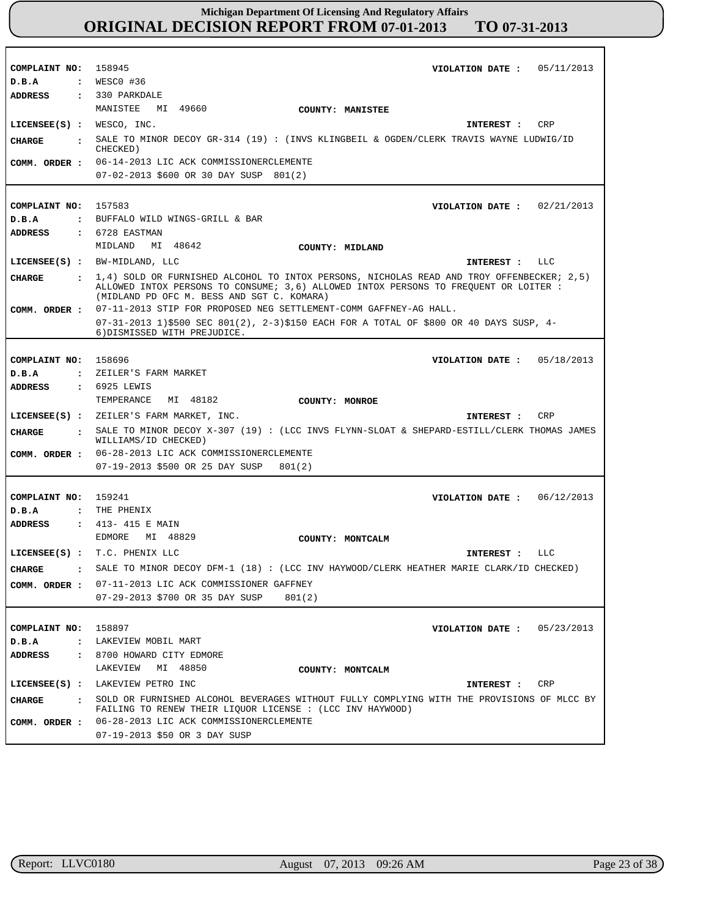# Michigan Department Of Licensing And Regulatory Affairs
## ORIGINAL DECISION REPORT FROM 07-01-2013 TO 07-31-2013

**COMPLAINT NO:** 158945  
**VIOLATION DATE :** 05/11/2013  
**D.B.A :** WESC0 #36  
**ADDRESS :** 330 PARKDALE  
MANISTEE MI 49660  
**COUNTY: MANISTEE**  
**LICENSEE(S) :** WESCO, INC.  
**INTEREST :** CRP  
**CHARGE :** SALE TO MINOR DECOY GR-314 (19) : (INVS KLINGBEIL & OGDEN/CLERK TRAVIS WAYNE LUDWIG/ID CHECKED)  
**COMM. ORDER :** 06-14-2013 LIC ACK COMMISSIONERCLEMENTE  
07-02-2013 $600 OR 30 DAY SUSP 801(2)

---

**COMPLAINT NO:** 157583  
**VIOLATION DATE :** 02/21/2013  
**D.B.A :** BUFFALO WILD WINGS-GRILL & BAR  
**ADDRESS :** 6728 EASTMAN  
MIDLAND MI 48642  
**COUNTY: MIDLAND**  
**LICENSEE(S) :** BW-MIDLAND, LLC  
**INTEREST :** LLC  
**CHARGE :** 1,4) SOLD OR FURNISHED ALCOHOL TO INTOX PERSONS, NICHOLAS READ AND TROY OFFENBECKER; 2,5) ALLOWED INTOX PERSONS TO CONSUME; 3,6) ALLOWED INTOX PERSONS TO FREQUENT OR LOITER : (MIDLAND PD OFC M. BESS AND SGT C. KOMARA)  
**COMM. ORDER :** 07-11-2013 STIP FOR PROPOSED NEG SETTLEMENT-COMM GAFFNEY-AG HALL.  
07-31-2013 1)$500 SEC 801(2), 2-3)$150 EACH FOR A TOTAL OF $800 OR 40 DAYS SUSP, 4-6)DISMISSED WITH PREJUDICE.

---

**COMPLAINT NO:** 158696  
**VIOLATION DATE :** 05/18/2013  
**D.B.A :** ZEILER'S FARM MARKET  
**ADDRESS :** 6925 LEWIS  
TEMPERANCE MI 48182  
**COUNTY: MONROE**  
**LICENSEE(S) :** ZEILER'S FARM MARKET, INC.  
**INTEREST :** CRP  
**CHARGE :** SALE TO MINOR DECOY X-307 (19) : (LCC INVS FLYNN-SLOAT & SHEPARD-ESTILL/CLERK THOMAS JAMES WILLIAMS/ID CHECKED)  
**COMM. ORDER :** 06-28-2013 LIC ACK COMMISSIONERCLEMENTE  
07-19-2013 $500 OR 25 DAY SUSP 801(2)

---

**COMPLAINT NO:** 159241  
**VIOLATION DATE :** 06/12/2013  
**D.B.A :** THE PHENIX  
**ADDRESS :** 413- 415 E MAIN  
EDMORE MI 48829  
**COUNTY: MONTCALM**  
**LICENSEE(S) :** T.C. PHENIX LLC  
**INTEREST :** LLC  
**CHARGE :** SALE TO MINOR DECOY DFM-1 (18) : (LCC INV HAYWOOD/CLERK HEATHER MARIE CLARK/ID CHECKED)  
**COMM. ORDER :** 07-11-2013 LIC ACK COMMISSIONER GAFFNEY  
07-29-2013 $700 OR 35 DAY SUSP 801(2)

---

**COMPLAINT NO:** 158897  
**VIOLATION DATE :** 05/23/2013  
**D.B.A :** LAKEVIEW MOBIL MART  
**ADDRESS :** 8700 HOWARD CITY EDMORE  
LAKEVIEW MI 48850  
**COUNTY: MONTCALM**  
**LICENSEE(S) :** LAKEVIEW PETRO INC  
**INTEREST :** CRP  
**CHARGE :** SOLD OR FURNISHED ALCOHOL BEVERAGES WITHOUT FULLY COMPLYING WITH THE PROVISIONS OF MLCC BY FAILING TO RENEW THEIR LIQUOR LICENSE : (LCC INV HAYWOOD)  
**COMM. ORDER :** 06-28-2013 LIC ACK COMMISSIONERCLEMENTE  
07-19-2013 $50 OR 3 DAY SUSP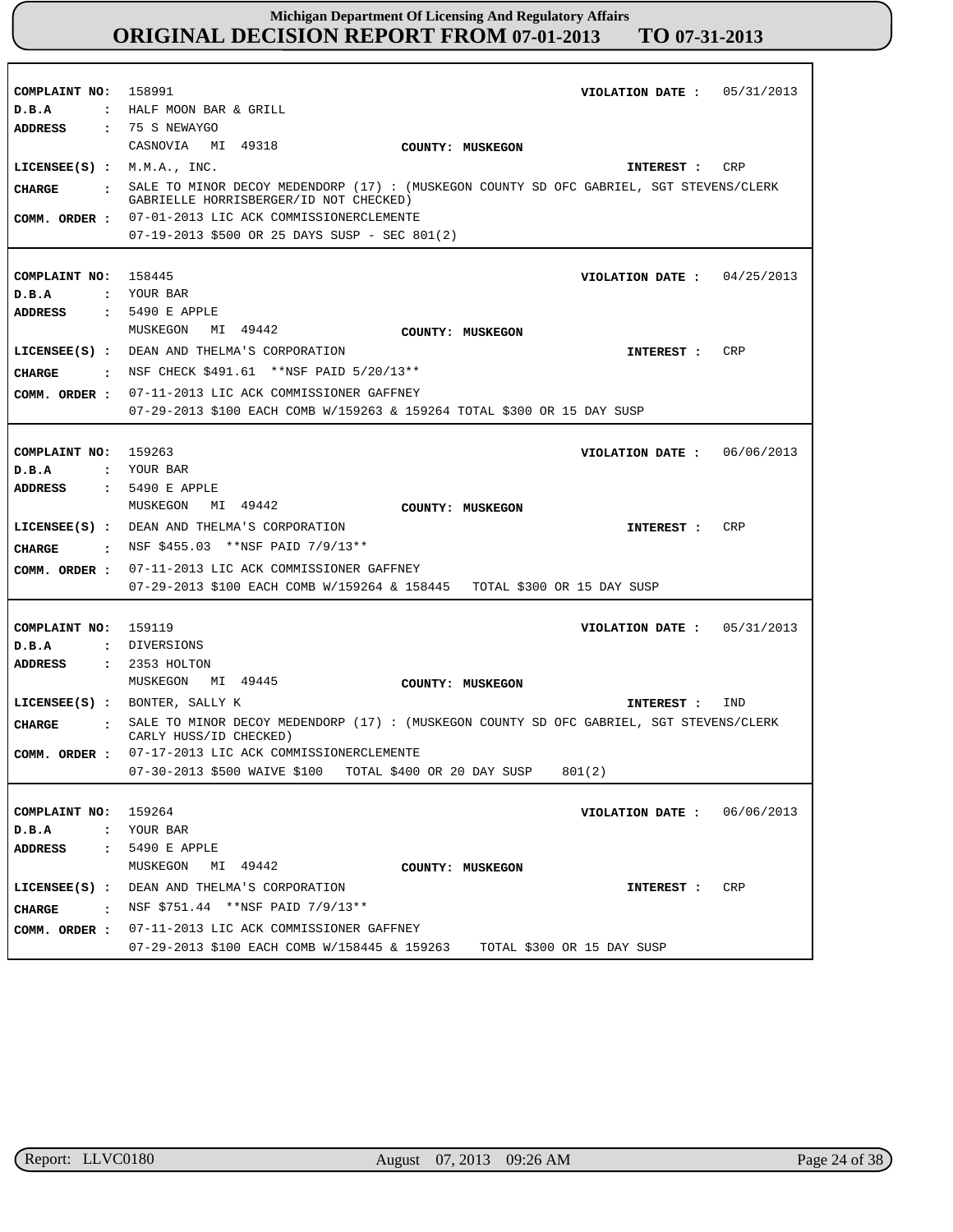# Michigan Department Of Licensing And Regulatory Affairs
# ORIGINAL DECISION REPORT FROM 07-01-2013 TO 07-31-2013

**COMPLAINT NO:** 158991 **VIOLATION DATE :** 05/31/2013
**D.B.A :** HALF MOON BAR & GRILL
**ADDRESS :** 75 S NEWAYGO
CASNOVIA MI 49318 **COUNTY: MUSKEGON**
**LICENSEE(S) :** M.M.A., INC. **INTEREST :** CRP
**CHARGE :** SALE TO MINOR DECOY MEDENDORP (17) : (MUSKEGON COUNTY SD OFC GABRIEL, SGT STEVENS/CLERK GABRIELLE HORRISBERGER/ID NOT CHECKED)
**COMM. ORDER :** 07-01-2013 LIC ACK COMMISSIONERCLEMENTE
07-19-2013 $500 OR 25 DAYS SUSP - SEC 801(2)

---

**COMPLAINT NO:** 158445 **VIOLATION DATE :** 04/25/2013
**D.B.A :** YOUR BAR
**ADDRESS :** 5490 E APPLE
MUSKEGON MI 49442 **COUNTY: MUSKEGON**
**LICENSEE(S) :** DEAN AND THELMA'S CORPORATION **INTEREST :** CRP
**CHARGE :** NSF CHECK $491.61 **NSF PAID 5/20/13**
**COMM. ORDER :** 07-11-2013 LIC ACK COMMISSIONER GAFFNEY
07-29-2013 $100 EACH COMB W/159263 & 159264 TOTAL $300 OR 15 DAY SUSP

---

**COMPLAINT NO:** 159263 **VIOLATION DATE :** 06/06/2013
**D.B.A :** YOUR BAR
**ADDRESS :** 5490 E APPLE
MUSKEGON MI 49442 **COUNTY: MUSKEGON**
**LICENSEE(S) :** DEAN AND THELMA'S CORPORATION **INTEREST :** CRP
**CHARGE :** NSF $455.03 **NSF PAID 7/9/13**
**COMM. ORDER :** 07-11-2013 LIC ACK COMMISSIONER GAFFNEY
07-29-2013 $100 EACH COMB W/159264 & 158445 TOTAL $300 OR 15 DAY SUSP

---

**COMPLAINT NO:** 159119 **VIOLATION DATE :** 05/31/2013
**D.B.A :** DIVERSIONS
**ADDRESS :** 2353 HOLTON
MUSKEGON MI 49445 **COUNTY: MUSKEGON**
**LICENSEE(S) :** BONTER, SALLY K **INTEREST :** IND
**CHARGE :** SALE TO MINOR DECOY MEDENDORP (17) : (MUSKEGON COUNTY SD OFC GABRIEL, SGT STEVENS/CLERK CARLY HUSS/ID CHECKED)
**COMM. ORDER :** 07-17-2013 LIC ACK COMMISSIONERCLEMENTE
07-30-2013 $500 WAIVE $100 TOTAL $400 OR 20 DAY SUSP 801(2)

---

**COMPLAINT NO:** 159264 **VIOLATION DATE :** 06/06/2013
**D.B.A :** YOUR BAR
**ADDRESS :** 5490 E APPLE
MUSKEGON MI 49442 **COUNTY: MUSKEGON**
**LICENSEE(S) :** DEAN AND THELMA'S CORPORATION **INTEREST :** CRP
**CHARGE :** NSF $751.44 **NSF PAID 7/9/13**
**COMM. ORDER :** 07-11-2013 LIC ACK COMMISSIONER GAFFNEY
07-29-2013 $100 EACH COMB W/158445 & 159263 TOTAL $300 OR 15 DAY SUSP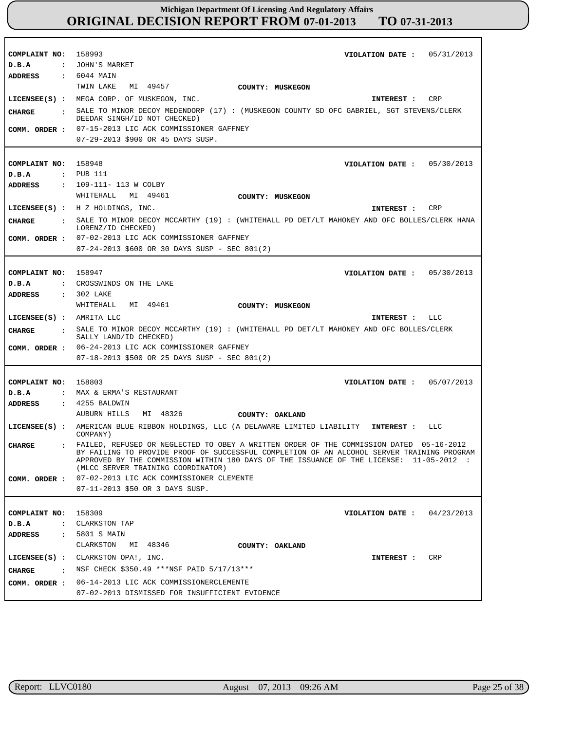# Michigan Department Of Licensing And Regulatory Affairs
## ORIGINAL DECISION REPORT FROM 07-01-2013 TO 07-31-2013

**COMPLAINT NO:** 158993 **VIOLATION DATE :** 05/31/2013
**D.B.A :** JOHN'S MARKET
**ADDRESS :** 6044 MAIN
TWIN LAKE MI 49457 **COUNTY: MUSKEGON**
**LICENSEE(S) :** MEGA CORP. OF MUSKEGON, INC. **INTEREST :** CRP
**CHARGE :** SALE TO MINOR DECOY MEDENDORP (17) : (MUSKEGON COUNTY SD OFC GABRIEL, SGT STEVENS/CLERK DEEDAR SINGH/ID NOT CHECKED)
**COMM. ORDER :** 07-15-2013 LIC ACK COMMISSIONER GAFFNEY
07-29-2013 $900 OR 45 DAYS SUSP.

---

**COMPLAINT NO:** 158948 **VIOLATION DATE :** 05/30/2013
**D.B.A :** PUB 111
**ADDRESS :** 109-111- 113 W COLBY
WHITEHALL MI 49461 **COUNTY: MUSKEGON**
**LICENSEE(S) :** H Z HOLDINGS, INC. **INTEREST :** CRP
**CHARGE :** SALE TO MINOR DECOY MCCARTHY (19) : (WHITEHALL PD DET/LT MAHONEY AND OFC BOLLES/CLERK HANA LORENZ/ID CHECKED)
**COMM. ORDER :** 07-02-2013 LIC ACK COMMISSIONER GAFFNEY
07-24-2013 $600 OR 30 DAYS SUSP - SEC 801(2)

---

**COMPLAINT NO:** 158947 **VIOLATION DATE :** 05/30/2013
**D.B.A :** CROSSWINDS ON THE LAKE
**ADDRESS :** 302 LAKE
WHITEHALL MI 49461 **COUNTY: MUSKEGON**
**LICENSEE(S) :** AMRITA LLC **INTEREST :** LLC
**CHARGE :** SALE TO MINOR DECOY MCCARTHY (19) : (WHITEHALL PD DET/LT MAHONEY AND OFC BOLLES/CLERK SALLY LAND/ID CHECKED)
**COMM. ORDER :** 06-24-2013 LIC ACK COMMISSIONER GAFFNEY
07-18-2013 $500 OR 25 DAYS SUSP - SEC 801(2)

---

**COMPLAINT NO:** 158803 **VIOLATION DATE :** 05/07/2013
**D.B.A :** MAX & ERMA'S RESTAURANT
**ADDRESS :** 4255 BALDWIN
AUBURN HILLS MI 48326 **COUNTY: OAKLAND**
**LICENSEE(S) :** AMERICAN BLUE RIBBON HOLDINGS, LLC (A DELAWARE LIMITED LIABILITY COMPANY) **INTEREST :** LLC
**CHARGE :** FAILED, REFUSED OR NEGLECTED TO OBEY A WRITTEN ORDER OF THE COMMISSION DATED 05-16-2012 BY FAILING TO PROVIDE PROOF OF SUCCESSFUL COMPLETION OF AN ALCOHOL SERVER TRAINING PROGRAM APPROVED BY THE COMMISSION WITHIN 180 DAYS OF THE ISSUANCE OF THE LICENSE: 11-05-2012 : (MLCC SERVER TRAINING COORDINATOR)
**COMM. ORDER :** 07-02-2013 LIC ACK COMMISSIONER CLEMENTE
07-11-2013 $50 OR 3 DAYS SUSP.

---

**COMPLAINT NO:** 158309 **VIOLATION DATE :** 04/23/2013
**D.B.A :** CLARKSTON TAP
**ADDRESS :** 5801 S MAIN
CLARKSTON MI 48346 **COUNTY: OAKLAND**
**LICENSEE(S) :** CLARKSTON OPA!, INC. **INTEREST :** CRP
**CHARGE :** NSF CHECK $350.49 ***NSF PAID 5/17/13***
**COMM. ORDER :** 06-14-2013 LIC ACK COMMISSIONERCLEMENTE
07-02-2013 DISMISSED FOR INSUFFICIENT EVIDENCE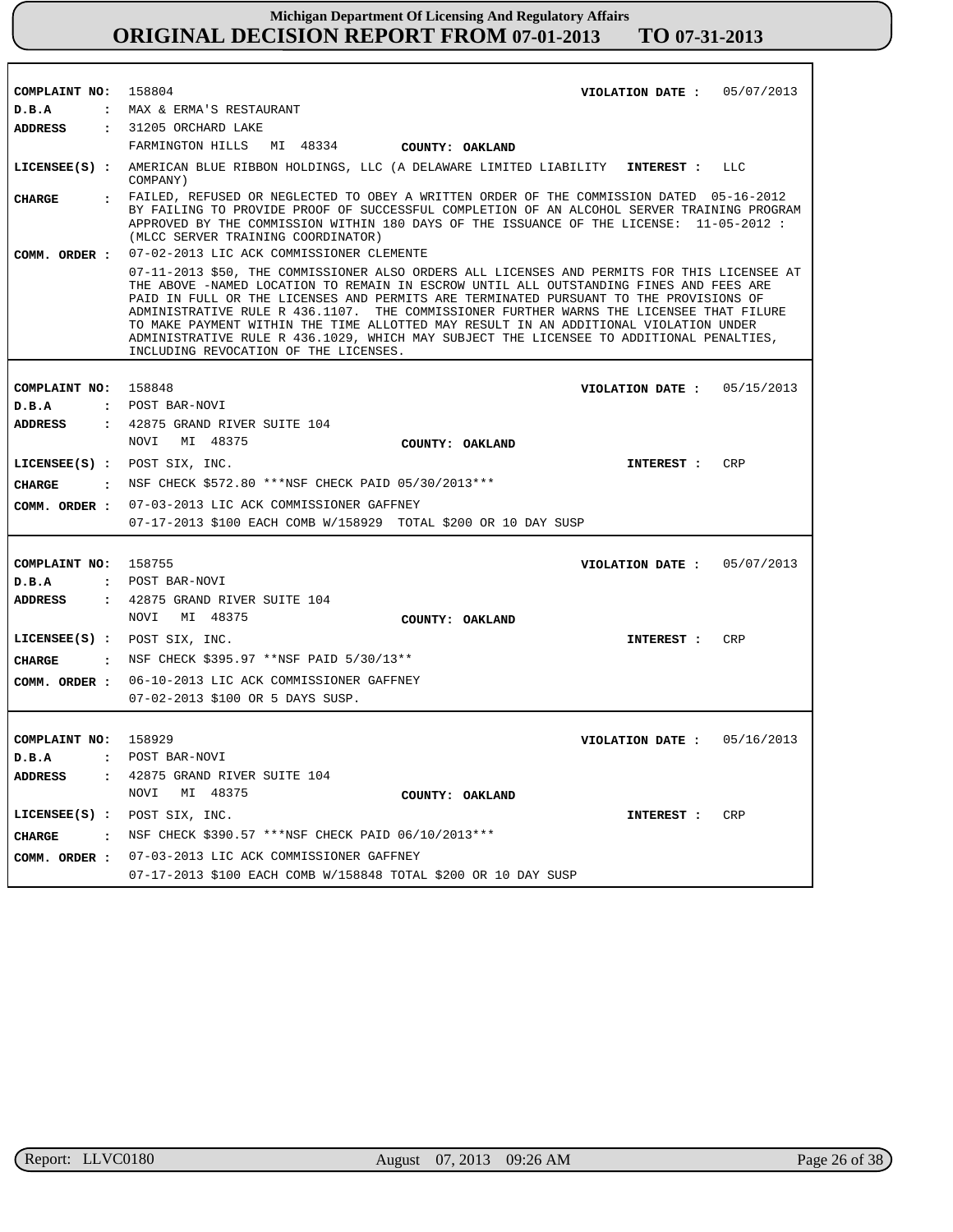# Michigan Department Of Licensing And Regulatory Affairs
## ORIGINAL DECISION REPORT FROM 07-01-2013 TO 07-31-2013

**COMPLAINT NO:** 158804 **VIOLATION DATE :** 05/07/2013
**D.B.A :** MAX & ERMA'S RESTAURANT
**ADDRESS :** 31205 ORCHARD LAKE
FARMINGTON HILLS MI 48334 **COUNTY: OAKLAND**
**LICENSEE(S) :** AMERICAN BLUE RIBBON HOLDINGS, LLC (A DELAWARE LIMITED LIABILITY COMPANY) **INTEREST :** LLC
**CHARGE :** FAILED, REFUSED OR NEGLECTED TO OBEY A WRITTEN ORDER OF THE COMMISSION DATED 05-16-2012 BY FAILING TO PROVIDE PROOF OF SUCCESSFUL COMPLETION OF AN ALCOHOL SERVER TRAINING PROGRAM APPROVED BY THE COMMISSION WITHIN 180 DAYS OF THE ISSUANCE OF THE LICENSE: 11-05-2012 : (MLCC SERVER TRAINING COORDINATOR)
**COMM. ORDER :** 07-02-2013 LIC ACK COMMISSIONER CLEMENTE
07-11-2013 $50, THE COMMISSIONER ALSO ORDERS ALL LICENSES AND PERMITS FOR THIS LICENSEE AT THE ABOVE -NAMED LOCATION TO REMAIN IN ESCROW UNTIL ALL OUTSTANDING FINES AND FEES ARE PAID IN FULL OR THE LICENSES AND PERMITS ARE TERMINATED PURSUANT TO THE PROVISIONS OF ADMINISTRATIVE RULE R 436.1107. THE COMMISSIONER FURTHER WARNS THE LICENSEE THAT FILURE TO MAKE PAYMENT WITHIN THE TIME ALLOTTED MAY RESULT IN AN ADDITIONAL VIOLATION UNDER ADMINISTRATIVE RULE R 436.1029, WHICH MAY SUBJECT THE LICENSEE TO ADDITIONAL PENALTIES, INCLUDING REVOCATION OF THE LICENSES.

---

**COMPLAINT NO:** 158848 **VIOLATION DATE :** 05/15/2013
**D.B.A :** POST BAR-NOVI
**ADDRESS :** 42875 GRAND RIVER SUITE 104
NOVI MI 48375 **COUNTY: OAKLAND**
**LICENSEE(S) :** POST SIX, INC. **INTEREST :** CRP
**CHARGE :** NSF CHECK $572.80 ***NSF CHECK PAID 05/30/2013***
**COMM. ORDER :** 07-03-2013 LIC ACK COMMISSIONER GAFFNEY
07-17-2013 $100 EACH COMB W/158929 TOTAL $200 OR 10 DAY SUSP

---

**COMPLAINT NO:** 158755 **VIOLATION DATE :** 05/07/2013
**D.B.A :** POST BAR-NOVI
**ADDRESS :** 42875 GRAND RIVER SUITE 104
NOVI MI 48375 **COUNTY: OAKLAND**
**LICENSEE(S) :** POST SIX, INC. **INTEREST :** CRP
**CHARGE :** NSF CHECK $395.97 **NSF PAID 5/30/13**
**COMM. ORDER :** 06-10-2013 LIC ACK COMMISSIONER GAFFNEY
07-02-2013 $100 OR 5 DAYS SUSP.

---

**COMPLAINT NO:** 158929 **VIOLATION DATE :** 05/16/2013
**D.B.A :** POST BAR-NOVI
**ADDRESS :** 42875 GRAND RIVER SUITE 104
NOVI MI 48375 **COUNTY: OAKLAND**
**LICENSEE(S) :** POST SIX, INC. **INTEREST :** CRP
**CHARGE :** NSF CHECK $390.57 ***NSF CHECK PAID 06/10/2013***
**COMM. ORDER :** 07-03-2013 LIC ACK COMMISSIONER GAFFNEY
07-17-2013 $100 EACH COMB W/158848 TOTAL $200 OR 10 DAY SUSP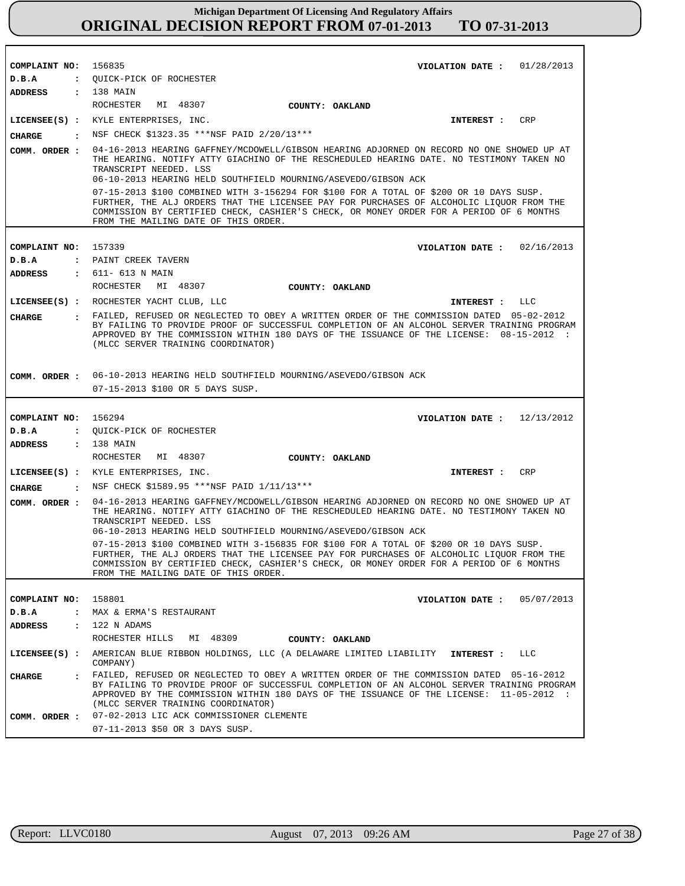| | |
|---|---|
| **COMPLAINT NO:** | 156835 |
| **VIOLATION DATE :** | 01/28/2013 |
| **D.B.A :** | QUICK-PICK OF ROCHESTER |
| **ADDRESS :** | 138 MAIN<br>ROCHESTER MI 48307 |
| **COUNTY:** | OAKLAND |
| **LICENSEE(S) :** | KYLE ENTERPRISES, INC. |
| **INTEREST :** | CRP |
| **CHARGE :** | NSF CHECK $1323.35 ***NSF PAID 2/20/13*** |
| **COMM. ORDER :** | 04-16-2013 HEARING GAFFNEY/MCDOWELL/GIBSON HEARING ADJORNED ON RECORD NO ONE SHOWED UP AT THE HEARING. NOTIFY ATTY GIACHINO OF THE RESCHEDULED HEARING DATE. NO TESTIMONY TAKEN NO TRANSCRIPT NEEDED. LSS<br>06-10-2013 HEARING HELD SOUTHFIELD MOURNING/ASEVEDO/GIBSON ACK<br>07-15-2013 $100 COMBINED WITH 3-156294 FOR $100 FOR A TOTAL OF $200 OR 10 DAYS SUSP. FURTHER, THE ALJ ORDERS THAT THE LICENSEE PAY FOR PURCHASES OF ALCOHOLIC LIQUOR FROM THE COMMISSION BY CERTIFIED CHECK, CASHIER'S CHECK, OR MONEY ORDER FOR A PERIOD OF 6 MONTHS FROM THE MAILING DATE OF THIS ORDER. |

| | |
|---|---|
| **COMPLAINT NO:** | 157339 |
| **VIOLATION DATE :** | 02/16/2013 |
| **D.B.A :** | PAINT CREEK TAVERN |
| **ADDRESS :** | 611- 613 N MAIN<br>ROCHESTER MI 48307 |
| **COUNTY:** | OAKLAND |
| **LICENSEE(S) :** | ROCHESTER YACHT CLUB, LLC |
| **INTEREST :** | LLC |
| **CHARGE :** | FAILED, REFUSED OR NEGLECTED TO OBEY A WRITTEN ORDER OF THE COMMISSION DATED 05-02-2012 BY FAILING TO PROVIDE PROOF OF SUCCESSFUL COMPLETION OF AN ALCOHOL SERVER TRAINING PROGRAM APPROVED BY THE COMMISSION WITHIN 180 DAYS OF THE ISSUANCE OF THE LICENSE: 08-15-2012 : (MLCC SERVER TRAINING COORDINATOR) |
| **COMM. ORDER :** | 06-10-2013 HEARING HELD SOUTHFIELD MOURNING/ASEVEDO/GIBSON ACK<br>07-15-2013 $100 OR 5 DAYS SUSP. |

| | |
|---|---|
| **COMPLAINT NO:** | 156294 |
| **VIOLATION DATE :** | 12/13/2012 |
| **D.B.A :** | QUICK-PICK OF ROCHESTER |
| **ADDRESS :** | 138 MAIN<br>ROCHESTER MI 48307 |
| **COUNTY:** | OAKLAND |
| **LICENSEE(S) :** | KYLE ENTERPRISES, INC. |
| **INTEREST :** | CRP |
| **CHARGE :** | NSF CHECK $1589.95 ***NSF PAID 1/11/13*** |
| **COMM. ORDER :** | 04-16-2013 HEARING GAFFNEY/MCDOWELL/GIBSON HEARING ADJORNED ON RECORD NO ONE SHOWED UP AT THE HEARING. NOTIFY ATTY GIACHINO OF THE RESCHEDULED HEARING DATE. NO TESTIMONY TAKEN NO TRANSCRIPT NEEDED. LSS<br>06-10-2013 HEARING HELD SOUTHFIELD MOURNING/ASEVEDO/GIBSON ACK<br>07-15-2013 $100 COMBINED WITH 3-156835 FOR $100 FOR A TOTAL OF $200 OR 10 DAYS SUSP. FURTHER, THE ALJ ORDERS THAT THE LICENSEE PAY FOR PURCHASES OF ALCOHOLIC LIQUOR FROM THE COMMISSION BY CERTIFIED CHECK, CASHIER'S CHECK, OR MONEY ORDER FOR A PERIOD OF 6 MONTHS FROM THE MAILING DATE OF THIS ORDER. |

| | |
|---|---|
| **COMPLAINT NO:** | 158801 |
| **VIOLATION DATE :** | 05/07/2013 |
| **D.B.A :** | MAX & ERMA'S RESTAURANT |
| **ADDRESS :** | 122 N ADAMS<br>ROCHESTER HILLS MI 48309 |
| **COUNTY:** | OAKLAND |
| **LICENSEE(S) :** | AMERICAN BLUE RIBBON HOLDINGS, LLC (A DELAWARE LIMITED LIABILITY COMPANY) |
| **INTEREST :** | LLC |
| **CHARGE :** | FAILED, REFUSED OR NEGLECTED TO OBEY A WRITTEN ORDER OF THE COMMISSION DATED 05-16-2012 BY FAILING TO PROVIDE PROOF OF SUCCESSFUL COMPLETION OF AN ALCOHOL SERVER TRAINING PROGRAM APPROVED BY THE COMMISSION WITHIN 180 DAYS OF THE ISSUANCE OF THE LICENSE: 11-05-2012 : (MLCC SERVER TRAINING COORDINATOR) |
| **COMM. ORDER :** | 07-02-2013 LIC ACK COMMISSIONER CLEMENTE<br>07-11-2013 $50 OR 3 DAYS SUSP. |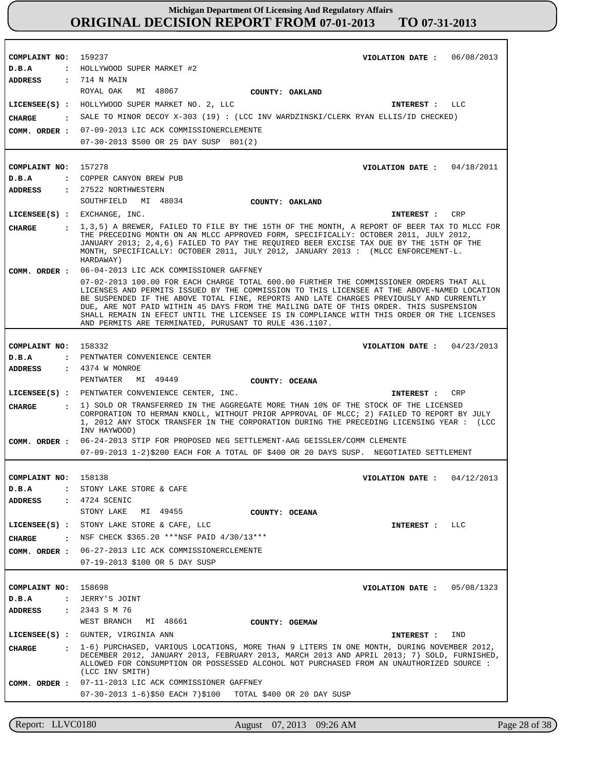# Michigan Department Of Licensing And Regulatory Affairs
# ORIGINAL DECISION REPORT FROM 07-01-2013 TO 07-31-2013

---

**COMPLAINT NO:** 159237  
**VIOLATION DATE :** 06/08/2013  
**D.B.A :** HOLLYWOOD SUPER MARKET #2  
**ADDRESS :** 714 N MAIN  
ROYAL OAK MI 48067  
**COUNTY:** OAKLAND  
**LICENSEE(S) :** HOLLYWOOD SUPER MARKET NO. 2, LLC  
**INTEREST :** LLC  
**CHARGE :** SALE TO MINOR DECOY X-303 (19) : (LCC INV WARDZINSKI/CLERK RYAN ELLIS/ID CHECKED)  
**COMM. ORDER :** 07-09-2013 LIC ACK COMMISSIONERCLEMENTE  
07-30-2013 $500 OR 25 DAY SUSP 801(2)

---

**COMPLAINT NO:** 157278  
**VIOLATION DATE :** 04/18/2011  
**D.B.A :** COPPER CANYON BREW PUB  
**ADDRESS :** 27522 NORTHWESTERN  
SOUTHFIELD MI 48034  
**COUNTY:** OAKLAND  
**LICENSEE(S) :** EXCHANGE, INC.  
**INTEREST :** CRP  
**CHARGE :** 1,3,5) A BREWER, FAILED TO FILE BY THE 15TH OF THE MONTH, A REPORT OF BEER TAX TO MLCC FOR THE PRECEDING MONTH ON AN MLCC APPROVED FORM, SPECIFICALLY: OCTOBER 2011, JULY 2012, JANUARY 2013; 2,4,6) FAILED TO PAY THE REQUIRED BEER EXCISE TAX DUE BY THE 15TH OF THE MONTH, SPECIFICALLY: OCTOBER 2011, JULY 2012, JANUARY 2013 : (MLCC ENFORCEMENT-L. HARDAWAY)  
**COMM. ORDER :** 06-04-2013 LIC ACK COMMISSIONER GAFFNEY  
07-02-2013 100.00 FOR EACH CHARGE TOTAL 600.00 FURTHER THE COMMISSIONER ORDERS THAT ALL LICENSES AND PERMITS ISSUED BY THE COMMISSION TO THIS LICENSEE AT THE ABOVE-NAMED LOCATION BE SUSPENDED IF THE ABOVE TOTAL FINE, REPORTS AND LATE CHARGES PREVIOUSLY AND CURRENTLY DUE, ARE NOT PAID WITHIN 45 DAYS FROM THE MAILING DATE OF THIS ORDER. THIS SUSPENSION SHALL REMAIN IN EFECT UNTIL THE LICENSEE IS IN COMPLIANCE WITH THIS ORDER OR THE LICENSES AND PERMITS ARE TERMINATED, PURUSANT TO RULE 436.1107.

---

**COMPLAINT NO:** 158332  
**VIOLATION DATE :** 04/23/2013  
**D.B.A :** PENTWATER CONVENIENCE CENTER  
**ADDRESS :** 4374 W MONROE  
PENTWATER MI 49449  
**COUNTY:** OCEANA  
**LICENSEE(S) :** PENTWATER CONVENIENCE CENTER, INC.  
**INTEREST :** CRP  
**CHARGE :** 1) SOLD OR TRANSFERRED IN THE AGGREGATE MORE THAN 10% OF THE STOCK OF THE LICENSED CORPORATION TO HERMAN KNOLL, WITHOUT PRIOR APPROVAL OF MLCC; 2) FAILED TO REPORT BY JULY 1, 2012 ANY STOCK TRANSFER IN THE CORPORATION DURING THE PRECEDING LICENSING YEAR : (LCC INV HAYWOOD)  
**COMM. ORDER :** 06-24-2013 STIP FOR PROPOSED NEG SETTLEMENT-AAG GEISSLER/COMM CLEMENTE  
07-09-2013 1-2)$200 EACH FOR A TOTAL OF $400 OR 20 DAYS SUSP. NEGOTIATED SETTLEMENT

---

**COMPLAINT NO:** 158138  
**VIOLATION DATE :** 04/12/2013  
**D.B.A :** STONY LAKE STORE & CAFE  
**ADDRESS :** 4724 SCENIC  
STONY LAKE MI 49455  
**COUNTY:** OCEANA  
**LICENSEE(S) :** STONY LAKE STORE & CAFE, LLC  
**INTEREST :** LLC  
**CHARGE :** NSF CHECK $365.20 ***NSF PAID 4/30/13***  
**COMM. ORDER :** 06-27-2013 LIC ACK COMMISSIONERCLEMENTE  
07-19-2013 $100 OR 5 DAY SUSP

---

**COMPLAINT NO:** 158698  
**VIOLATION DATE :** 05/08/1323  
**D.B.A :** JERRY'S JOINT  
**ADDRESS :** 2343 S M 76  
WEST BRANCH MI 48661  
**COUNTY:** OGEMAW  
**LICENSEE(S) :** GUNTER, VIRGINIA ANN  
**INTEREST :** IND  
**CHARGE :** 1-6) PURCHASED, VARIOUS LOCATIONS, MORE THAN 9 LITERS IN ONE MONTH, DURING NOVEMBER 2012, DECEMBER 2012, JANUARY 2013, FEBRUARY 2013, MARCH 2013 AND APRIL 2013; 7) SOLD, FURNISHED, ALLOWED FOR CONSUMPTION OR POSSESSED ALCOHOL NOT PURCHASED FROM AN UNAUTHORIZED SOURCE : (LCC INV SMITH)  
**COMM. ORDER :** 07-11-2013 LIC ACK COMMISSIONER GAFFNEY  
07-30-2013 1-6)$50 EACH 7)$100 TOTAL $400 OR 20 DAY SUSP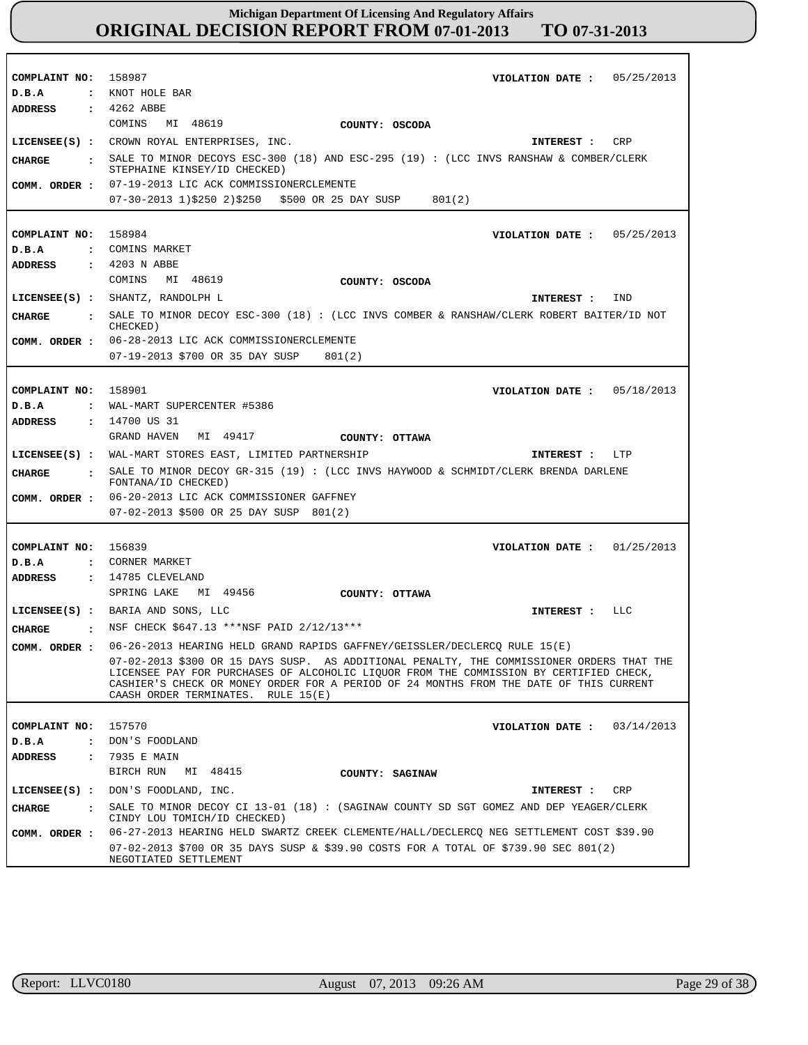# Michigan Department Of Licensing And Regulatory Affairs
# ORIGINAL DECISION REPORT FROM 07-01-2013 TO 07-31-2013

**COMPLAINT NO:** 158987 **VIOLATION DATE :** 05/25/2013
**D.B.A :** KNOT HOLE BAR
**ADDRESS :** 4262 ABBE
COMINS MI 48619 **COUNTY: OSCODA**
**LICENSEE(S) :** CROWN ROYAL ENTERPRISES, INC. **INTEREST :** CRP
**CHARGE :** SALE TO MINOR DECOYS ESC-300 (18) AND ESC-295 (19) : (LCC INVS RANSHAW & COMBER/CLERK STEPHAINE KINSEY/ID CHECKED)
**COMM. ORDER :** 07-19-2013 LIC ACK COMMISSIONERCLEMENTE
07-30-2013 1)$250 2)$250 $500 OR 25 DAY SUSP 801(2)

---

**COMPLAINT NO:** 158984 **VIOLATION DATE :** 05/25/2013
**D.B.A :** COMINS MARKET
**ADDRESS :** 4203 N ABBE
COMINS MI 48619 **COUNTY: OSCODA**
**LICENSEE(S) :** SHANTZ, RANDOLPH L **INTEREST :** IND
**CHARGE :** SALE TO MINOR DECOY ESC-300 (18) : (LCC INVS COMBER & RANSHAW/CLERK ROBERT BAITER/ID NOT CHECKED)
**COMM. ORDER :** 06-28-2013 LIC ACK COMMISSIONERCLEMENTE
07-19-2013 $700 OR 35 DAY SUSP 801(2)

---

**COMPLAINT NO:** 158901 **VIOLATION DATE :** 05/18/2013
**D.B.A :** WAL-MART SUPERCENTER #5386
**ADDRESS :** 14700 US 31
GRAND HAVEN MI 49417 **COUNTY: OTTAWA**
**LICENSEE(S) :** WAL-MART STORES EAST, LIMITED PARTNERSHIP **INTEREST :** LTP
**CHARGE :** SALE TO MINOR DECOY GR-315 (19) : (LCC INVS HAYWOOD & SCHMIDT/CLERK BRENDA DARLENE FONTANA/ID CHECKED)
**COMM. ORDER :** 06-20-2013 LIC ACK COMMISSIONER GAFFNEY
07-02-2013 $500 OR 25 DAY SUSP 801(2)

---

**COMPLAINT NO:** 156839 **VIOLATION DATE :** 01/25/2013
**D.B.A :** CORNER MARKET
**ADDRESS :** 14785 CLEVELAND
SPRING LAKE MI 49456 **COUNTY: OTTAWA**
**LICENSEE(S) :** BARIA AND SONS, LLC **INTEREST :** LLC
**CHARGE :** NSF CHECK $647.13 ***NSF PAID 2/12/13***
**COMM. ORDER :** 06-26-2013 HEARING HELD GRAND RAPIDS GAFFNEY/GEISSLER/DECLERCQ RULE 15(E)
07-02-2013 $300 OR 15 DAYS SUSP. AS ADDITIONAL PENALTY, THE COMMISSIONER ORDERS THAT THE LICENSEE PAY FOR PURCHASES OF ALCOHOLIC LIQUOR FROM THE COMMISSION BY CERTIFIED CHECK, CASHIER'S CHECK OR MONEY ORDER FOR A PERIOD OF 24 MONTHS FROM THE DATE OF THIS CURRENT CAASH ORDER TERMINATES. RULE 15(E)

---

**COMPLAINT NO:** 157570 **VIOLATION DATE :** 03/14/2013
**D.B.A :** DON'S FOODLAND
**ADDRESS :** 7935 E MAIN
BIRCH RUN MI 48415 **COUNTY: SAGINAW**
**LICENSEE(S) :** DON'S FOODLAND, INC. **INTEREST :** CRP
**CHARGE :** SALE TO MINOR DECOY CI 13-01 (18) : (SAGINAW COUNTY SD SGT GOMEZ AND DEP YEAGER/CLERK CINDY LOU TOMICH/ID CHECKED)
**COMM. ORDER :** 06-27-2013 HEARING HELD SWARTZ CREEK CLEMENTE/HALL/DECLERCQ NEG SETTLEMENT COST $39.90
07-02-2013 $700 OR 35 DAYS SUSP & $39.90 COSTS FOR A TOTAL OF $739.90 SEC 801(2) NEGOTIATED SETTLEMENT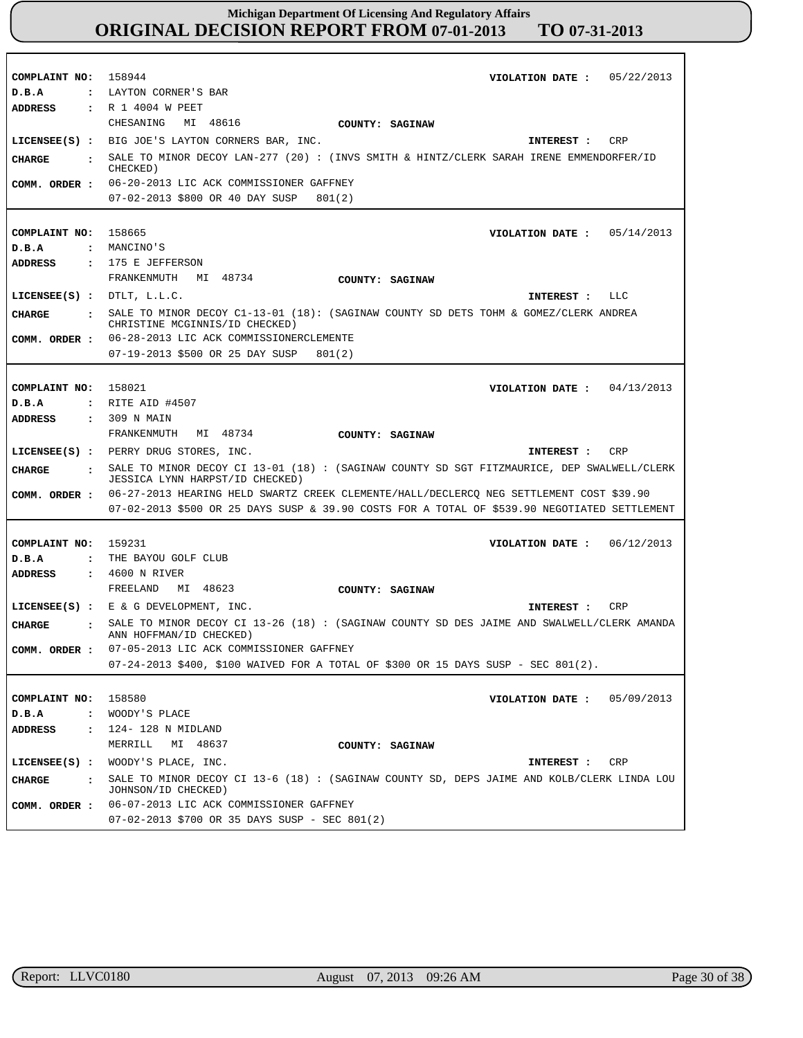# Michigan Department Of Licensing And Regulatory Affairs
## ORIGINAL DECISION REPORT FROM 07-01-2013 TO 07-31-2013

**COMPLAINT NO:** 158944  **VIOLATION DATE :** 05/22/2013
**D.B.A :** LAYTON CORNER'S BAR
**ADDRESS :** R 1 4004 W PEET
CHESANING MI 48616  **COUNTY: SAGINAW**
**LICENSEE(S) :** BIG JOE'S LAYTON CORNERS BAR, INC.  **INTEREST :** CRP
**CHARGE :** SALE TO MINOR DECOY LAN-277 (20) : (INVS SMITH & HINTZ/CLERK SARAH IRENE EMMENDORFER/ID CHECKED)
**COMM. ORDER :** 06-20-2013 LIC ACK COMMISSIONER GAFFNEY
07-02-2013 $800 OR 40 DAY SUSP 801(2)

---

**COMPLAINT NO:** 158665  **VIOLATION DATE :** 05/14/2013
**D.B.A :** MANCINO'S
**ADDRESS :** 175 E JEFFERSON
FRANKENMUTH MI 48734  **COUNTY: SAGINAW**
**LICENSEE(S) :** DTLT, L.L.C.  **INTEREST :** LLC
**CHARGE :** SALE TO MINOR DECOY C1-13-01 (18): (SAGINAW COUNTY SD DETS TOHM & GOMEZ/CLERK ANDREA CHRISTINE MCGINNIS/ID CHECKED)
**COMM. ORDER :** 06-28-2013 LIC ACK COMMISSIONERCLEMENTE
07-19-2013 $500 OR 25 DAY SUSP 801(2)

---

**COMPLAINT NO:** 158021  **VIOLATION DATE :** 04/13/2013
**D.B.A :** RITE AID #4507
**ADDRESS :** 309 N MAIN
FRANKENMUTH MI 48734  **COUNTY: SAGINAW**
**LICENSEE(S) :** PERRY DRUG STORES, INC.  **INTEREST :** CRP
**CHARGE :** SALE TO MINOR DECOY CI 13-01 (18) : (SAGINAW COUNTY SD SGT FITZMAURICE, DEP SWALWELL/CLERK JESSICA LYNN HARPST/ID CHECKED)
**COMM. ORDER :** 06-27-2013 HEARING HELD SWARTZ CREEK CLEMENTE/HALL/DECLERCQ NEG SETTLEMENT COST $39.90
07-02-2013 $500 OR 25 DAYS SUSP & 39.90 COSTS FOR A TOTAL OF $539.90 NEGOTIATED SETTLEMENT

---

**COMPLAINT NO:** 159231  **VIOLATION DATE :** 06/12/2013
**D.B.A :** THE BAYOU GOLF CLUB
**ADDRESS :** 4600 N RIVER
FREELAND MI 48623  **COUNTY: SAGINAW**
**LICENSEE(S) :** E & G DEVELOPMENT, INC.  **INTEREST :** CRP
**CHARGE :** SALE TO MINOR DECOY CI 13-26 (18) : (SAGINAW COUNTY SD DES JAIME AND SWALWELL/CLERK AMANDA ANN HOFFMAN/ID CHECKED)
**COMM. ORDER :** 07-05-2013 LIC ACK COMMISSIONER GAFFNEY
07-24-2013 $400, $100 WAIVED FOR A TOTAL OF $300 OR 15 DAYS SUSP - SEC 801(2).

---

**COMPLAINT NO:** 158580  **VIOLATION DATE :** 05/09/2013
**D.B.A :** WOODY'S PLACE
**ADDRESS :** 124- 128 N MIDLAND
MERRILL MI 48637  **COUNTY: SAGINAW**
**LICENSEE(S) :** WOODY'S PLACE, INC.  **INTEREST :** CRP
**CHARGE :** SALE TO MINOR DECOY CI 13-6 (18) : (SAGINAW COUNTY SD, DEPS JAIME AND KOLB/CLERK LINDA LOU JOHNSON/ID CHECKED)
**COMM. ORDER :** 06-07-2013 LIC ACK COMMISSIONER GAFFNEY
07-02-2013 $700 OR 35 DAYS SUSP - SEC 801(2)

Report: LLVC0180  August 07, 2013 09:26 AM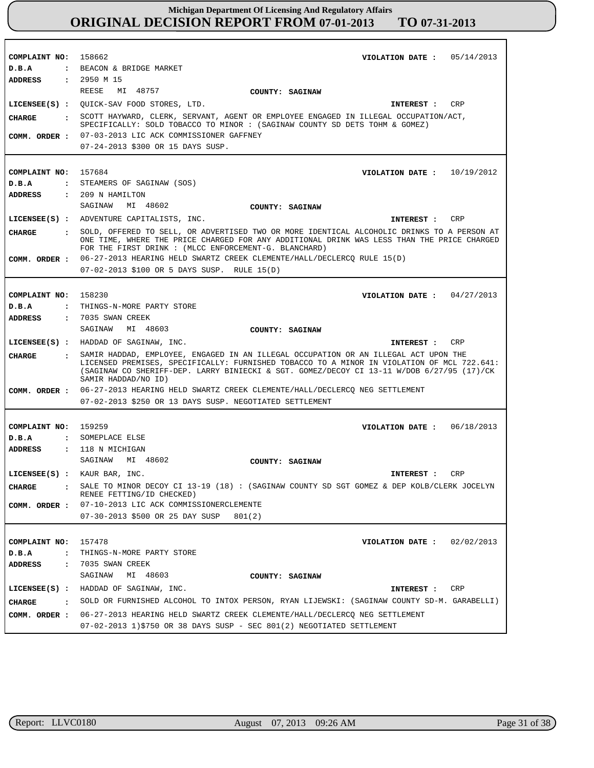# Michigan Department Of Licensing And Regulatory Affairs
## ORIGINAL DECISION REPORT FROM 07-01-2013 TO 07-31-2013

**COMPLAINT NO:** 158662  **VIOLATION DATE :** 05/14/2013
**D.B.A :** BEACON & BRIDGE MARKET
**ADDRESS :** 2950 M 15
REESE MI 48757  **COUNTY: SAGINAW**
**LICENSEE(S) :** QUICK-SAV FOOD STORES, LTD.  **INTEREST :** CRP
**CHARGE :** SCOTT HAYWARD, CLERK, SERVANT, AGENT OR EMPLOYEE ENGAGED IN ILLEGAL OCCUPATION/ACT, SPECIFICALLY: SOLD TOBACCO TO MINOR : (SAGINAW COUNTY SD DETS TOHM & GOMEZ)
**COMM. ORDER :** 07-03-2013 LIC ACK COMMISSIONER GAFFNEY
07-24-2013 $300 OR 15 DAYS SUSP.

---

**COMPLAINT NO:** 157684  **VIOLATION DATE :** 10/19/2012
**D.B.A :** STEAMERS OF SAGINAW (SOS)
**ADDRESS :** 209 N HAMILTON
SAGINAW MI 48602  **COUNTY: SAGINAW**
**LICENSEE(S) :** ADVENTURE CAPITALISTS, INC.  **INTEREST :** CRP
**CHARGE :** SOLD, OFFERED TO SELL, OR ADVERTISED TWO OR MORE IDENTICAL ALCOHOLIC DRINKS TO A PERSON AT ONE TIME, WHERE THE PRICE CHARGED FOR ANY ADDITIONAL DRINK WAS LESS THAN THE PRICE CHARGED FOR THE FIRST DRINK : (MLCC ENFORCEMENT-G. BLANCHARD)
**COMM. ORDER :** 06-27-2013 HEARING HELD SWARTZ CREEK CLEMENTE/HALL/DECLERCQ RULE 15(D)
07-02-2013 $100 OR 5 DAYS SUSP. RULE 15(D)

---

**COMPLAINT NO:** 158230  **VIOLATION DATE :** 04/27/2013
**D.B.A :** THINGS-N-MORE PARTY STORE
**ADDRESS :** 7035 SWAN CREEK
SAGINAW MI 48603  **COUNTY: SAGINAW**
**LICENSEE(S) :** HADDAD OF SAGINAW, INC.  **INTEREST :** CRP
**CHARGE :** SAMIR HADDAD, EMPLOYEE, ENGAGED IN AN ILLEGAL OCCUPATION OR AN ILLEGAL ACT UPON THE LICENSED PREMISES, SPECIFICALLY: FURNISHED TOBACCO TO A MINOR IN VIOLATION OF MCL 722.641: (SAGINAW CO SHERIFF-DEP. LARRY BINIECKI & SGT. GOMEZ/DECOY CI 13-11 W/DOB 6/27/95 (17)/CK SAMIR HADDAD/NO ID)
**COMM. ORDER :** 06-27-2013 HEARING HELD SWARTZ CREEK CLEMENTE/HALL/DECLERCQ NEG SETTLEMENT
07-02-2013 $250 OR 13 DAYS SUSP. NEGOTIATED SETTLEMENT

---

**COMPLAINT NO:** 159259  **VIOLATION DATE :** 06/18/2013
**D.B.A :** SOMEPLACE ELSE
**ADDRESS :** 118 N MICHIGAN
SAGINAW MI 48602  **COUNTY: SAGINAW**
**LICENSEE(S) :** KAUR BAR, INC.  **INTEREST :** CRP
**CHARGE :** SALE TO MINOR DECOY CI 13-19 (18) : (SAGINAW COUNTY SD SGT GOMEZ & DEP KOLB/CLERK JOCELYN RENEE FETTING/ID CHECKED)
**COMM. ORDER :** 07-10-2013 LIC ACK COMMISSIONERCLEMENTE
07-30-2013 $500 OR 25 DAY SUSP 801(2)

---

**COMPLAINT NO:** 157478  **VIOLATION DATE :** 02/02/2013
**D.B.A :** THINGS-N-MORE PARTY STORE
**ADDRESS :** 7035 SWAN CREEK
SAGINAW MI 48603  **COUNTY: SAGINAW**
**LICENSEE(S) :** HADDAD OF SAGINAW, INC.  **INTEREST :** CRP
**CHARGE :** SOLD OR FURNISHED ALCOHOL TO INTOX PERSON, RYAN LIJEWSKI: (SAGINAW COUNTY SD-M. GARABELLI)
**COMM. ORDER :** 06-27-2013 HEARING HELD SWARTZ CREEK CLEMENTE/HALL/DECLERCQ NEG SETTLEMENT
07-02-2013 1)$750 OR 38 DAYS SUSP - SEC 801(2) NEGOTIATED SETTLEMENT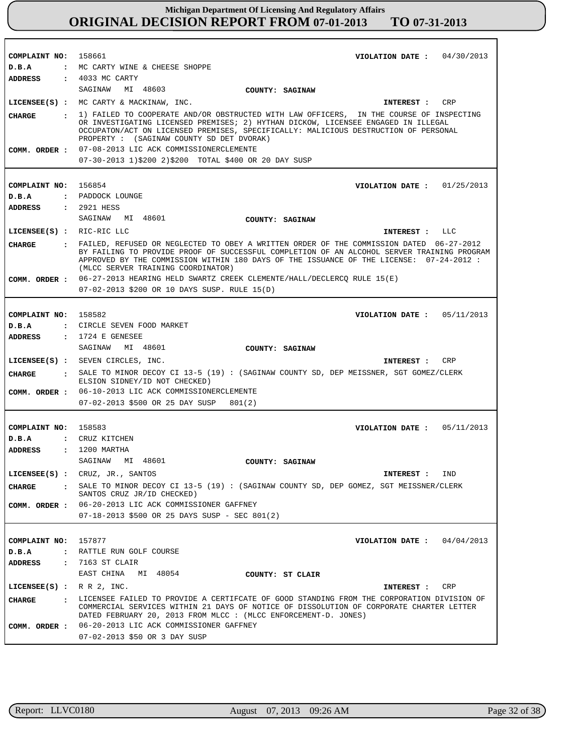# Michigan Department Of Licensing And Regulatory Affairs

## ORIGINAL DECISION REPORT FROM 07-01-2013 TO 07-31-2013

---

**COMPLAINT NO:** 158661 **VIOLATION DATE :** 04/30/2013

**D.B.A :** MC CARTY WINE & CHEESE SHOPPE

**ADDRESS :** 4033 MC CARTY
SAGINAW MI 48603 **COUNTY: SAGINAW**

**LICENSEE(S) :** MC CARTY & MACKINAW, INC. **INTEREST :** CRP

**CHARGE :** 1) FAILED TO COOPERATE AND/OR OBSTRUCTED WITH LAW OFFICERS, IN THE COURSE OF INSPECTING OR INVESTIGATING LICENSED PREMISES; 2) HYTHAN DICKOW, LICENSEE ENGAGED IN ILLEGAL OCCUPATON/ACT ON LICENSED PREMISES, SPECIFICALLY: MALICIOUS DESTRUCTION OF PERSONAL PROPERTY : (SAGINAW COUNTY SD DET DVORAK)

**COMM. ORDER :** 07-08-2013 LIC ACK COMMISSIONERCLEMENTE
07-30-2013 1)$200 2)$200 TOTAL $400 OR 20 DAY SUSP

---

**COMPLAINT NO:** 156854 **VIOLATION DATE :** 01/25/2013

**D.B.A :** PADDOCK LOUNGE

**ADDRESS :** 2921 HESS
SAGINAW MI 48601 **COUNTY: SAGINAW**

**LICENSEE(S) :** RIC-RIC LLC **INTEREST :** LLC

**CHARGE :** FAILED, REFUSED OR NEGLECTED TO OBEY A WRITTEN ORDER OF THE COMMISSION DATED 06-27-2012 BY FAILING TO PROVIDE PROOF OF SUCCESSFUL COMPLETION OF AN ALCOHOL SERVER TRAINING PROGRAM APPROVED BY THE COMMISSION WITHIN 180 DAYS OF THE ISSUANCE OF THE LICENSE: 07-24-2012 : (MLCC SERVER TRAINING COORDINATOR)

**COMM. ORDER :** 06-27-2013 HEARING HELD SWARTZ CREEK CLEMENTE/HALL/DECLERCQ RULE 15(E)
07-02-2013 $200 OR 10 DAYS SUSP. RULE 15(D)

---

**COMPLAINT NO:** 158582 **VIOLATION DATE :** 05/11/2013

**D.B.A :** CIRCLE SEVEN FOOD MARKET

**ADDRESS :** 1724 E GENESEE
SAGINAW MI 48601 **COUNTY: SAGINAW**

**LICENSEE(S) :** SEVEN CIRCLES, INC. **INTEREST :** CRP

**CHARGE :** SALE TO MINOR DECOY CI 13-5 (19) : (SAGINAW COUNTY SD, DEP MEISSNER, SGT GOMEZ/CLERK ELSION SIDNEY/ID NOT CHECKED)

**COMM. ORDER :** 06-10-2013 LIC ACK COMMISSIONERCLEMENTE
07-02-2013 $500 OR 25 DAY SUSP 801(2)

---

**COMPLAINT NO:** 158583 **VIOLATION DATE :** 05/11/2013

**D.B.A :** CRUZ KITCHEN

**ADDRESS :** 1200 MARTHA
SAGINAW MI 48601 **COUNTY: SAGINAW**

**LICENSEE(S) :** CRUZ, JR., SANTOS **INTEREST :** IND

**CHARGE :** SALE TO MINOR DECOY CI 13-5 (19) : (SAGINAW COUNTY SD, DEP GOMEZ, SGT MEISSNER/CLERK SANTOS CRUZ JR/ID CHECKED)

**COMM. ORDER :** 06-20-2013 LIC ACK COMMISSIONER GAFFNEY
07-18-2013 $500 OR 25 DAYS SUSP - SEC 801(2)

---

**COMPLAINT NO:** 157877 **VIOLATION DATE :** 04/04/2013

**D.B.A :** RATTLE RUN GOLF COURSE

**ADDRESS :** 7163 ST CLAIR
EAST CHINA MI 48054 **COUNTY: ST CLAIR**

**LICENSEE(S) :** R R 2, INC. **INTEREST :** CRP

**CHARGE :** LICENSEE FAILED TO PROVIDE A CERTIFCATE OF GOOD STANDING FROM THE CORPORATION DIVISION OF COMMERCIAL SERVICES WITHIN 21 DAYS OF NOTICE OF DISSOLUTION OF CORPORATE CHARTER LETTER DATED FEBRUARY 20, 2013 FROM MLCC : (MLCC ENFORCEMENT-D. JONES)

**COMM. ORDER :** 06-20-2013 LIC ACK COMMISSIONER GAFFNEY
07-02-2013 $50 OR 3 DAY SUSP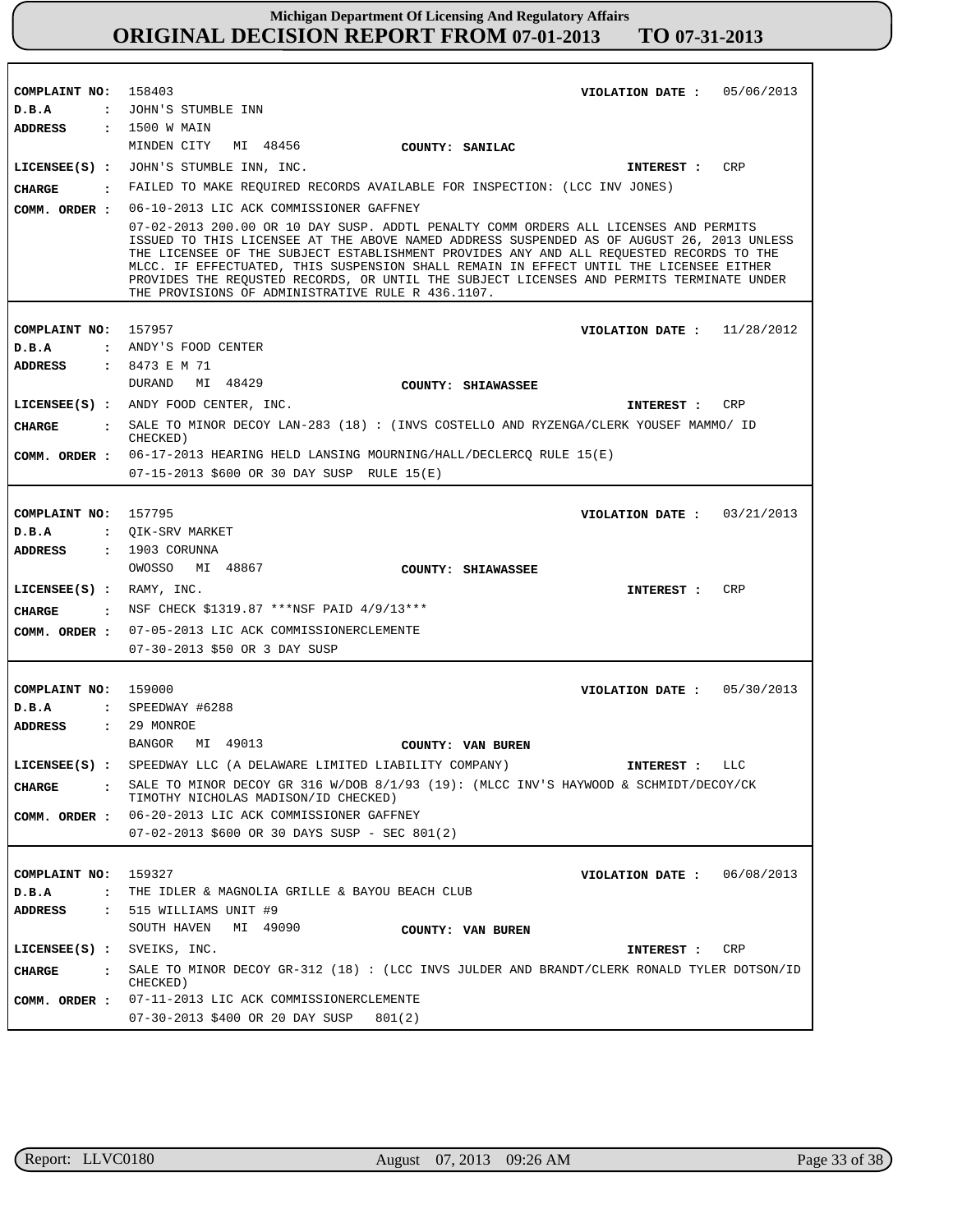# Michigan Department Of Licensing And Regulatory Affairs
# ORIGINAL DECISION REPORT FROM 07-01-2013 TO 07-31-2013

**COMPLAINT NO:** 158403  **VIOLATION DATE :** 05/06/2013
**D.B.A :** JOHN'S STUMBLE INN
**ADDRESS :** 1500 W MAIN
MINDEN CITY MI 48456  **COUNTY: SANILAC**
**LICENSEE(S) :** JOHN'S STUMBLE INN, INC.  **INTEREST :** CRP
**CHARGE :** FAILED TO MAKE REQUIRED RECORDS AVAILABLE FOR INSPECTION: (LCC INV JONES)
**COMM. ORDER :** 06-10-2013 LIC ACK COMMISSIONER GAFFNEY
07-02-2013 200.00 OR 10 DAY SUSP. ADDTL PENALTY COMM ORDERS ALL LICENSES AND PERMITS ISSUED TO THIS LICENSEE AT THE ABOVE NAMED ADDRESS SUSPENDED AS OF AUGUST 26, 2013 UNLESS THE LICENSEE OF THE SUBJECT ESTABLISHMENT PROVIDES ANY AND ALL REQUESTED RECORDS TO THE MLCC. IF EFFECTUATED, THIS SUSPENSION SHALL REMAIN IN EFFECT UNTIL THE LICENSEE EITHER PROVIDES THE REQUSTED RECORDS, OR UNTIL THE SUBJECT LICENSES AND PERMITS TERMINATE UNDER THE PROVISIONS OF ADMINISTRATIVE RULE R 436.1107.

---

**COMPLAINT NO:** 157957  **VIOLATION DATE :** 11/28/2012
**D.B.A :** ANDY'S FOOD CENTER
**ADDRESS :** 8473 E M 71
DURAND MI 48429  **COUNTY: SHIAWASSEE**
**LICENSEE(S) :** ANDY FOOD CENTER, INC.  **INTEREST :** CRP
**CHARGE :** SALE TO MINOR DECOY LAN-283 (18) : (INVS COSTELLO AND RYZENGA/CLERK YOUSEF MAMMO/ ID CHECKED)
**COMM. ORDER :** 06-17-2013 HEARING HELD LANSING MOURNING/HALL/DECLERCQ RULE 15(E)
07-15-2013 $600 OR 30 DAY SUSP RULE 15(E)

---

**COMPLAINT NO:** 157795  **VIOLATION DATE :** 03/21/2013
**D.B.A :** QIK-SRV MARKET
**ADDRESS :** 1903 CORUNNA
OWOSSO MI 48867  **COUNTY: SHIAWASSEE**
**LICENSEE(S) :** RAMY, INC.  **INTEREST :** CRP
**CHARGE :** NSF CHECK $1319.87 ***NSF PAID 4/9/13***
**COMM. ORDER :** 07-05-2013 LIC ACK COMMISSIONERCLEMENTE
07-30-2013 $50 OR 3 DAY SUSP

---

**COMPLAINT NO:** 159000  **VIOLATION DATE :** 05/30/2013
**D.B.A :** SPEEDWAY #6288
**ADDRESS :** 29 MONROE
BANGOR MI 49013  **COUNTY: VAN BUREN**
**LICENSEE(S) :** SPEEDWAY LLC (A DELAWARE LIMITED LIABILITY COMPANY)  **INTEREST :** LLC
**CHARGE :** SALE TO MINOR DECOY GR 316 W/DOB 8/1/93 (19): (MLCC INV'S HAYWOOD & SCHMIDT/DECOY/CK TIMOTHY NICHOLAS MADISON/ID CHECKED)
**COMM. ORDER :** 06-20-2013 LIC ACK COMMISSIONER GAFFNEY
07-02-2013 $600 OR 30 DAYS SUSP - SEC 801(2)

---

**COMPLAINT NO:** 159327  **VIOLATION DATE :** 06/08/2013
**D.B.A :** THE IDLER & MAGNOLIA GRILLE & BAYOU BEACH CLUB
**ADDRESS :** 515 WILLIAMS UNIT #9
SOUTH HAVEN MI 49090  **COUNTY: VAN BUREN**
**LICENSEE(S) :** SVEIKS, INC.  **INTEREST :** CRP
**CHARGE :** SALE TO MINOR DECOY GR-312 (18) : (LCC INVS JULDER AND BRANDT/CLERK RONALD TYLER DOTSON/ID CHECKED)
**COMM. ORDER :** 07-11-2013 LIC ACK COMMISSIONERCLEMENTE
07-30-2013 $400 OR 20 DAY SUSP 801(2)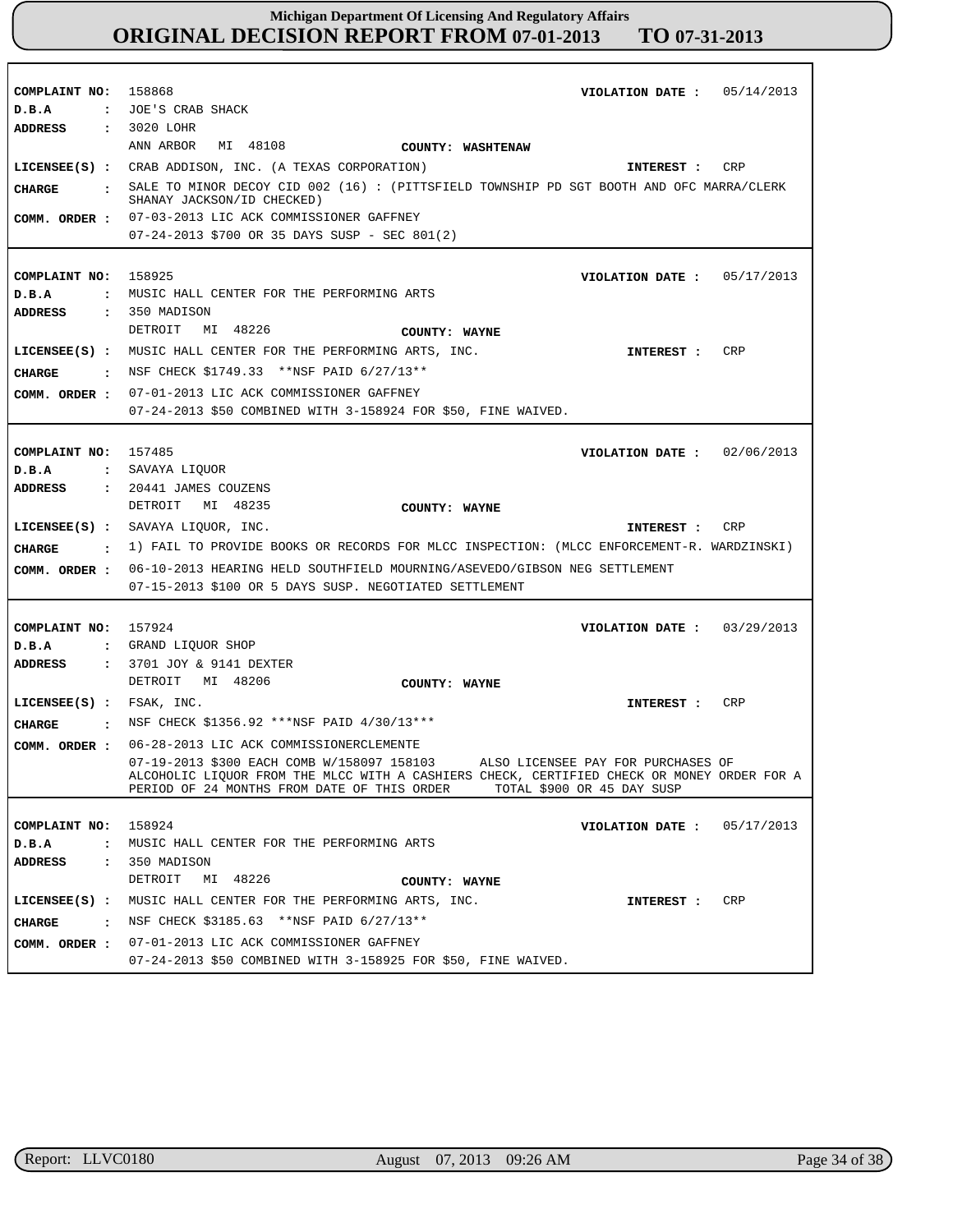**COMPLAINT NO:** 158868 **VIOLATION DATE :** 05/14/2013
**D.B.A :** JOE'S CRAB SHACK
**ADDRESS :** 3020 LOHR
ANN ARBOR MI 48108 **COUNTY: WASHTENAW**
**LICENSEE(S) :** CRAB ADDISON, INC. (A TEXAS CORPORATION) **INTEREST :** CRP
**CHARGE :** SALE TO MINOR DECOY CID 002 (16) : (PITTSFIELD TOWNSHIP PD SGT BOOTH AND OFC MARRA/CLERK SHANAY JACKSON/ID CHECKED)
**COMM. ORDER :** 07-03-2013 LIC ACK COMMISSIONER GAFFNEY
07-24-2013 $700 OR 35 DAYS SUSP - SEC 801(2)

---

**COMPLAINT NO:** 158925 **VIOLATION DATE :** 05/17/2013
**D.B.A :** MUSIC HALL CENTER FOR THE PERFORMING ARTS
**ADDRESS :** 350 MADISON
DETROIT MI 48226 **COUNTY: WAYNE**
**LICENSEE(S) :** MUSIC HALL CENTER FOR THE PERFORMING ARTS, INC. **INTEREST :** CRP
**CHARGE :** NSF CHECK $1749.33 **NSF PAID 6/27/13**
**COMM. ORDER :** 07-01-2013 LIC ACK COMMISSIONER GAFFNEY
07-24-2013 $50 COMBINED WITH 3-158924 FOR $50, FINE WAIVED.

---

**COMPLAINT NO:** 157485 **VIOLATION DATE :** 02/06/2013
**D.B.A :** SAVAYA LIQUOR
**ADDRESS :** 20441 JAMES COUZENS
DETROIT MI 48235 **COUNTY: WAYNE**
**LICENSEE(S) :** SAVAYA LIQUOR, INC. **INTEREST :** CRP
**CHARGE :** 1) FAIL TO PROVIDE BOOKS OR RECORDS FOR MLCC INSPECTION: (MLCC ENFORCEMENT-R. WARDZINSKI)
**COMM. ORDER :** 06-10-2013 HEARING HELD SOUTHFIELD MOURNING/ASEVEDO/GIBSON NEG SETTLEMENT
07-15-2013 $100 OR 5 DAYS SUSP. NEGOTIATED SETTLEMENT

---

**COMPLAINT NO:** 157924 **VIOLATION DATE :** 03/29/2013
**D.B.A :** GRAND LIQUOR SHOP
**ADDRESS :** 3701 JOY & 9141 DEXTER
DETROIT MI 48206 **COUNTY: WAYNE**
**LICENSEE(S) :** FSAK, INC. **INTEREST :** CRP
**CHARGE :** NSF CHECK $1356.92 ***NSF PAID 4/30/13***
**COMM. ORDER :** 06-28-2013 LIC ACK COMMISSIONERCLEMENTE
07-19-2013 $300 EACH COMB W/158097 158103 ALSO LICENSEE PAY FOR PURCHASES OF ALCOHOLIC LIQUOR FROM THE MLCC WITH A CASHIERS CHECK, CERTIFIED CHECK OR MONEY ORDER FOR A PERIOD OF 24 MONTHS FROM DATE OF THIS ORDER TOTAL $900 OR 45 DAY SUSP

---

**COMPLAINT NO:** 158924 **VIOLATION DATE :** 05/17/2013
**D.B.A :** MUSIC HALL CENTER FOR THE PERFORMING ARTS
**ADDRESS :** 350 MADISON
DETROIT MI 48226 **COUNTY: WAYNE**
**LICENSEE(S) :** MUSIC HALL CENTER FOR THE PERFORMING ARTS, INC. **INTEREST :** CRP
**CHARGE :** NSF CHECK $3185.63 **NSF PAID 6/27/13**
**COMM. ORDER :** 07-01-2013 LIC ACK COMMISSIONER GAFFNEY
07-24-2013 $50 COMBINED WITH 3-158925 FOR $50, FINE WAIVED.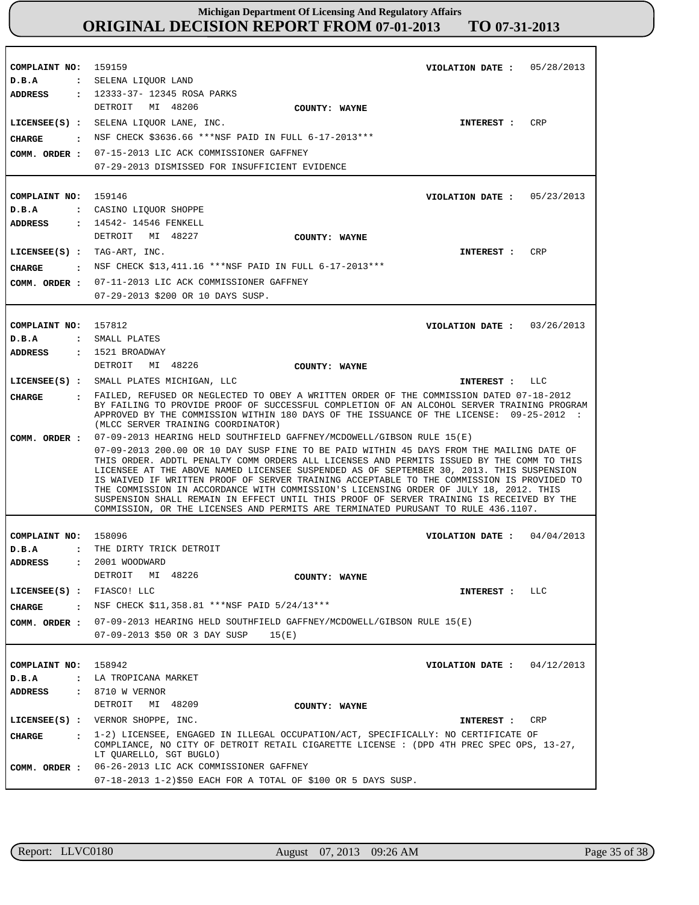# Michigan Department Of Licensing And Regulatory Affairs
# ORIGINAL DECISION REPORT FROM 07-01-2013 TO 07-31-2013

---

**COMPLAINT NO:** 159159  **VIOLATION DATE :** 05/28/2013
**D.B.A :** SELENA LIQUOR LAND
**ADDRESS :** 12333-37- 12345 ROSA PARKS
DETROIT MI 48206  **COUNTY: WAYNE**
**LICENSEE(S) :** SELENA LIQUOR LANE, INC.  **INTEREST :** CRP
**CHARGE :** NSF CHECK $3636.66 ***NSF PAID IN FULL 6-17-2013***
**COMM. ORDER :** 07-15-2013 LIC ACK COMMISSIONER GAFFNEY
07-29-2013 DISMISSED FOR INSUFFICIENT EVIDENCE

---

**COMPLAINT NO:** 159146  **VIOLATION DATE :** 05/23/2013
**D.B.A :** CASINO LIQUOR SHOPPE
**ADDRESS :** 14542- 14546 FENKELL
DETROIT MI 48227  **COUNTY: WAYNE**
**LICENSEE(S) :** TAG-ART, INC.  **INTEREST :** CRP
**CHARGE :** NSF CHECK $13,411.16 ***NSF PAID IN FULL 6-17-2013***
**COMM. ORDER :** 07-11-2013 LIC ACK COMMISSIONER GAFFNEY
07-29-2013 $200 OR 10 DAYS SUSP.

---

**COMPLAINT NO:** 157812  **VIOLATION DATE :** 03/26/2013
**D.B.A :** SMALL PLATES
**ADDRESS :** 1521 BROADWAY
DETROIT MI 48226  **COUNTY: WAYNE**
**LICENSEE(S) :** SMALL PLATES MICHIGAN, LLC  **INTEREST :** LLC
**CHARGE :** FAILED, REFUSED OR NEGLECTED TO OBEY A WRITTEN ORDER OF THE COMMISSION DATED 07-18-2012 BY FAILING TO PROVIDE PROOF OF SUCCESSFUL COMPLETION OF AN ALCOHOL SERVER TRAINING PROGRAM APPROVED BY THE COMMISSION WITHIN 180 DAYS OF THE ISSUANCE OF THE LICENSE: 09-25-2012 : (MLCC SERVER TRAINING COORDINATOR)
**COMM. ORDER :** 07-09-2013 HEARING HELD SOUTHFIELD GAFFNEY/MCDOWELL/GIBSON RULE 15(E)
07-09-2013 200.00 OR 10 DAY SUSP FINE TO BE PAID WITHIN 45 DAYS FROM THE MAILING DATE OF THIS ORDER. ADDTL PENALTY COMM ORDERS ALL LICENSES AND PERMITS ISSUED BY THE COMM TO THIS LICENSEE AT THE ABOVE NAMED LICENSEE SUSPENDED AS OF SEPTEMBER 30, 2013. THIS SUSPENSION IS WAIVED IF WRITTEN PROOF OF SERVER TRAINING ACCEPTABLE TO THE COMMISSION IS PROVIDED TO THE COMMISSION IN ACCORDANCE WITH COMMISSION'S LICENSING ORDER OF JULY 18, 2012. THIS SUSPENSION SHALL REMAIN IN EFFECT UNTIL THIS PROOF OF SERVER TRAINING IS RECEIVED BY THE COMMISSION, OR THE LICENSES AND PERMITS ARE TERMINATED PURUSANT TO RULE 436.1107.

---

**COMPLAINT NO:** 158096  **VIOLATION DATE :** 04/04/2013
**D.B.A :** THE DIRTY TRICK DETROIT
**ADDRESS :** 2001 WOODWARD
DETROIT MI 48226  **COUNTY: WAYNE**
**LICENSEE(S) :** FIASCO! LLC  **INTEREST :** LLC
**CHARGE :** NSF CHECK $11,358.81 ***NSF PAID 5/24/13***
**COMM. ORDER :** 07-09-2013 HEARING HELD SOUTHFIELD GAFFNEY/MCDOWELL/GIBSON RULE 15(E)
07-09-2013 $50 OR 3 DAY SUSP 15(E)

---

**COMPLAINT NO:** 158942  **VIOLATION DATE :** 04/12/2013
**D.B.A :** LA TROPICANA MARKET
**ADDRESS :** 8710 W VERNOR
DETROIT MI 48209  **COUNTY: WAYNE**
**LICENSEE(S) :** VERNOR SHOPPE, INC.  **INTEREST :** CRP
**CHARGE :** 1-2) LICENSEE, ENGAGED IN ILLEGAL OCCUPATION/ACT, SPECIFICALLY: NO CERTIFICATE OF COMPLIANCE, NO CITY OF DETROIT RETAIL CIGARETTE LICENSE : (DPD 4TH PREC SPEC OPS, 13-27, LT QUARELLO, SGT BUGLO)
**COMM. ORDER :** 06-26-2013 LIC ACK COMMISSIONER GAFFNEY
07-18-2013 1-2)$50 EACH FOR A TOTAL OF $100 OR 5 DAYS SUSP.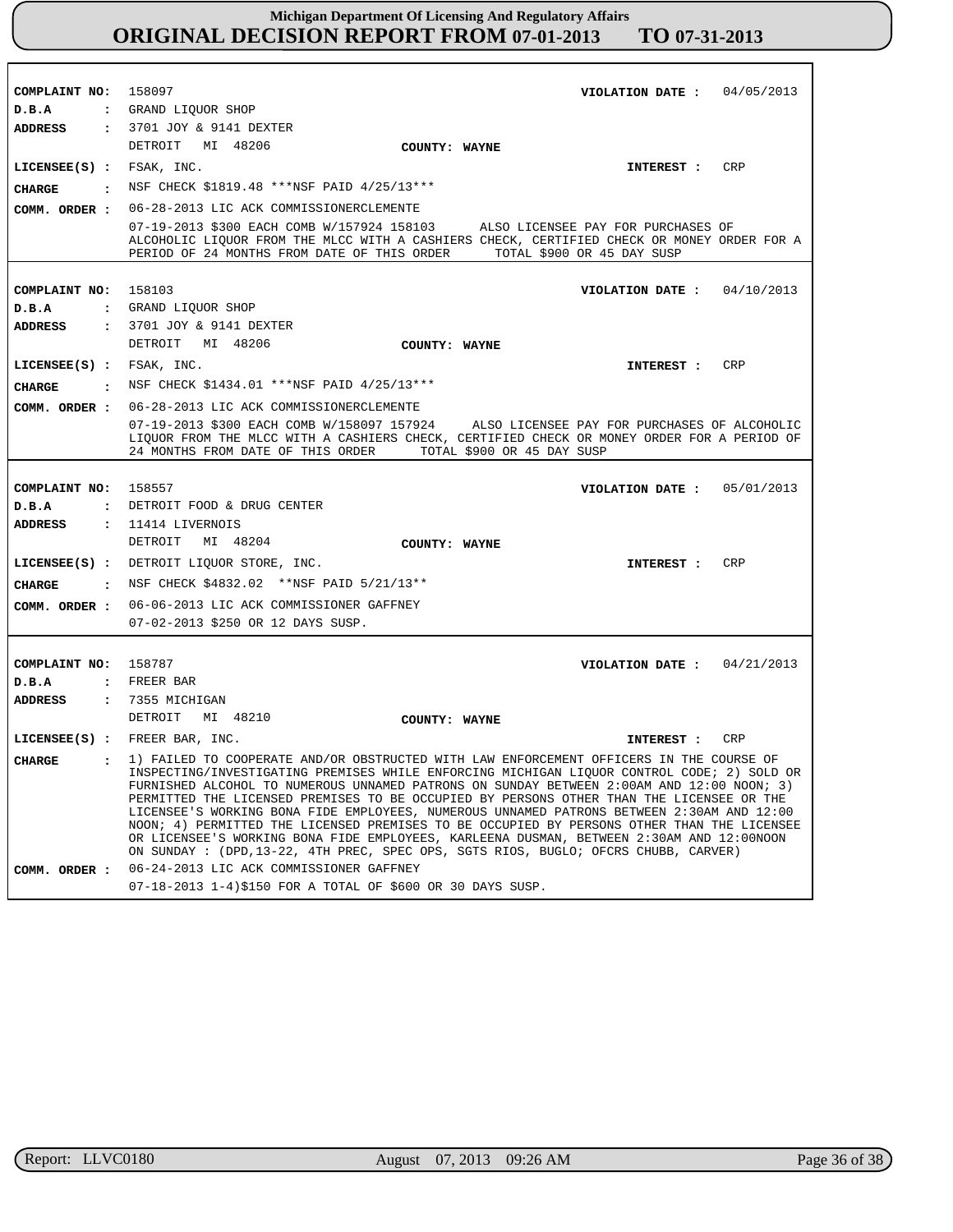**Michigan Department Of Licensing And Regulatory Affairs**

# ORIGINAL DECISION REPORT FROM 07-01-2013 TO 07-31-2013

---

**COMPLAINT NO:** 158097 **VIOLATION DATE :** 04/05/2013
**D.B.A :** GRAND LIQUOR SHOP
**ADDRESS :** 3701 JOY & 9141 DEXTER
DETROIT MI 48206 **COUNTY:** WAYNE
**LICENSEE(S) :** FSAK, INC. **INTEREST :** CRP
**CHARGE :** NSF CHECK $1819.48 ***NSF PAID 4/25/13***
**COMM. ORDER :** 06-28-2013 LIC ACK COMMISSIONERCLEMENTE
07-19-2013 $300 EACH COMB W/157924 158103 ALSO LICENSEE PAY FOR PURCHASES OF ALCOHOLIC LIQUOR FROM THE MLCC WITH A CASHIERS CHECK, CERTIFIED CHECK OR MONEY ORDER FOR A PERIOD OF 24 MONTHS FROM DATE OF THIS ORDER TOTAL $900 OR 45 DAY SUSP

---

**COMPLAINT NO:** 158103 **VIOLATION DATE :** 04/10/2013
**D.B.A :** GRAND LIQUOR SHOP
**ADDRESS :** 3701 JOY & 9141 DEXTER
DETROIT MI 48206 **COUNTY:** WAYNE
**LICENSEE(S) :** FSAK, INC. **INTEREST :** CRP
**CHARGE :** NSF CHECK $1434.01 ***NSF PAID 4/25/13***
**COMM. ORDER :** 06-28-2013 LIC ACK COMMISSIONERCLEMENTE
07-19-2013 $300 EACH COMB W/158097 157924 ALSO LICENSEE PAY FOR PURCHASES OF ALCOHOLIC LIQUOR FROM THE MLCC WITH A CASHIERS CHECK, CERTIFIED CHECK OR MONEY ORDER FOR A PERIOD OF 24 MONTHS FROM DATE OF THIS ORDER TOTAL $900 OR 45 DAY SUSP

---

**COMPLAINT NO:** 158557 **VIOLATION DATE :** 05/01/2013
**D.B.A :** DETROIT FOOD & DRUG CENTER
**ADDRESS :** 11414 LIVERNOIS
DETROIT MI 48204 **COUNTY:** WAYNE
**LICENSEE(S) :** DETROIT LIQUOR STORE, INC. **INTEREST :** CRP
**CHARGE :** NSF CHECK $4832.02 **NSF PAID 5/21/13**
**COMM. ORDER :** 06-06-2013 LIC ACK COMMISSIONER GAFFNEY
07-02-2013 $250 OR 12 DAYS SUSP.

---

**COMPLAINT NO:** 158787 **VIOLATION DATE :** 04/21/2013
**D.B.A :** FREER BAR
**ADDRESS :** 7355 MICHIGAN
DETROIT MI 48210 **COUNTY:** WAYNE
**LICENSEE(S) :** FREER BAR, INC. **INTEREST :** CRP
**CHARGE :** 1) FAILED TO COOPERATE AND/OR OBSTRUCTED WITH LAW ENFORCEMENT OFFICERS IN THE COURSE OF INSPECTING/INVESTIGATING PREMISES WHILE ENFORCING MICHIGAN LIQUOR CONTROL CODE; 2) SOLD OR FURNISHED ALCOHOL TO NUMEROUS UNNAMED PATRONS ON SUNDAY BETWEEN 2:00AM AND 12:00 NOON; 3) PERMITTED THE LICENSED PREMISES TO BE OCCUPIED BY PERSONS OTHER THAN THE LICENSEE OR THE LICENSEE'S WORKING BONA FIDE EMPLOYEES, NUMEROUS UNNAMED PATRONS BETWEEN 2:30AM AND 12:00 NOON; 4) PERMITTED THE LICENSED PREMISES TO BE OCCUPIED BY PERSONS OTHER THAN THE LICENSEE OR LICENSEE'S WORKING BONA FIDE EMPLOYEES, KARLEENA DUSMAN, BETWEEN 2:30AM AND 12:00NOON ON SUNDAY : (DPD,13-22, 4TH PREC, SPEC OPS, SGTS RIOS, BUGLO; OFCRS CHUBB, CARVER)
**COMM. ORDER :** 06-24-2013 LIC ACK COMMISSIONER GAFFNEY
07-18-2013 1-4)$150 FOR A TOTAL OF $600 OR 30 DAYS SUSP.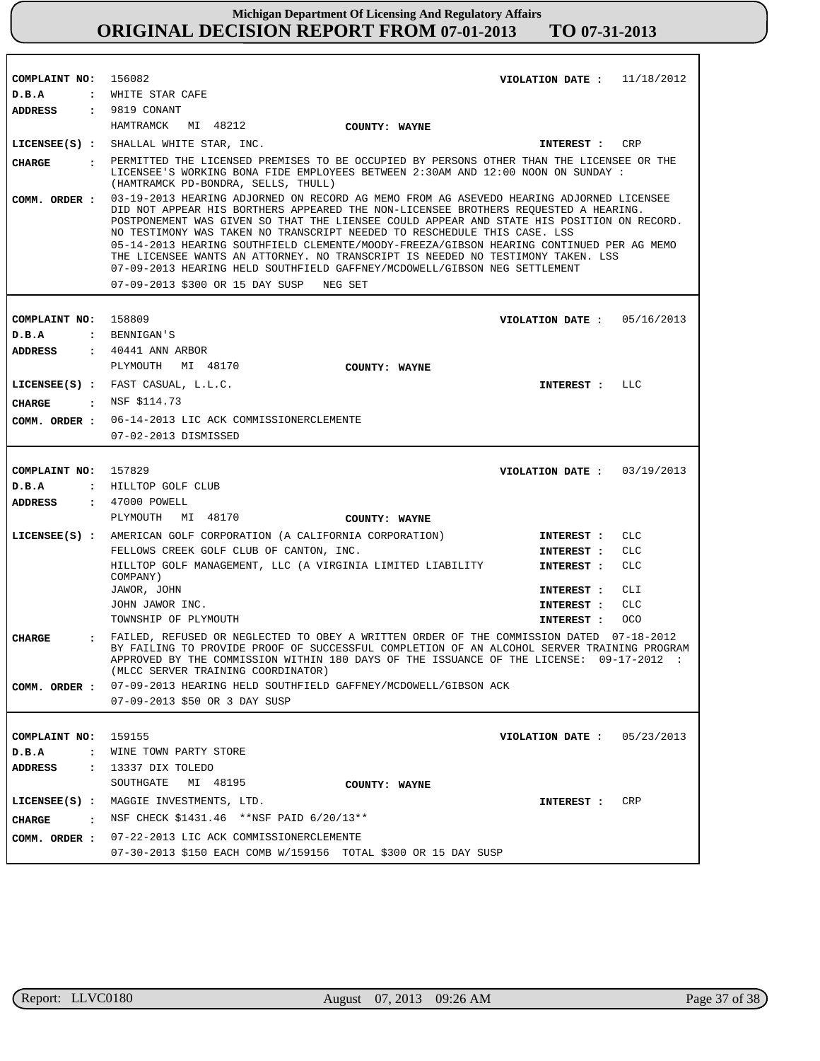# Michigan Department Of Licensing And Regulatory Affairs
## ORIGINAL DECISION REPORT FROM 07-01-2013 TO 07-31-2013

---

**COMPLAINT NO:** 156082  **VIOLATION DATE :** 11/18/2012
**D.B.A :** WHITE STAR CAFE
**ADDRESS :** 9819 CONANT
HAMTRAMCK MI 48212  **COUNTY: WAYNE**
**LICENSEE(S) :** SHALLAL WHITE STAR, INC.  **INTEREST :** CRP
**CHARGE :** PERMITTED THE LICENSED PREMISES TO BE OCCUPIED BY PERSONS OTHER THAN THE LICENSEE OR THE LICENSEE'S WORKING BONA FIDE EMPLOYEES BETWEEN 2:30AM AND 12:00 NOON ON SUNDAY : (HAMTRAMCK PD-BONDRA, SELLS, THULL)
**COMM. ORDER :** 03-19-2013 HEARING ADJORNED ON RECORD AG MEMO FROM AG ASEVEDO HEARING ADJORNED LICENSEE DID NOT APPEAR HIS BORTHERS APPEARED THE NON-LICENSEE BROTHERS REQUESTED A HEARING. POSTPONEMENT WAS GIVEN SO THAT THE LIENSEE COULD APPEAR AND STATE HIS POSITION ON RECORD. NO TESTIMONY WAS TAKEN NO TRANSCRIPT NEEDED TO RESCHEDULE THIS CASE. LSS
05-14-2013 HEARING SOUTHFIELD CLEMENTE/MOODY-FREEZA/GIBSON HEARING CONTINUED PER AG MEMO THE LICENSEE WANTS AN ATTORNEY. NO TRANSCRIPT IS NEEDED NO TESTIMONY TAKEN. LSS
07-09-2013 HEARING HELD SOUTHFIELD GAFFNEY/MCDOWELL/GIBSON NEG SETTLEMENT
07-09-2013 $300 OR 15 DAY SUSP NEG SET

---

**COMPLAINT NO:** 158809  **VIOLATION DATE :** 05/16/2013
**D.B.A :** BENNIGAN'S
**ADDRESS :** 40441 ANN ARBOR
PLYMOUTH MI 48170  **COUNTY: WAYNE**
**LICENSEE(S) :** FAST CASUAL, L.L.C.  **INTEREST :** LLC
**CHARGE :** NSF $114.73
**COMM. ORDER :** 06-14-2013 LIC ACK COMMISSIONERCLEMENTE
07-02-2013 DISMISSED

---

**COMPLAINT NO:** 157829  **VIOLATION DATE :** 03/19/2013
**D.B.A :** HILLTOP GOLF CLUB
**ADDRESS :** 47000 POWELL
PLYMOUTH MI 48170  **COUNTY: WAYNE**

| LICENSEE(S) | INTEREST |
|---|---|
| AMERICAN GOLF CORPORATION (A CALIFORNIA CORPORATION) | CLC |
| FELLOWS CREEK GOLF CLUB OF CANTON, INC. | CLC |
| HILLTOP GOLF MANAGEMENT, LLC (A VIRGINIA LIMITED LIABILITY COMPANY) | CLC |
| JAWOR, JOHN | CLI |
| JOHN JAWOR INC. | CLC |
| TOWNSHIP OF PLYMOUTH | OCO |

**CHARGE :** FAILED, REFUSED OR NEGLECTED TO OBEY A WRITTEN ORDER OF THE COMMISSION DATED 07-18-2012 BY FAILING TO PROVIDE PROOF OF SUCCESSFUL COMPLETION OF AN ALCOHOL SERVER TRAINING PROGRAM APPROVED BY THE COMMISSION WITHIN 180 DAYS OF THE ISSUANCE OF THE LICENSE: 09-17-2012 : (MLCC SERVER TRAINING COORDINATOR)
**COMM. ORDER :** 07-09-2013 HEARING HELD SOUTHFIELD GAFFNEY/MCDOWELL/GIBSON ACK
07-09-2013 $50 OR 3 DAY SUSP

---

**COMPLAINT NO:** 159155  **VIOLATION DATE :** 05/23/2013
**D.B.A :** WINE TOWN PARTY STORE
**ADDRESS :** 13337 DIX TOLEDO
SOUTHGATE MI 48195  **COUNTY: WAYNE**
**LICENSEE(S) :** MAGGIE INVESTMENTS, LTD.  **INTEREST :** CRP
**CHARGE :** NSF CHECK $1431.46 **NSF PAID 6/20/13**
**COMM. ORDER :** 07-22-2013 LIC ACK COMMISSIONERCLEMENTE
07-30-2013 $150 EACH COMB W/159156 TOTAL $300 OR 15 DAY SUSP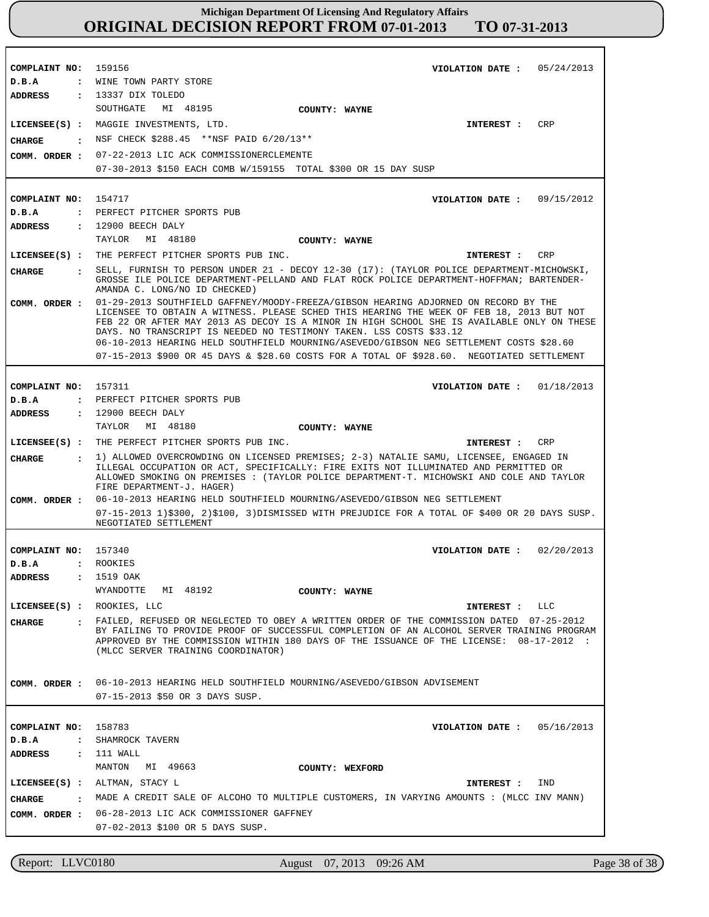# Michigan Department Of Licensing And Regulatory Affairs
## ORIGINAL DECISION REPORT FROM 07-01-2013 TO 07-31-2013

**COMPLAINT NO:** 159156 **VIOLATION DATE :** 05/24/2013
**D.B.A :** WINE TOWN PARTY STORE
**ADDRESS :** 13337 DIX TOLEDO
SOUTHGATE MI 48195 **COUNTY: WAYNE**
**LICENSEE(S) :** MAGGIE INVESTMENTS, LTD. **INTEREST :** CRP
**CHARGE :** NSF CHECK $288.45 **NSF PAID 6/20/13**
**COMM. ORDER :** 07-22-2013 LIC ACK COMMISSIONERCLEMENTE
07-30-2013 $150 EACH COMB W/159155 TOTAL $300 OR 15 DAY SUSP

---

**COMPLAINT NO:** 154717 **VIOLATION DATE :** 09/15/2012
**D.B.A :** PERFECT PITCHER SPORTS PUB
**ADDRESS :** 12900 BEECH DALY
TAYLOR MI 48180 **COUNTY: WAYNE**
**LICENSEE(S) :** THE PERFECT PITCHER SPORTS PUB INC. **INTEREST :** CRP
**CHARGE :** SELL, FURNISH TO PERSON UNDER 21 - DECOY 12-30 (17): (TAYLOR POLICE DEPARTMENT-MICHOWSKI, GROSSE ILE POLICE DEPARTMENT-PELLAND AND FLAT ROCK POLICE DEPARTMENT-HOFFMAN; BARTENDER-AMANDA C. LONG/NO ID CHECKED)
**COMM. ORDER :** 01-29-2013 SOUTHFIELD GAFFNEY/MOODY-FREEZA/GIBSON HEARING ADJOURNED ON RECORD BY THE LICENSEE TO OBTAIN A WITNESS. PLEASE SCHED THIS HEARING THE WEEK OF FEB 18, 2013 BUT NOT FEB 22 OR AFTER MAY 2013 AS DECOY IS A MINOR IN HIGH SCHOOL SHE IS AVAILABLE ONLY ON THESE DAYS. NO TRANSCRIPT IS NEEDED NO TESTIMONY TAKEN. LSS COSTS $33.12
06-10-2013 HEARING HELD SOUTHFIELD MOURNING/ASEVEDO/GIBSON NEG SETTLEMENT COSTS $28.60
07-15-2013 $900 OR 45 DAYS & $28.60 COSTS FOR A TOTAL OF $928.60. NEGOTIATED SETTLEMENT

---

**COMPLAINT NO:** 157311 **VIOLATION DATE :** 01/18/2013
**D.B.A :** PERFECT PITCHER SPORTS PUB
**ADDRESS :** 12900 BEECH DALY
TAYLOR MI 48180 **COUNTY: WAYNE**
**LICENSEE(S) :** THE PERFECT PITCHER SPORTS PUB INC. **INTEREST :** CRP
**CHARGE :** 1) ALLOWED OVERCROWDING ON LICENSED PREMISES; 2-3) NATALIE SAMU, LICENSEE, ENGAGED IN ILLEGAL OCCUPATION OR ACT, SPECIFICALLY: FIRE EXITS NOT ILLUMINATED AND PERMITTED OR ALLOWED SMOKING ON PREMISES : (TAYLOR POLICE DEPARTMENT-T. MICHOWSKI AND COLE AND TAYLOR FIRE DEPARTMENT-J. HAGER)
**COMM. ORDER :** 06-10-2013 HEARING HELD SOUTHFIELD MOURNING/ASEVEDO/GIBSON NEG SETTLEMENT
07-15-2013 1)$300, 2)$100, 3)DISMISSED WITH PREJUDICE FOR A TOTAL OF $400 OR 20 DAYS SUSP. NEGOTIATED SETTLEMENT

---

**COMPLAINT NO:** 157340 **VIOLATION DATE :** 02/20/2013
**D.B.A :** ROOKIES
**ADDRESS :** 1519 OAK
WYANDOTTE MI 48192 **COUNTY: WAYNE**
**LICENSEE(S) :** ROOKIES, LLC **INTEREST :** LLC
**CHARGE :** FAILED, REFUSED OR NEGLECTED TO OBEY A WRITTEN ORDER OF THE COMMISSION DATED 07-25-2012 BY FAILING TO PROVIDE PROOF OF SUCCESSFUL COMPLETION OF AN ALCOHOL SERVER TRAINING PROGRAM APPROVED BY THE COMMISSION WITHIN 180 DAYS OF THE ISSUANCE OF THE LICENSE: 08-17-2012 : (MLCC SERVER TRAINING COORDINATOR)
**COMM. ORDER :** 06-10-2013 HEARING HELD SOUTHFIELD MOURNING/ASEVEDO/GIBSON ADVISEMENT
07-15-2013 $50 OR 3 DAYS SUSP.

---

**COMPLAINT NO:** 158783 **VIOLATION DATE :** 05/16/2013
**D.B.A :** SHAMROCK TAVERN
**ADDRESS :** 111 WALL
MANTON MI 49663 **COUNTY: WEXFORD**
**LICENSEE(S) :** ALTMAN, STACY L **INTEREST :** IND
**CHARGE :** MADE A CREDIT SALE OF ALCOHO TO MULTIPLE CUSTOMERS, IN VARYING AMOUNTS : (MLCC INV MANN)
**COMM. ORDER :** 06-28-2013 LIC ACK COMMISSIONER GAFFNEY
07-02-2013 $100 OR 5 DAYS SUSP.